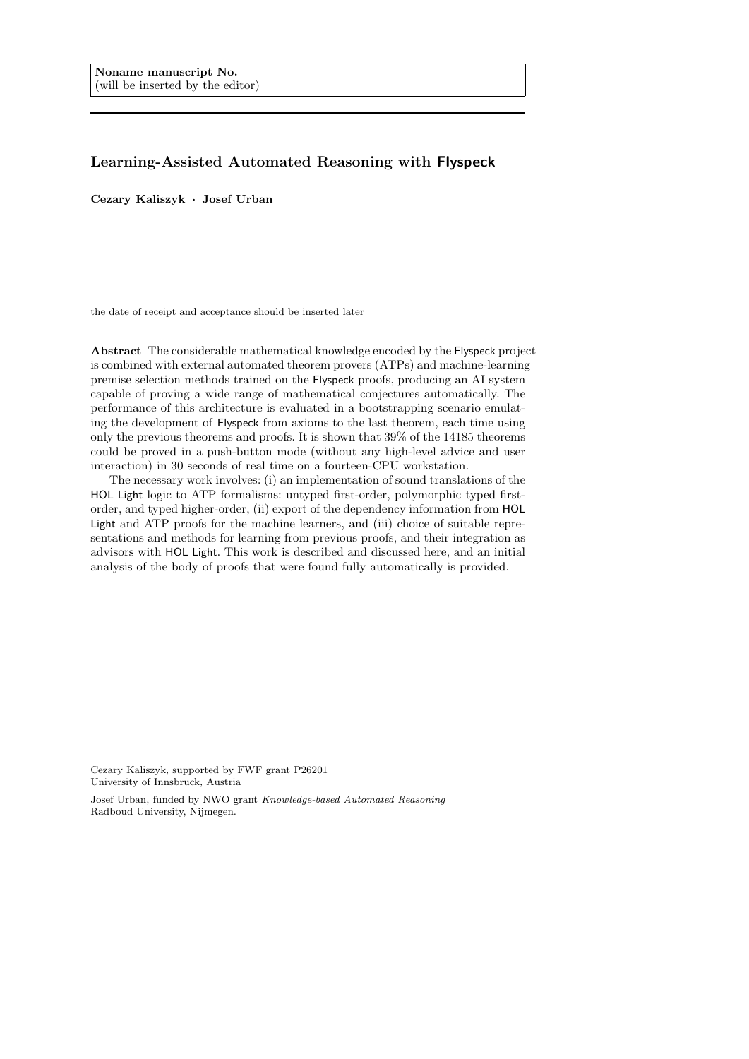**Noname manuscript No.**
(will be inserted by the editor)

# Learning-Assisted Automated Reasoning with Flyspeck

**Cezary Kaliszyk · Josef Urban**

the date of receipt and acceptance should be inserted later

**Abstract** The considerable mathematical knowledge encoded by the Flyspeck project is combined with external automated theorem provers (ATPs) and machine-learning premise selection methods trained on the Flyspeck proofs, producing an AI system capable of proving a wide range of mathematical conjectures automatically. The performance of this architecture is evaluated in a bootstrapping scenario emulating the development of Flyspeck from axioms to the last theorem, each time using only the previous theorems and proofs. It is shown that 39% of the 14185 theorems could be proved in a push-button mode (without any high-level advice and user interaction) in 30 seconds of real time on a fourteen-CPU workstation.

The necessary work involves: (i) an implementation of sound translations of the HOL Light logic to ATP formalisms: untyped first-order, polymorphic typed first-order, and typed higher-order, (ii) export of the dependency information from HOL Light and ATP proofs for the machine learners, and (iii) choice of suitable representations and methods for learning from previous proofs, and their integration as advisors with HOL Light. This work is described and discussed here, and an initial analysis of the body of proofs that were found fully automatically is provided.

---

Cezary Kaliszyk, supported by FWF grant P26201
University of Innsbruck, Austria

Josef Urban, funded by NWO grant *Knowledge-based Automated Reasoning*
Radboud University, Nijmegen.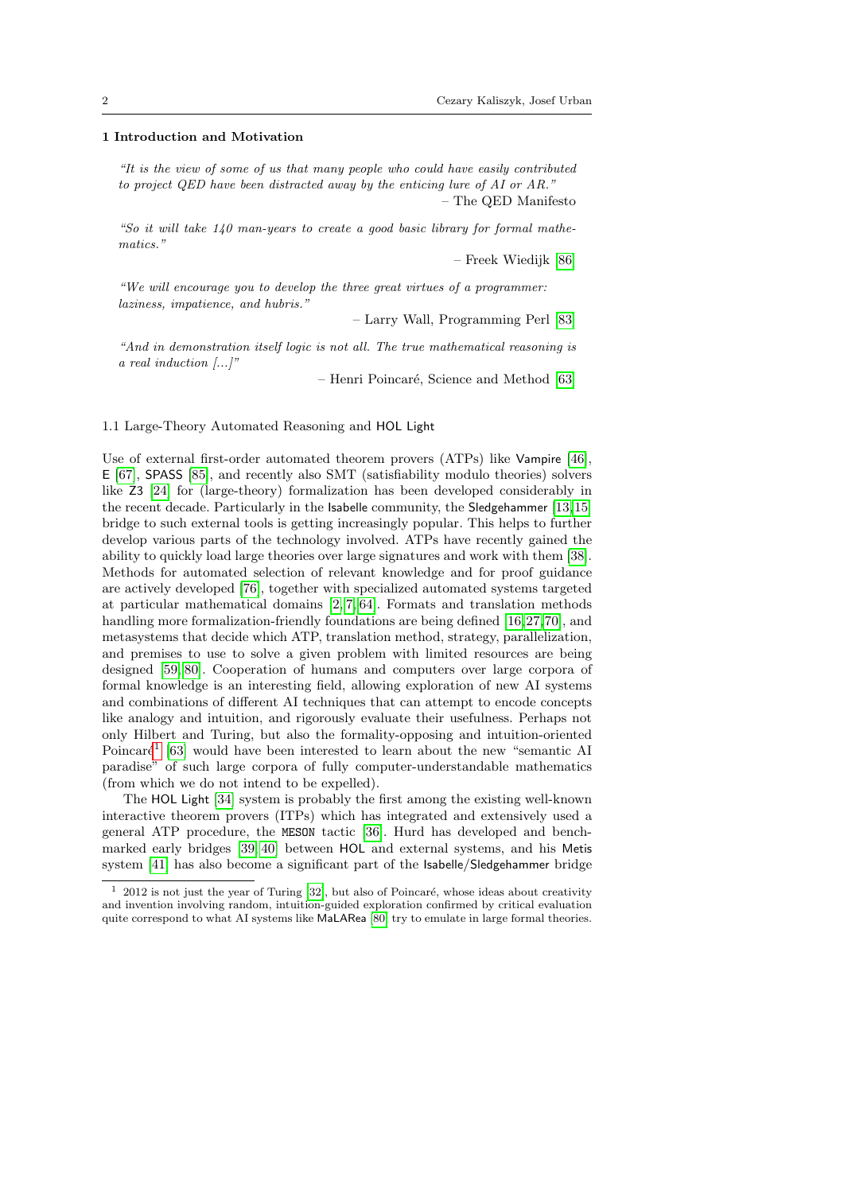## 1 Introduction and Motivation

*"It is the view of some of us that many people who could have easily contributed to project QED have been distracted away by the enticing lure of AI or AR."*

– The QED Manifesto

*"So it will take 140 man-years to create a good basic library for formal mathematics."*

– Freek Wiedijk [86]

*"We will encourage you to develop the three great virtues of a programmer: laziness, impatience, and hubris."*

– Larry Wall, Programming Perl [83]

*"And in demonstration itself logic is not all. The true mathematical reasoning is a real induction [...]"*

– Henri Poincaré, Science and Method [63]

### 1.1 Large-Theory Automated Reasoning and HOL Light

Use of external first-order automated theorem provers (ATPs) like Vampire [46], E [67], SPASS [85], and recently also SMT (satisfiability modulo theories) solvers like Z3 [24] for (large-theory) formalization has been developed considerably in the recent decade. Particularly in the Isabelle community, the Sledgehammer [13,15] bridge to such external tools is getting increasingly popular. This helps to further develop various parts of the technology involved. ATPs have recently gained the ability to quickly load large theories over large signatures and work with them [38]. Methods for automated selection of relevant knowledge and for proof guidance are actively developed [76], together with specialized automated systems targeted at particular mathematical domains [2,7,64]. Formats and translation methods handling more formalization-friendly foundations are being defined [16,27,70], and metasystems that decide which ATP, translation method, strategy, parallelization, and premises to use to solve a given problem with limited resources are being designed [59,80]. Cooperation of humans and computers over large corpora of formal knowledge is an interesting field, allowing exploration of new AI systems and combinations of different AI techniques that can attempt to encode concepts like analogy and intuition, and rigorously evaluate their usefulness. Perhaps not only Hilbert and Turing, but also the formality-opposing and intuition-oriented Poincaré[1] [63] would have been interested to learn about the new "semantic AI paradise" of such large corpora of fully computer-understandable mathematics (from which we do not intend to be expelled).

The HOL Light [34] system is probably the first among the existing well-known interactive theorem provers (ITPs) which has integrated and extensively used a general ATP procedure, the MESON tactic [36]. Hurd has developed and benchmarked early bridges [39,40] between HOL and external systems, and his Metis system [41] has also become a significant part of the Isabelle/Sledgehammer bridge

---

[1] 2012 is not just the year of Turing [32], but also of Poincaré, whose ideas about creativity and invention involving random, intuition-guided exploration confirmed by critical evaluation quite correspond to what AI systems like MaLARea [80] try to emulate in large formal theories.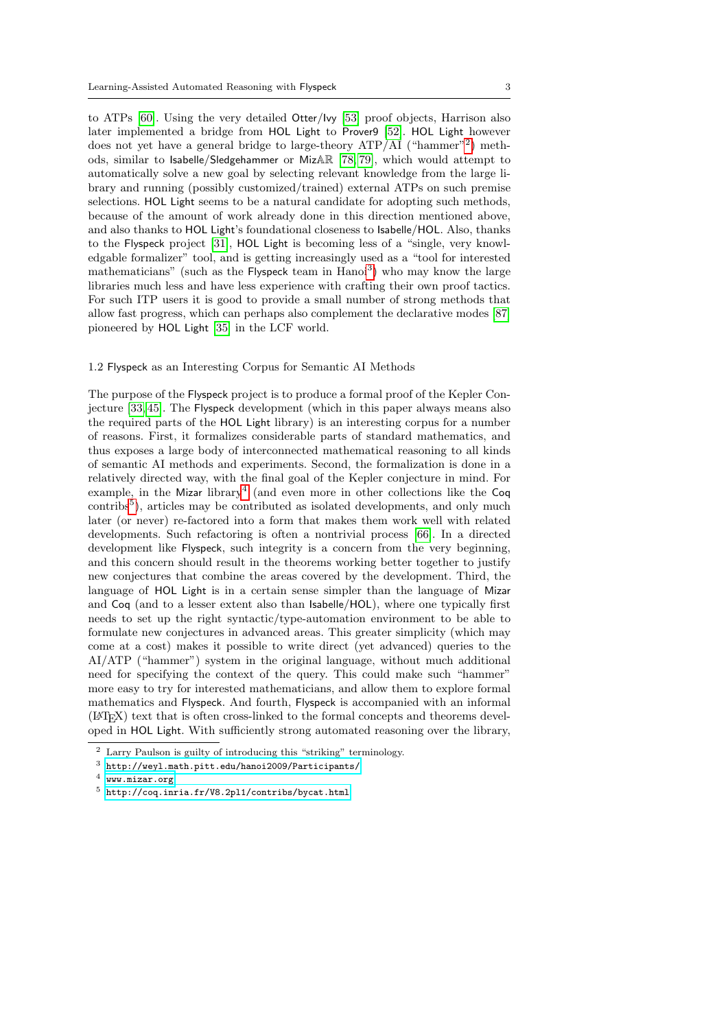to ATPs [60]. Using the very detailed Otter/Ivy [53] proof objects, Harrison also later implemented a bridge from HOL Light to Prover9 [52]. HOL Light however does not yet have a general bridge to large-theory ATP/AI ("hammer"[2]) methods, similar to Isabelle/Sledgehammer or MizAℝ [78,79], which would attempt to automatically solve a new goal by selecting relevant knowledge from the large library and running (possibly customized/trained) external ATPs on such premise selections. HOL Light seems to be a natural candidate for adopting such methods, because of the amount of work already done in this direction mentioned above, and also thanks to HOL Light's foundational closeness to Isabelle/HOL. Also, thanks to the Flyspeck project [31], HOL Light is becoming less of a "single, very knowledgable formalizer" tool, and is getting increasingly used as a "tool for interested mathematicians" (such as the Flyspeck team in Hanoi[3]) who may know the large libraries much less and have less experience with crafting their own proof tactics. For such ITP users it is good to provide a small number of strong methods that allow fast progress, which can perhaps also complement the declarative modes [87] pioneered by HOL Light [35] in the LCF world.

### 1.2 Flyspeck as an Interesting Corpus for Semantic AI Methods

The purpose of the Flyspeck project is to produce a formal proof of the Kepler Conjecture [33,45]. The Flyspeck development (which in this paper always means also the required parts of the HOL Light library) is an interesting corpus for a number of reasons. First, it formalizes considerable parts of standard mathematics, and thus exposes a large body of interconnected mathematical reasoning to all kinds of semantic AI methods and experiments. Second, the formalization is done in a relatively directed way, with the final goal of the Kepler conjecture in mind. For example, in the Mizar library[4] (and even more in other collections like the Coq contribs[5]), articles may be contributed as isolated developments, and only much later (or never) re-factored into a form that makes them work well with related developments. Such refactoring is often a nontrivial process [66]. In a directed development like Flyspeck, such integrity is a concern from the very beginning, and this concern should result in the theorems working better together to justify new conjectures that combine the areas covered by the development. Third, the language of HOL Light is in a certain sense simpler than the language of Mizar and Coq (and to a lesser extent also than Isabelle/HOL), where one typically first needs to set up the right syntactic/type-automation environment to be able to formulate new conjectures in advanced areas. This greater simplicity (which may come at a cost) makes it possible to write direct (yet advanced) queries to the AI/ATP ("hammer") system in the original language, without much additional need for specifying the context of the query. This could make such "hammer" more easy to try for interested mathematicians, and allow them to explore formal mathematics and Flyspeck. And fourth, Flyspeck is accompanied with an informal (LaTeX) text that is often cross-linked to the formal concepts and theorems developed in HOL Light. With sufficiently strong automated reasoning over the library,

---

[2] Larry Paulson is guilty of introducing this "striking" terminology.

[3] http://weyl.math.pitt.edu/hanoi2009/Participants/

[4] www.mizar.org

[5] http://coq.inria.fr/V8.2pl1/contribs/bycat.html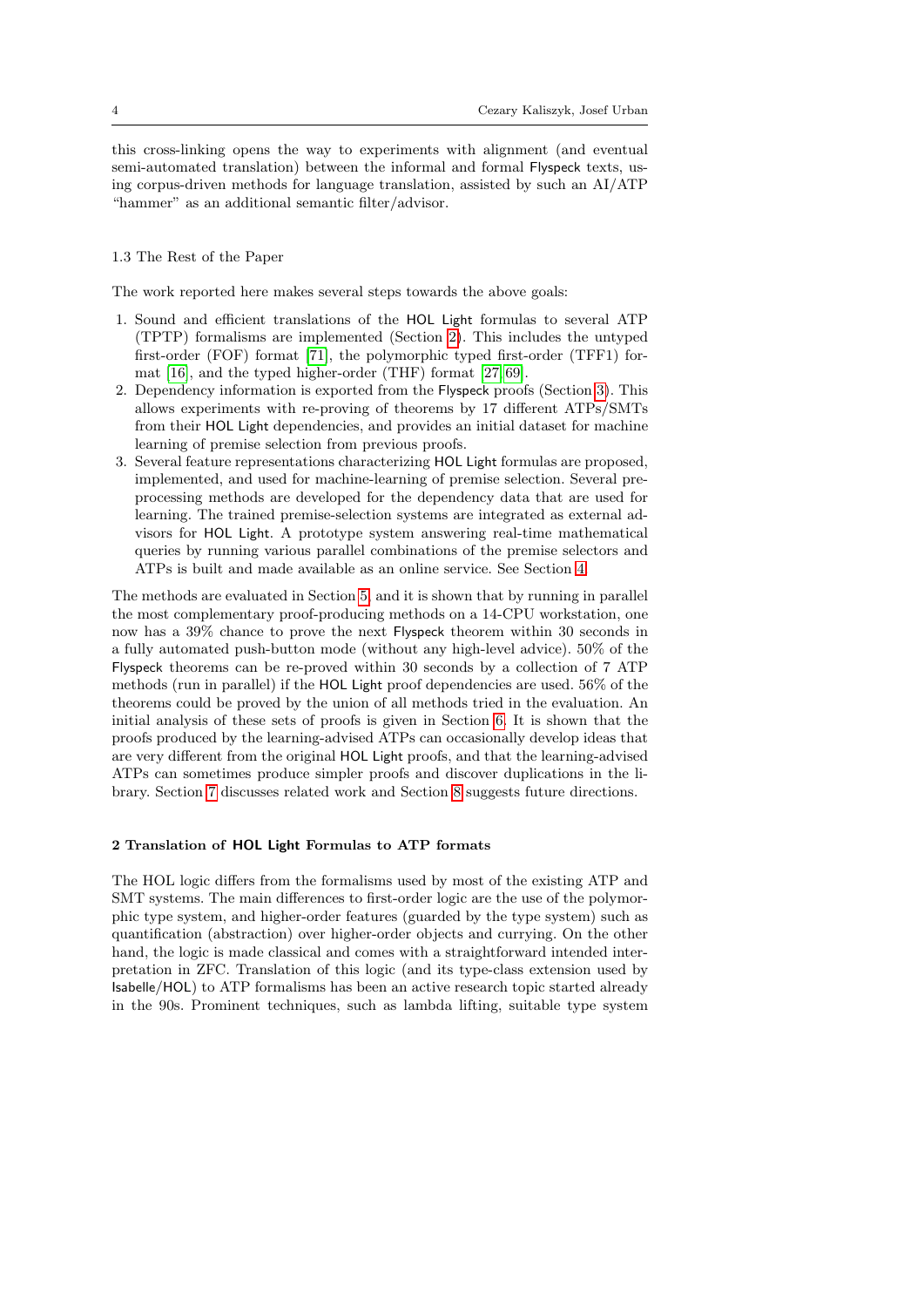this cross-linking opens the way to experiments with alignment (and eventual semi-automated translation) between the informal and formal Flyspeck texts, using corpus-driven methods for language translation, assisted by such an AI/ATP "hammer" as an additional semantic filter/advisor.

### 1.3 The Rest of the Paper

The work reported here makes several steps towards the above goals:

1. Sound and efficient translations of the HOL Light formulas to several ATP (TPTP) formalisms are implemented (Section 2). This includes the untyped first-order (FOF) format [71], the polymorphic typed first-order (TFF1) format [16], and the typed higher-order (THF) format [27,69].
2. Dependency information is exported from the Flyspeck proofs (Section 3). This allows experiments with re-proving of theorems by 17 different ATPs/SMTs from their HOL Light dependencies, and provides an initial dataset for machine learning of premise selection from previous proofs.
3. Several feature representations characterizing HOL Light formulas are proposed, implemented, and used for machine-learning of premise selection. Several preprocessing methods are developed for the dependency data that are used for learning. The trained premise-selection systems are integrated as external advisors for HOL Light. A prototype system answering real-time mathematical queries by running various parallel combinations of the premise selectors and ATPs is built and made available as an online service. See Section 4.

The methods are evaluated in Section 5, and it is shown that by running in parallel the most complementary proof-producing methods on a 14-CPU workstation, one now has a 39% chance to prove the next Flyspeck theorem within 30 seconds in a fully automated push-button mode (without any high-level advice). 50% of the Flyspeck theorems can be re-proved within 30 seconds by a collection of 7 ATP methods (run in parallel) if the HOL Light proof dependencies are used. 56% of the theorems could be proved by the union of all methods tried in the evaluation. An initial analysis of these sets of proofs is given in Section 6. It is shown that the proofs produced by the learning-advised ATPs can occasionally develop ideas that are very different from the original HOL Light proofs, and that the learning-advised ATPs can sometimes produce simpler proofs and discover duplications in the library. Section 7 discusses related work and Section 8 suggests future directions.

## 2 Translation of HOL Light Formulas to ATP formats

The HOL logic differs from the formalisms used by most of the existing ATP and SMT systems. The main differences to first-order logic are the use of the polymorphic type system, and higher-order features (guarded by the type system) such as quantification (abstraction) over higher-order objects and currying. On the other hand, the logic is made classical and comes with a straightforward intended interpretation in ZFC. Translation of this logic (and its type-class extension used by Isabelle/HOL) to ATP formalisms has been an active research topic started already in the 90s. Prominent techniques, such as lambda lifting, suitable type system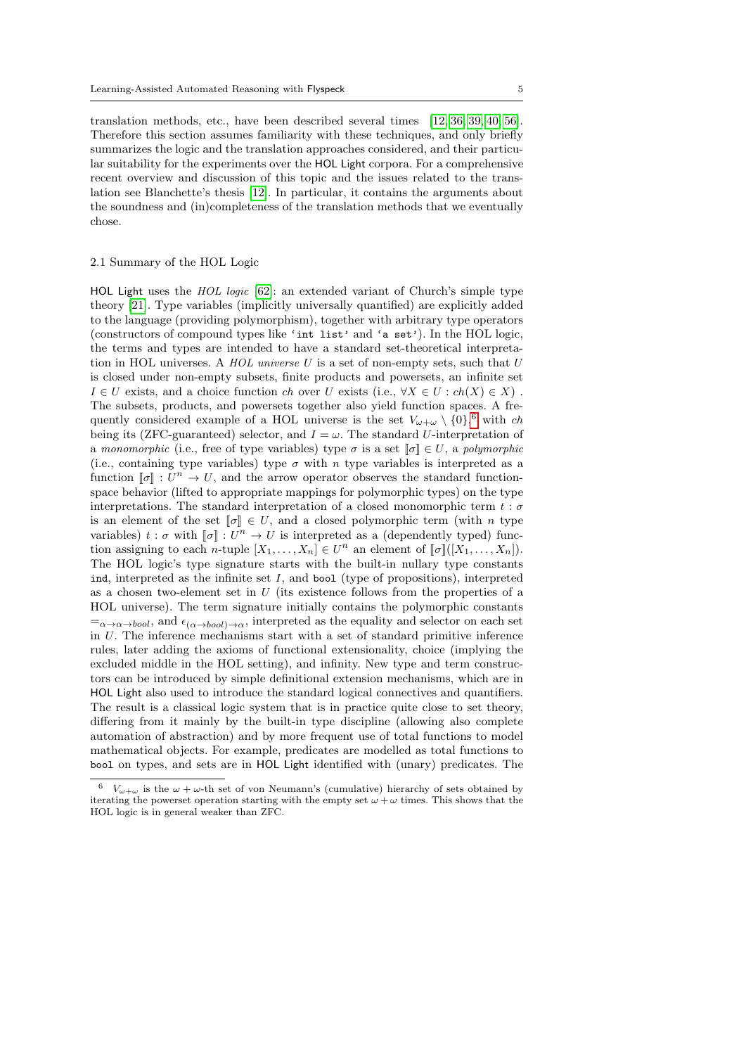translation methods, etc., have been described several times [12, 36, 39, 40, 56]. Therefore this section assumes familiarity with these techniques, and only briefly summarizes the logic and the translation approaches considered, and their particular suitability for the experiments over the HOL Light corpora. For a comprehensive recent overview and discussion of this topic and the issues related to the translation see Blanchette's thesis [12]. In particular, it contains the arguments about the soundness and (in)completeness of the translation methods that we eventually chose.

### 2.1 Summary of the HOL Logic

HOL Light uses the *HOL logic* [62]: an extended variant of Church's simple type theory [21]. Type variables (implicitly universally quantified) are explicitly added to the language (providing polymorphism), together with arbitrary type operators (constructors of compound types like `'int list'` and `'a set'`). In the HOL logic, the terms and types are intended to have a standard set-theoretical interpretation in HOL universes. A *HOL universe* $U$ is a set of non-empty sets, such that $U$ is closed under non-empty subsets, finite products and powersets, an infinite set $I \in U$ exists, and a choice function $ch$ over $U$ exists (i.e., $\forall X \in U : ch(X) \in X$) . The subsets, products, and powersets together also yield function spaces. A frequently considered example of a HOL universe is the set $V_{\omega+\omega} \setminus \{0\}$,[6] with $ch$ being its (ZFC-guaranteed) selector, and $I = \omega$. The standard $U$-interpretation of a *monomorphic* (i.e., free of type variables) type $\sigma$ is a set $[\![\sigma]\!] \in U$, a *polymorphic* (i.e., containing type variables) type $\sigma$ with $n$ type variables is interpreted as a function $[\![\sigma]\!] : U^n \to U$, and the arrow operator observes the standard function-space behavior (lifted to appropriate mappings for polymorphic types) on the type interpretations. The standard interpretation of a closed monomorphic term $t : \sigma$ is an element of the set $[\![\sigma]\!] \in U$, and a closed polymorphic term (with $n$ type variables) $t : \sigma$ with $[\![\sigma]\!] : U^n \to U$ is interpreted as a (dependently typed) function assigning to each $n$-tuple $[X_1, \ldots, X_n] \in U^n$ an element of $[\![\sigma]\!]([X_1, \ldots, X_n])$. The HOL logic's type signature starts with the built-in nullary type constants `ind`, interpreted as the infinite set $I$, and `bool` (type of propositions), interpreted as a chosen two-element set in $U$ (its existence follows from the properties of a HOL universe). The term signature initially contains the polymorphic constants $=_{\alpha\to\alpha\to bool}$, and $\epsilon_{(\alpha\to bool)\to\alpha}$, interpreted as the equality and selector on each set in $U$. The inference mechanisms start with a set of standard primitive inference rules, later adding the axioms of functional extensionality, choice (implying the excluded middle in the HOL setting), and infinity. New type and term constructors can be introduced by simple definitional extension mechanisms, which are in HOL Light also used to introduce the standard logical connectives and quantifiers. The result is a classical logic system that is in practice quite close to set theory, differing from it mainly by the built-in type discipline (allowing also complete automation of abstraction) and by more frequent use of total functions to model mathematical objects. For example, predicates are modelled as total functions to `bool` on types, and sets are in HOL Light identified with (unary) predicates. The

---

[6] $V_{\omega+\omega}$ is the $\omega+\omega$-th set of von Neumann's (cumulative) hierarchy of sets obtained by iterating the powerset operation starting with the empty set $\omega + \omega$ times. This shows that the HOL logic is in general weaker than ZFC.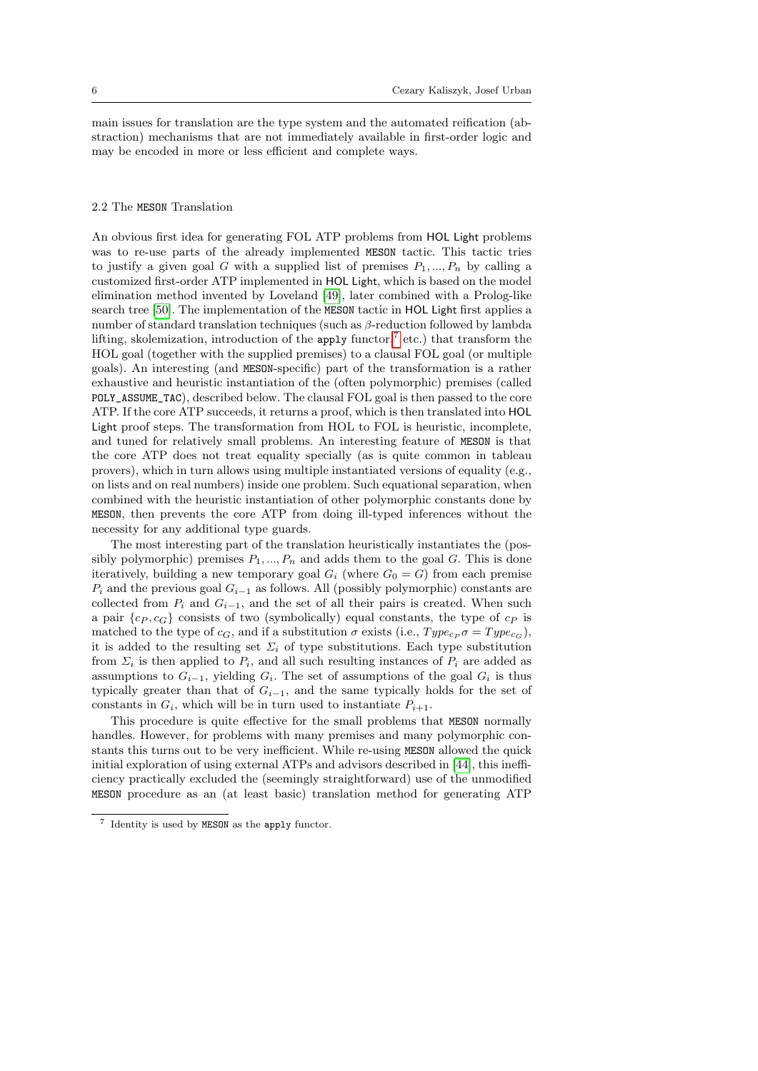main issues for translation are the type system and the automated reification (abstraction) mechanisms that are not immediately available in first-order logic and may be encoded in more or less efficient and complete ways.

### 2.2 The MESON Translation

An obvious first idea for generating FOL ATP problems from HOL Light problems was to re-use parts of the already implemented MESON tactic. This tactic tries to justify a given goal $G$ with a supplied list of premises $P_1, ..., P_n$ by calling a customized first-order ATP implemented in HOL Light, which is based on the model elimination method invented by Loveland [49], later combined with a Prolog-like search tree [50]. The implementation of the MESON tactic in HOL Light first applies a number of standard translation techniques (such as $\beta$-reduction followed by lambda lifting, skolemization, introduction of the apply functor[7] etc.) that transform the HOL goal (together with the supplied premises) to a clausal FOL goal (or multiple goals). An interesting (and MESON-specific) part of the transformation is a rather exhaustive and heuristic instantiation of the (often polymorphic) premises (called POLY_ASSUME_TAC), described below. The clausal FOL goal is then passed to the core ATP. If the core ATP succeeds, it returns a proof, which is then translated into HOL Light proof steps. The transformation from HOL to FOL is heuristic, incomplete, and tuned for relatively small problems. An interesting feature of MESON is that the core ATP does not treat equality specially (as is quite common in tableau provers), which in turn allows using multiple instantiated versions of equality (e.g., on lists and on real numbers) inside one problem. Such equational separation, when combined with the heuristic instantiation of other polymorphic constants done by MESON, then prevents the core ATP from doing ill-typed inferences without the necessity for any additional type guards.

The most interesting part of the translation heuristically instantiates the (possibly polymorphic) premises $P_1, ..., P_n$ and adds them to the goal $G$. This is done iteratively, building a new temporary goal $G_i$ (where $G_0 = G$) from each premise $P_i$ and the previous goal $G_{i-1}$ as follows. All (possibly polymorphic) constants are collected from $P_i$ and $G_{i-1}$, and the set of all their pairs is created. When such a pair $\{c_P, c_G\}$ consists of two (symbolically) equal constants, the type of $c_P$ is matched to the type of $c_G$, and if a substitution $\sigma$ exists (i.e., $Type_{c_P}\sigma = Type_{c_G}$), it is added to the resulting set $\Sigma_i$ of type substitutions. Each type substitution from $\Sigma_i$ is then applied to $P_i$, and all such resulting instances of $P_i$ are added as assumptions to $G_{i-1}$, yielding $G_i$. The set of assumptions of the goal $G_i$ is thus typically greater than that of $G_{i-1}$, and the same typically holds for the set of constants in $G_i$, which will be in turn used to instantiate $P_{i+1}$.

This procedure is quite effective for the small problems that MESON normally handles. However, for problems with many premises and many polymorphic constants this turns out to be very inefficient. While re-using MESON allowed the quick initial exploration of using external ATPs and advisors described in [44], this inefficiency practically excluded the (seemingly straightforward) use of the unmodified MESON procedure as an (at least basic) translation method for generating ATP

[7] Identity is used by MESON as the apply functor.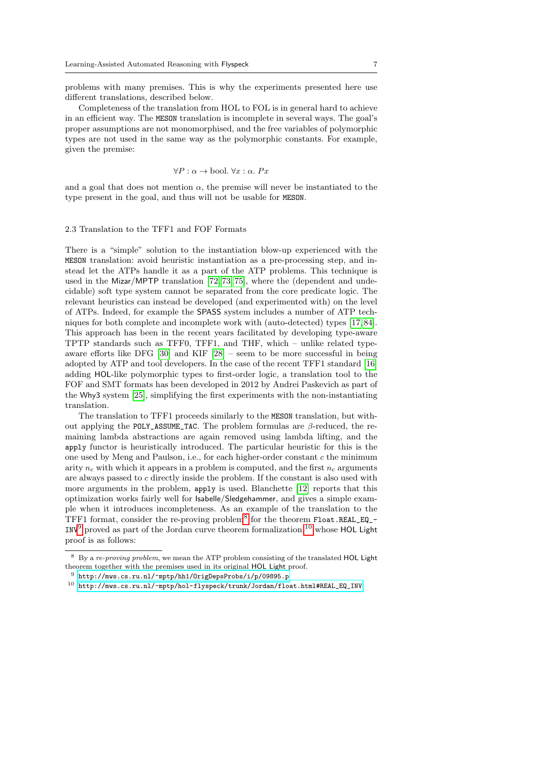problems with many premises. This is why the experiments presented here use different translations, described below.

Completeness of the translation from HOL to FOL is in general hard to achieve in an efficient way. The `MESON` translation is incomplete in several ways. The goal's proper assumptions are not monomorphised, and the free variables of polymorphic types are not used in the same way as the polymorphic constants. For example, given the premise:

$$\forall P : \alpha \rightarrow \text{bool}.\ \forall x : \alpha.\ P x$$

and a goal that does not mention $\alpha$, the premise will never be instantiated to the type present in the goal, and thus will not be usable for `MESON`.

### 2.3 Translation to the TFF1 and FOF Formats

There is a "simple" solution to the instantiation blow-up experienced with the `MESON` translation: avoid heuristic instantiation as a pre-processing step, and instead let the ATPs handle it as a part of the ATP problems. This technique is used in the Mizar/MPTP translation [72,73,75], where the (dependent and undecidable) soft type system cannot be separated from the core predicate logic. The relevant heuristics can instead be developed (and experimented with) on the level of ATPs. Indeed, for example the SPASS system includes a number of ATP techniques for both complete and incomplete work with (auto-detected) types [17,84]. This approach has been in the recent years facilitated by developing type-aware TPTP standards such as TFF0, TFF1, and THF, which – unlike related type-aware efforts like DFG [30] and KIF [28] – seem to be more successful in being adopted by ATP and tool developers. In the case of the recent TFF1 standard [16] adding HOL-like polymorphic types to first-order logic, a translation tool to the FOF and SMT formats has been developed in 2012 by Andrei Paskevich as part of the Why3 system [25], simplifying the first experiments with the non-instantiating translation.

The translation to TFF1 proceeds similarly to the `MESON` translation, but without applying the `POLY_ASSUME_TAC`. The problem formulas are $\beta$-reduced, the remaining lambda abstractions are again removed using lambda lifting, and the `apply` functor is heuristically introduced. The particular heuristic for this is the one used by Meng and Paulson, i.e., for each higher-order constant $c$ the minimum arity $n_c$ with which it appears in a problem is computed, and the first $n_c$ arguments are always passed to $c$ directly inside the problem. If the constant is also used with more arguments in the problem, `apply` is used. Blanchette [12] reports that this optimization works fairly well for Isabelle/Sledgehammer, and gives a simple example when it introduces incompleteness. As an example of the translation to the TFF1 format, consider the re-proving problem[8] for the theorem `Float.REAL_EQ_INV`[9] proved as part of the Jordan curve theorem formalization[10] whose HOL Light proof is as follows:

---

[8] By a *re-proving problem*, we mean the ATP problem consisting of the translated HOL Light theorem together with the premises used in its original HOL Light proof.

[9] http://mws.cs.ru.nl/~mptp/hh1/OrigDepsProbs/i/p/09895.p

[10] http://mws.cs.ru.nl/~mptp/hol-flyspeck/trunk/Jordan/float.html#REAL_EQ_INV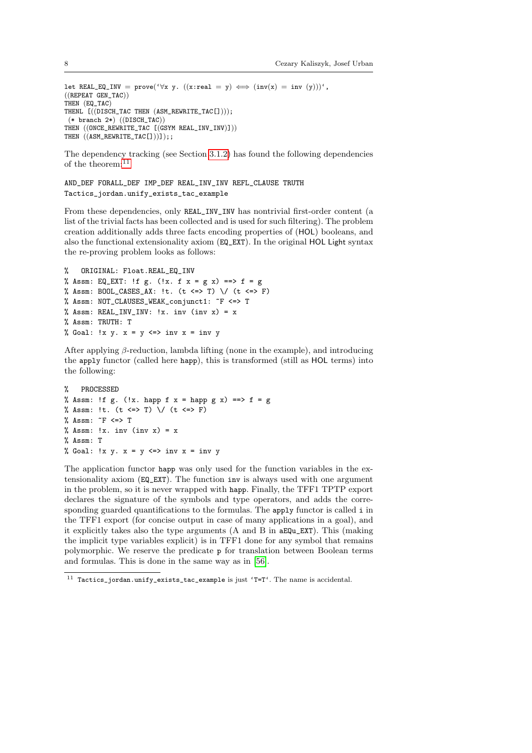```
let REAL_EQ_INV = prove(`∀x y. ((x:real = y) ⟺ (inv(x) = inv (y)))`,
((REPEAT GEN_TAC))
THEN (EQ_TAC)
THENL [((DISCH_TAC THEN (ASM_REWRITE_TAC[])));
 (* branch 2*) ((DISCH_TAC))
THEN ((ONCE_REWRITE_TAC [(GSYM REAL_INV_INV)]))
THEN ((ASM_REWRITE_TAC[]))]);;
```

The dependency tracking (see Section 3.1.2) has found the following dependencies of the theorem:[11]

```
AND_DEF FORALL_DEF IMP_DEF REAL_INV_INV REFL_CLAUSE TRUTH
Tactics_jordan.unify_exists_tac_example
```

From these dependencies, only REAL_INV_INV has nontrivial first-order content (a list of the trivial facts has been collected and is used for such filtering). The problem creation additionally adds three facts encoding properties of (HOL) booleans, and also the functional extensionality axiom (EQ_EXT). In the original HOL Light syntax the re-proving problem looks as follows:

```
%   ORIGINAL: Float.REAL_EQ_INV
% Assm: EQ_EXT: !f g. (!x. f x = g x) ==> f = g
% Assm: BOOL_CASES_AX: !t. (t <=> T) \/ (t <=> F)
% Assm: NOT_CLAUSES_WEAK_conjunct1: ~F <=> T
% Assm: REAL_INV_INV: !x. inv (inv x) = x
% Assm: TRUTH: T
% Goal: !x y. x = y <=> inv x = inv y
```

After applying $\beta$-reduction, lambda lifting (none in the example), and introducing the apply functor (called here happ), this is transformed (still as HOL terms) into the following:

```
%   PROCESSED
% Assm: !f g. (!x. happ f x = happ g x) ==> f = g
% Assm: !t. (t <=> T) \/ (t <=> F)
% Assm: ~F <=> T
% Assm: !x. inv (inv x) = x
% Assm: T
% Goal: !x y. x = y <=> inv x = inv y
```

The application functor happ was only used for the function variables in the extensionality axiom (EQ_EXT). The function inv is always used with one argument in the problem, so it is never wrapped with happ. Finally, the TFF1 TPTP export declares the signature of the symbols and type operators, and adds the corresponding guarded quantifications to the formulas. The apply functor is called i in the TFF1 export (for concise output in case of many applications in a goal), and it explicitly takes also the type arguments (A and B in aEQu_EXT). This (making the implicit type variables explicit) is in TFF1 done for any symbol that remains polymorphic. We reserve the predicate p for translation between Boolean terms and formulas. This is done in the same way as in [56].

[11] Tactics_jordan.unify_exists_tac_example is just `T=T`. The name is accidental.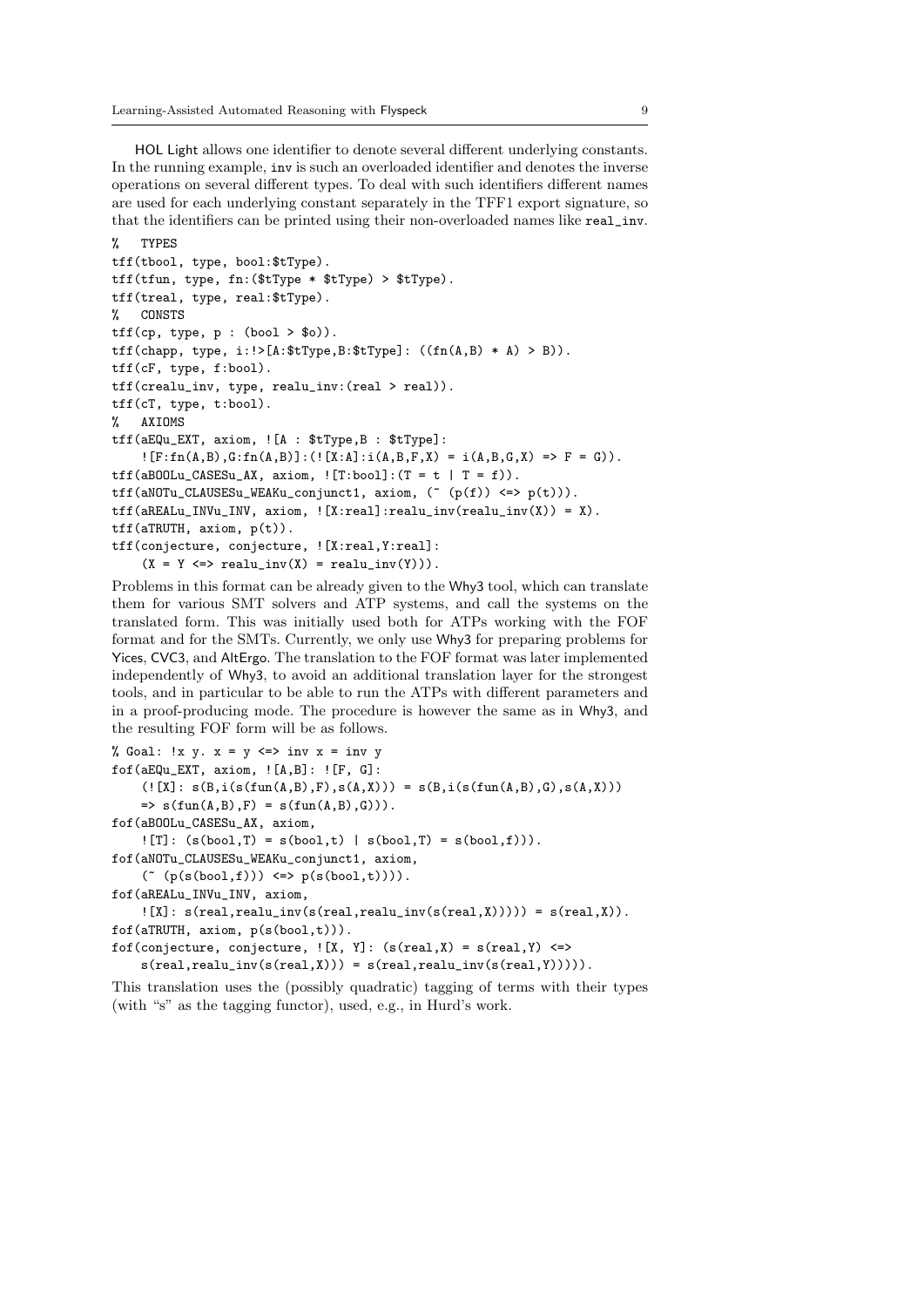HOL Light allows one identifier to denote several different underlying constants. In the running example, `inv` is such an overloaded identifier and denotes the inverse operations on several different types. To deal with such identifiers different names are used for each underlying constant separately in the TFF1 export signature, so that the identifiers can be printed using their non-overloaded names like `real_inv`.

```
%   TYPES
tff(tbool, type, bool:$tType).
tff(tfun, type, fn:($tType * $tType) > $tType).
tff(treal, type, real:$tType).
%   CONSTS
tff(cp, type, p : (bool > $o)).
tff(chapp, type, i:!>[A:$tType,B:$tType]: ((fn(A,B) * A) > B)).
tff(cF, type, f:bool).
tff(crealu_inv, type, realu_inv:(real > real)).
tff(cT, type, t:bool).
%   AXIOMS
tff(aEQu_EXT, axiom, ![A : $tType,B : $tType]:
    ![F:fn(A,B),G:fn(A,B)]:(![X:A]:i(A,B,F,X) = i(A,B,G,X) => F = G)).
tff(aBOOLu_CASESu_AX, axiom, ![T:bool]:(T = t | T = f)).
tff(aNOTu_CLAUSESu_WEAKu_conjunct1, axiom, (~ (p(f)) <=> p(t))).
tff(aREALu_INVu_INV, axiom, ![X:real]:realu_inv(realu_inv(X)) = X).
tff(aTRUTH, axiom, p(t)).
tff(conjecture, conjecture, ![X:real,Y:real]:
    (X = Y <=> realu_inv(X) = realu_inv(Y))).
```

Problems in this format can be already given to the Why3 tool, which can translate them for various SMT solvers and ATP systems, and call the systems on the translated form. This was initially used both for ATPs working with the FOF format and for the SMTs. Currently, we only use Why3 for preparing problems for Yices, CVC3, and AltErgo. The translation to the FOF format was later implemented independently of Why3, to avoid an additional translation layer for the strongest tools, and in particular to be able to run the ATPs with different parameters and in a proof-producing mode. The procedure is however the same as in Why3, and the resulting FOF form will be as follows.

```
% Goal: !x y. x = y <=> inv x = inv y
fof(aEQu_EXT, axiom, ![A,B]: ![F, G]:
    (![X]: s(B,i(s(fun(A,B),F),s(A,X))) = s(B,i(s(fun(A,B),G),s(A,X)))
    => s(fun(A,B),F) = s(fun(A,B),G))).
fof(aBOOLu_CASESu_AX, axiom,
    ![T]: (s(bool,T) = s(bool,t) | s(bool,T) = s(bool,f))).
fof(aNOTu_CLAUSESu_WEAKu_conjunct1, axiom,
    (~ (p(s(bool,f))) <=> p(s(bool,t)))).
fof(aREALu_INVu_INV, axiom,
    ![X]: s(real,realu_inv(s(real,realu_inv(s(real,X))))) = s(real,X)).
fof(aTRUTH, axiom, p(s(bool,t))).
fof(conjecture, conjecture, ![X, Y]: (s(real,X) = s(real,Y) <=>
    s(real,realu_inv(s(real,X))) = s(real,realu_inv(s(real,Y))))).
```

This translation uses the (possibly quadratic) tagging of terms with their types (with "s" as the tagging functor), used, e.g., in Hurd's work.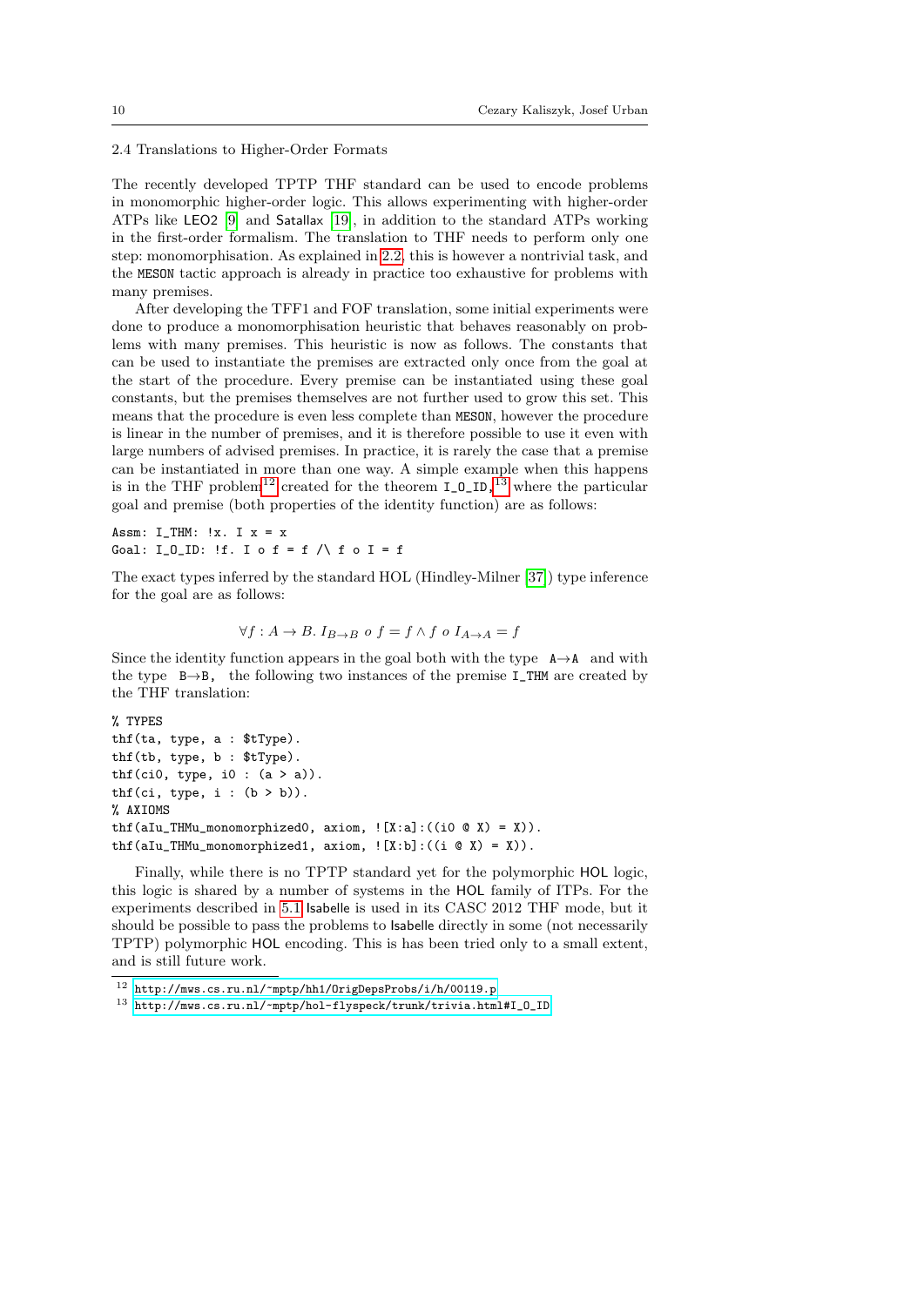### 2.4 Translations to Higher-Order Formats

The recently developed TPTP THF standard can be used to encode problems in monomorphic higher-order logic. This allows experimenting with higher-order ATPs like LEO2 [9] and Satallax [19], in addition to the standard ATPs working in the first-order formalism. The translation to THF needs to perform only one step: monomorphisation. As explained in 2.2, this is however a nontrivial task, and the MESON tactic approach is already in practice too exhaustive for problems with many premises.

After developing the TFF1 and FOF translation, some initial experiments were done to produce a monomorphisation heuristic that behaves reasonably on problems with many premises. This heuristic is now as follows. The constants that can be used to instantiate the premises are extracted only once from the goal at the start of the procedure. Every premise can be instantiated using these goal constants, but the premises themselves are not further used to grow this set. This means that the procedure is even less complete than MESON, however the procedure is linear in the number of premises, and it is therefore possible to use it even with large numbers of advised premises. In practice, it is rarely the case that a premise can be instantiated in more than one way. A simple example when this happens is in the THF problem[12] created for the theorem I_O_ID,[13] where the particular goal and premise (both properties of the identity function) are as follows:

```
Assm: I_THM: !x. I x = x
Goal: I_O_ID: !f. I o f = f /\ f o I = f
```

The exact types inferred by the standard HOL (Hindley-Milner [37]) type inference for the goal are as follows:

$$\forall f : A \rightarrow B.\ I_{B \rightarrow B}\ o\ f = f \wedge f\ o\ I_{A \rightarrow A} = f$$

Since the identity function appears in the goal both with the type A→A and with the type B→B, the following two instances of the premise I_THM are created by the THF translation:

```
% TYPES
thf(ta, type, a : $tType).
thf(tb, type, b : $tType).
thf(ci0, type, i0 : (a > a)).
thf(ci, type, i : (b > b)).
% AXIOMS
thf(aIu_THMu_monomorphized0, axiom, ![X:a]:((i0 @ X) = X)).
thf(aIu_THMu_monomorphized1, axiom, ![X:b]:((i @ X) = X)).
```

Finally, while there is no TPTP standard yet for the polymorphic HOL logic, this logic is shared by a number of systems in the HOL family of ITPs. For the experiments described in 5.1 Isabelle is used in its CASC 2012 THF mode, but it should be possible to pass the problems to Isabelle directly in some (not necessarily TPTP) polymorphic HOL encoding. This is has been tried only to a small extent, and is still future work.

[12] http://mws.cs.ru.nl/~mptp/hh1/OrigDepsProbs/i/h/00119.p

[13] http://mws.cs.ru.nl/~mptp/hol-flyspeck/trunk/trivia.html#I_O_ID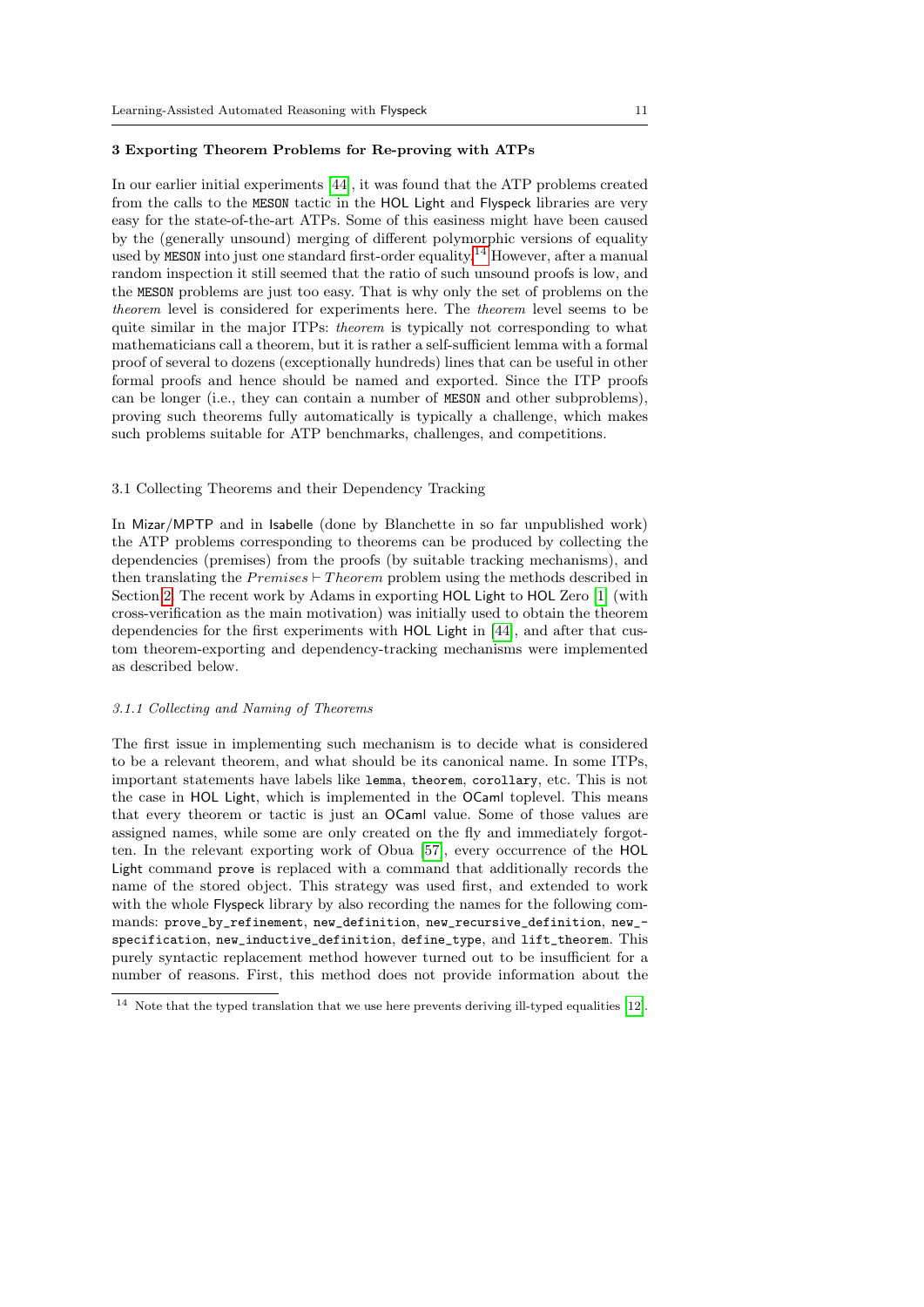## 3 Exporting Theorem Problems for Re-proving with ATPs

In our earlier initial experiments [44], it was found that the ATP problems created from the calls to the MESON tactic in the HOL Light and Flyspeck libraries are very easy for the state-of-the-art ATPs. Some of this easiness might have been caused by the (generally unsound) merging of different polymorphic versions of equality used by MESON into just one standard first-order equality.[14] However, after a manual random inspection it still seemed that the ratio of such unsound proofs is low, and the MESON problems are just too easy. That is why only the set of problems on the *theorem* level is considered for experiments here. The *theorem* level seems to be quite similar in the major ITPs: *theorem* is typically not corresponding to what mathematicians call a theorem, but it is rather a self-sufficient lemma with a formal proof of several to dozens (exceptionally hundreds) lines that can be useful in other formal proofs and hence should be named and exported. Since the ITP proofs can be longer (i.e., they can contain a number of MESON and other subproblems), proving such theorems fully automatically is typically a challenge, which makes such problems suitable for ATP benchmarks, challenges, and competitions.

### 3.1 Collecting Theorems and their Dependency Tracking

In Mizar/MPTP and in Isabelle (done by Blanchette in so far unpublished work) the ATP problems corresponding to theorems can be produced by collecting the dependencies (premises) from the proofs (by suitable tracking mechanisms), and then translating the $Premises \vdash Theorem$ problem using the methods described in Section 2. The recent work by Adams in exporting HOL Light to HOL Zero [1] (with cross-verification as the main motivation) was initially used to obtain the theorem dependencies for the first experiments with HOL Light in [44], and after that custom theorem-exporting and dependency-tracking mechanisms were implemented as described below.

#### *3.1.1 Collecting and Naming of Theorems*

The first issue in implementing such mechanism is to decide what is considered to be a relevant theorem, and what should be its canonical name. In some ITPs, important statements have labels like `lemma`, `theorem`, `corollary`, etc. This is not the case in HOL Light, which is implemented in the OCaml toplevel. This means that every theorem or tactic is just an OCaml value. Some of those values are assigned names, while some are only created on the fly and immediately forgotten. In the relevant exporting work of Obua [57], every occurrence of the HOL Light command `prove` is replaced with a command that additionally records the name of the stored object. This strategy was used first, and extended to work with the whole Flyspeck library by also recording the names for the following commands: `prove_by_refinement`, `new_definition`, `new_recursive_definition`, `new_specification`, `new_inductive_definition`, `define_type`, and `lift_theorem`. This purely syntactic replacement method however turned out to be insufficient for a number of reasons. First, this method does not provide information about the

[14] Note that the typed translation that we use here prevents deriving ill-typed equalities [12].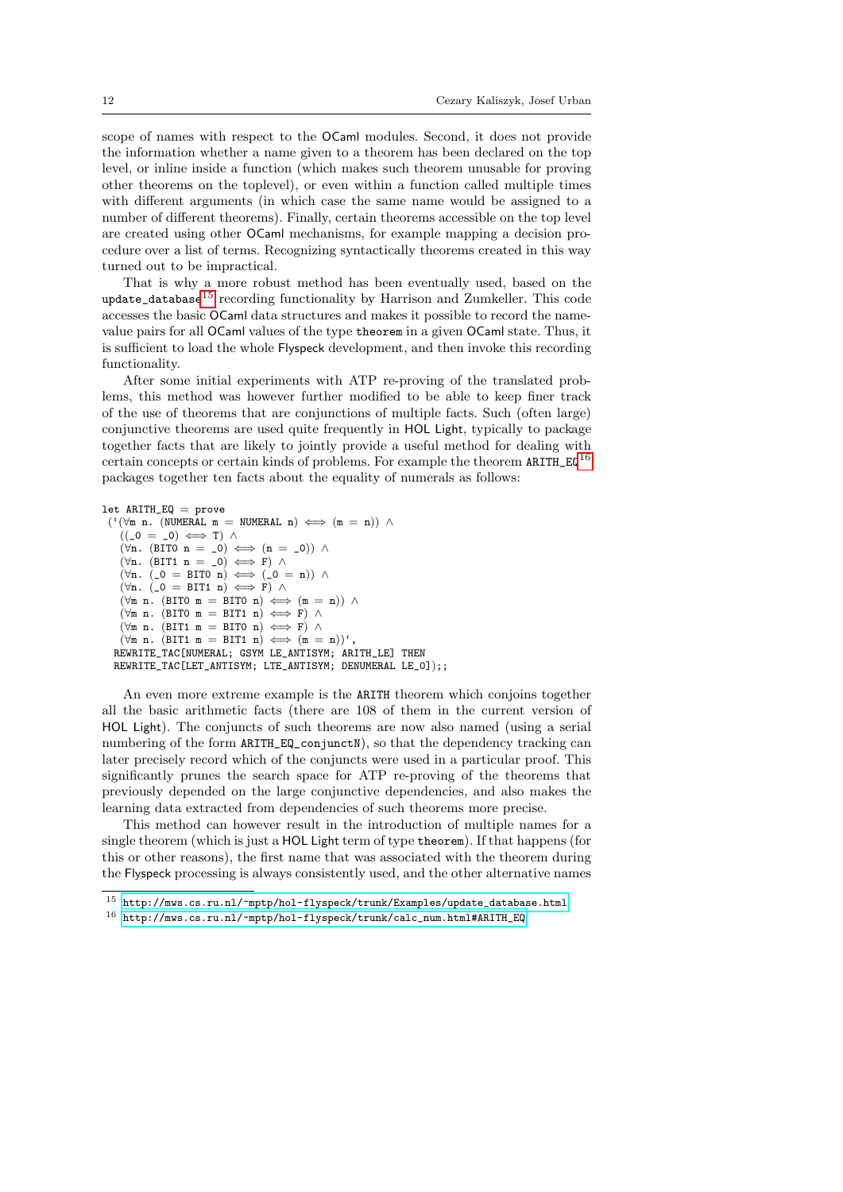scope of names with respect to the OCaml modules. Second, it does not provide the information whether a name given to a theorem has been declared on the top level, or inline inside a function (which makes such theorem unusable for proving other theorems on the toplevel), or even within a function called multiple times with different arguments (in which case the same name would be assigned to a number of different theorems). Finally, certain theorems accessible on the top level are created using other OCaml mechanisms, for example mapping a decision procedure over a list of terms. Recognizing syntactically theorems created in this way turned out to be impractical.

That is why a more robust method has been eventually used, based on the `update_database`[15] recording functionality by Harrison and Zumkeller. This code accesses the basic OCaml data structures and makes it possible to record the name-value pairs for all OCaml values of the type `theorem` in a given OCaml state. Thus, it is sufficient to load the whole Flyspeck development, and then invoke this recording functionality.

After some initial experiments with ATP re-proving of the translated problems, this method was however further modified to be able to keep finer track of the use of theorems that are conjunctions of multiple facts. Such (often large) conjunctive theorems are used quite frequently in HOL Light, typically to package together facts that are likely to jointly provide a useful method for dealing with certain concepts or certain kinds of problems. For example the theorem `ARITH_EQ`[16] packages together ten facts about the equality of numerals as follows:

```
let ARITH_EQ = prove
 (`(∀m n. (NUMERAL m = NUMERAL n) ⟺ (m = n)) ∧
   ((_0 = _0) ⟺ T) ∧
   (∀n. (BIT0 n = _0) ⟺ (n = _0)) ∧
   (∀n. (BIT1 n = _0) ⟺ F) ∧
   (∀n. (_0 = BIT0 n) ⟺ (_0 = n)) ∧
   (∀n. (_0 = BIT1 n) ⟺ F) ∧
   (∀m n. (BIT0 m = BIT0 n) ⟺ (m = n)) ∧
   (∀m n. (BIT0 m = BIT1 n) ⟺ F) ∧
   (∀m n. (BIT1 m = BIT0 n) ⟺ F) ∧
   (∀m n. (BIT1 m = BIT1 n) ⟺ (m = n))`,
  REWRITE_TAC[NUMERAL; GSYM LE_ANTISYM; ARITH_LE] THEN
  REWRITE_TAC[LET_ANTISYM; LTE_ANTISYM; DENUMERAL LE_0]);;
```

An even more extreme example is the `ARITH` theorem which conjoins together all the basic arithmetic facts (there are 108 of them in the current version of HOL Light). The conjuncts of such theorems are now also named (using a serial numbering of the form `ARITH_EQ_conjunctN`), so that the dependency tracking can later precisely record which of the conjuncts were used in a particular proof. This significantly prunes the search space for ATP re-proving of the theorems that previously depended on the large conjunctive dependencies, and also makes the learning data extracted from dependencies of such theorems more precise.

This method can however result in the introduction of multiple names for a single theorem (which is just a HOL Light term of type `theorem`). If that happens (for this or other reasons), the first name that was associated with the theorem during the Flyspeck processing is always consistently used, and the other alternative names

[15] http://mws.cs.ru.nl/~mptp/hol-flyspeck/trunk/Examples/update_database.html

[16] http://mws.cs.ru.nl/~mptp/hol-flyspeck/trunk/calc_num.html#ARITH_EQ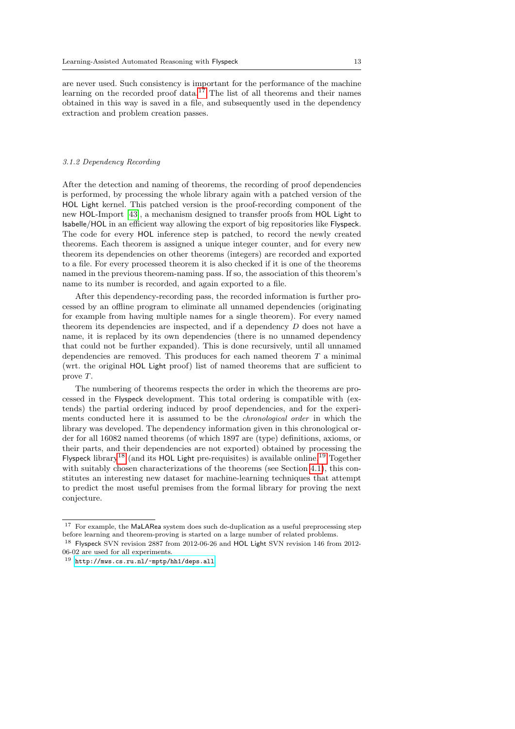are never used. Such consistency is important for the performance of the machine learning on the recorded proof data.[17] The list of all theorems and their names obtained in this way is saved in a file, and subsequently used in the dependency extraction and problem creation passes.

#### *3.1.2 Dependency Recording*

After the detection and naming of theorems, the recording of proof dependencies is performed, by processing the whole library again with a patched version of the HOL Light kernel. This patched version is the proof-recording component of the new HOL-Import [43], a mechanism designed to transfer proofs from HOL Light to Isabelle/HOL in an efficient way allowing the export of big repositories like Flyspeck. The code for every HOL inference step is patched, to record the newly created theorems. Each theorem is assigned a unique integer counter, and for every new theorem its dependencies on other theorems (integers) are recorded and exported to a file. For every processed theorem it is also checked if it is one of the theorems named in the previous theorem-naming pass. If so, the association of this theorem's name to its number is recorded, and again exported to a file.

After this dependency-recording pass, the recorded information is further processed by an offline program to eliminate all unnamed dependencies (originating for example from having multiple names for a single theorem). For every named theorem its dependencies are inspected, and if a dependency $D$ does not have a name, it is replaced by its own dependencies (there is no unnamed dependency that could not be further expanded). This is done recursively, until all unnamed dependencies are removed. This produces for each named theorem $T$ a minimal (wrt. the original HOL Light proof) list of named theorems that are sufficient to prove $T$.

The numbering of theorems respects the order in which the theorems are processed in the Flyspeck development. This total ordering is compatible with (extends) the partial ordering induced by proof dependencies, and for the experiments conducted here it is assumed to be the *chronological order* in which the library was developed. The dependency information given in this chronological order for all 16082 named theorems (of which 1897 are (type) definitions, axioms, or their parts, and their dependencies are not exported) obtained by processing the Flyspeck library[18] (and its HOL Light pre-requisites) is available online.[19] Together with suitably chosen characterizations of the theorems (see Section 4.1), this constitutes an interesting new dataset for machine-learning techniques that attempt to predict the most useful premises from the formal library for proving the next conjecture.

---

[17] For example, the MaLARea system does such de-duplication as a useful preprocessing step before learning and theorem-proving is started on a large number of related problems.

[18] Flyspeck SVN revision 2887 from 2012-06-26 and HOL Light SVN revision 146 from 2012-06-02 are used for all experiments.

[19] http://mws.cs.ru.nl/~mptp/hh1/deps.all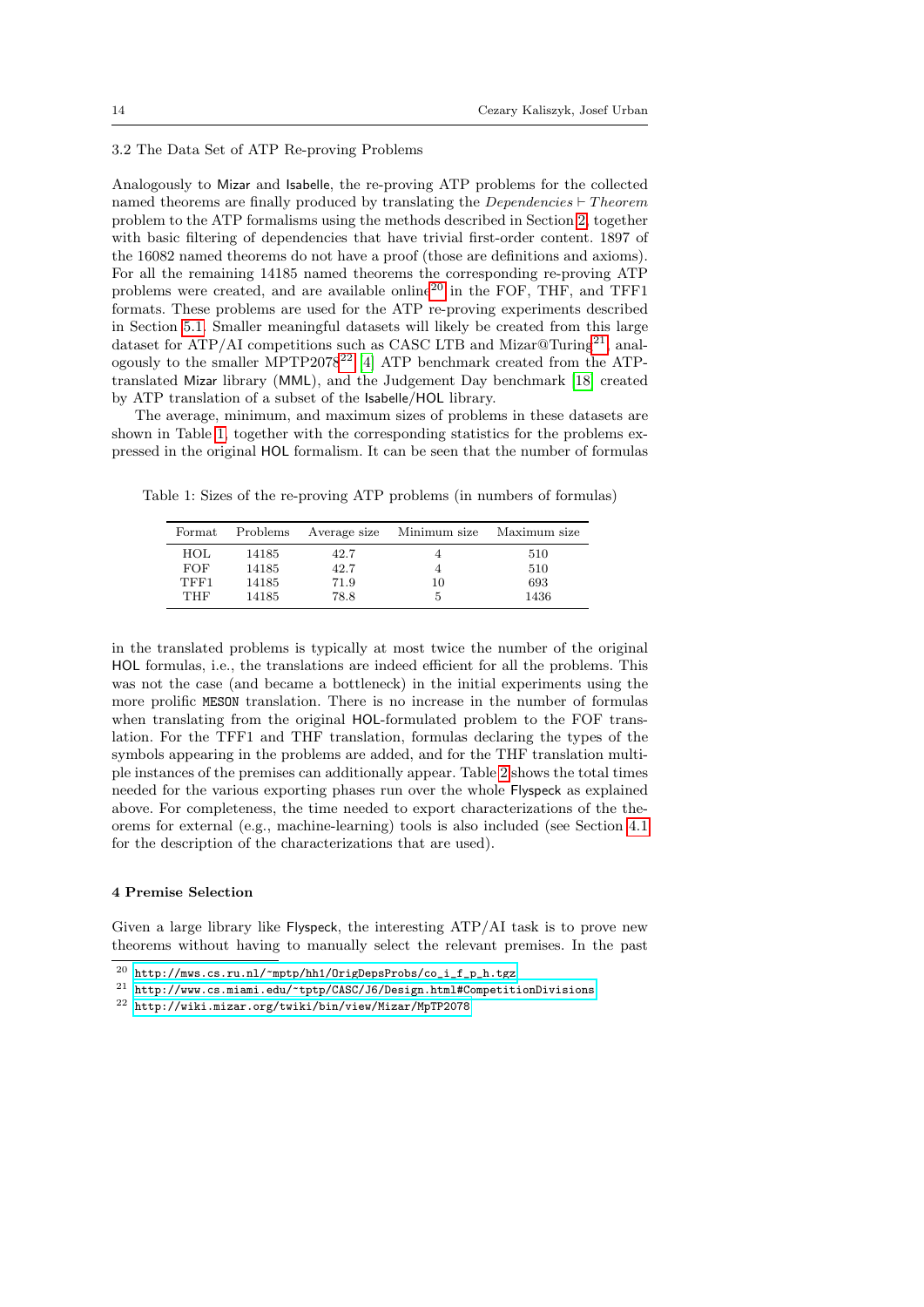### 3.2 The Data Set of ATP Re-proving Problems

Analogously to Mizar and Isabelle, the re-proving ATP problems for the collected named theorems are finally produced by translating the $Dependencies \vdash Theorem$ problem to the ATP formalisms using the methods described in Section 2, together with basic filtering of dependencies that have trivial first-order content. 1897 of the 16082 named theorems do not have a proof (those are definitions and axioms). For all the remaining 14185 named theorems the corresponding re-proving ATP problems were created, and are available online[20] in the FOF, THF, and TFF1 formats. These problems are used for the ATP re-proving experiments described in Section 5.1. Smaller meaningful datasets will likely be created from this large dataset for ATP/AI competitions such as CASC LTB and Mizar@Turing[21], analogously to the smaller MPTP2078[22] [4] ATP benchmark created from the ATP-translated Mizar library (MML), and the Judgement Day benchmark [18] created by ATP translation of a subset of the Isabelle/HOL library.

The average, minimum, and maximum sizes of problems in these datasets are shown in Table 1, together with the corresponding statistics for the problems expressed in the original HOL formalism. It can be seen that the number of formulas in the translated problems is typically at most twice the number of the original HOL formulas, i.e., the translations are indeed efficient for all the problems. This was not the case (and became a bottleneck) in the initial experiments using the more prolific `MESON` translation. There is no increase in the number of formulas when translating from the original HOL-formulated problem to the FOF translation. For the TFF1 and THF translation, formulas declaring the types of the symbols appearing in the problems are added, and for the THF translation multiple instances of the premises can additionally appear. Table 2 shows the total times needed for the various exporting phases run over the whole Flyspeck as explained above. For completeness, the time needed to export characterizations of the theorems for external (e.g., machine-learning) tools is also included (see Section 4.1 for the description of the characterizations that are used).

Table 1: Sizes of the re-proving ATP problems (in numbers of formulas)

| Format | Problems | Average size | Minimum size | Maximum size |
|---|---|---|---|---|
| HOL | 14185 | 42.7 | 4 | 510 |
| FOF | 14185 | 42.7 | 4 | 510 |
| TFF1 | 14185 | 71.9 | 10 | 693 |
| THF | 14185 | 78.8 | 5 | 1436 |

## 4 Premise Selection

Given a large library like Flyspeck, the interesting ATP/AI task is to prove new theorems without having to manually select the relevant premises. In the past

[20] http://mws.cs.ru.nl/~mptp/hh1/OrigDepsProbs/co_i_f_p_h.tgz

[21] http://www.cs.miami.edu/~tptp/CASC/J6/Design.html#CompetitionDivisions

[22] http://wiki.mizar.org/twiki/bin/view/Mizar/MpTP2078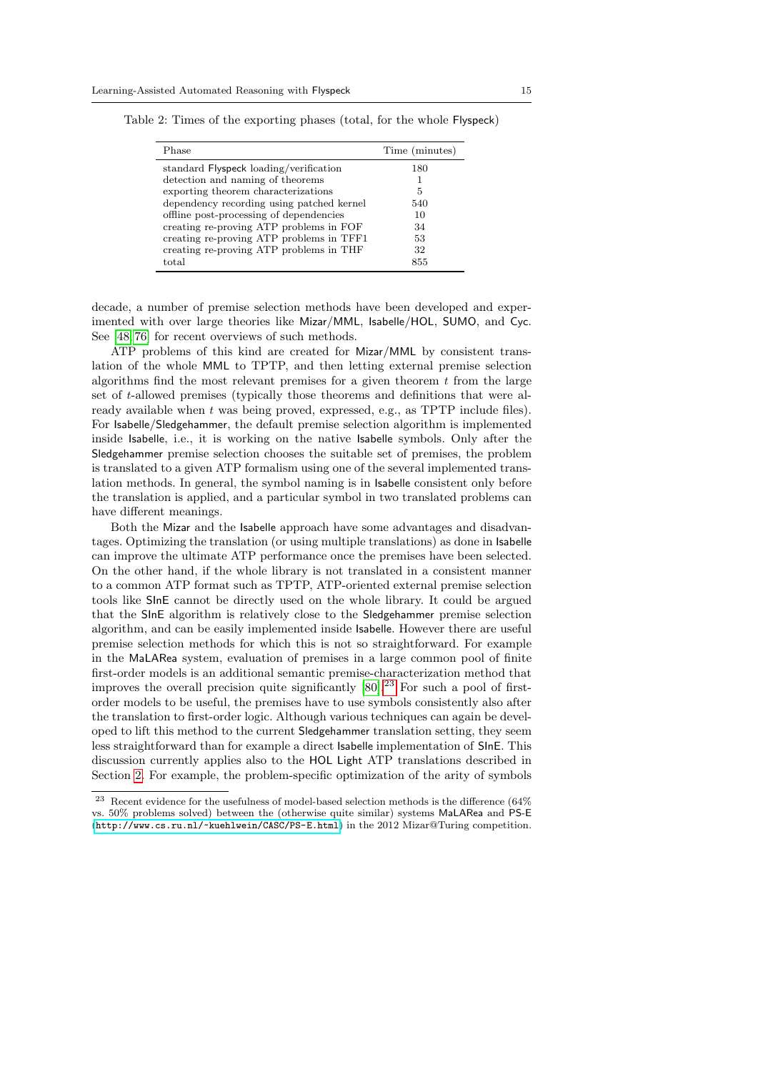Table 2: Times of the exporting phases (total, for the whole Flyspeck)

| Phase | Time (minutes) |
| --- | --- |
| standard Flyspeck loading/verification | 180 |
| detection and naming of theorems | 1 |
| exporting theorem characterizations | 5 |
| dependency recording using patched kernel | 540 |
| offline post-processing of dependencies | 10 |
| creating re-proving ATP problems in FOF | 34 |
| creating re-proving ATP problems in TFF1 | 53 |
| creating re-proving ATP problems in THF | 32 |
| total | 855 |

decade, a number of premise selection methods have been developed and experimented with over large theories like Mizar/MML, Isabelle/HOL, SUMO, and Cyc. See [48, 76] for recent overviews of such methods.

ATP problems of this kind are created for Mizar/MML by consistent translation of the whole MML to TPTP, and then letting external premise selection algorithms find the most relevant premises for a given theorem $t$ from the large set of $t$-allowed premises (typically those theorems and definitions that were already available when $t$ was being proved, expressed, e.g., as TPTP include files). For Isabelle/Sledgehammer, the default premise selection algorithm is implemented inside Isabelle, i.e., it is working on the native Isabelle symbols. Only after the Sledgehammer premise selection chooses the suitable set of premises, the problem is translated to a given ATP formalism using one of the several implemented translation methods. In general, the symbol naming is in Isabelle consistent only before the translation is applied, and a particular symbol in two translated problems can have different meanings.

Both the Mizar and the Isabelle approach have some advantages and disadvantages. Optimizing the translation (or using multiple translations) as done in Isabelle can improve the ultimate ATP performance once the premises have been selected. On the other hand, if the whole library is not translated in a consistent manner to a common ATP format such as TPTP, ATP-oriented external premise selection tools like SInE cannot be directly used on the whole library. It could be argued that the SInE algorithm is relatively close to the Sledgehammer premise selection algorithm, and can be easily implemented inside Isabelle. However there are useful premise selection methods for which this is not so straightforward. For example in the MaLARea system, evaluation of premises in a large common pool of finite first-order models is an additional semantic premise-characterization method that improves the overall precision quite significantly [80].[23] For such a pool of first-order models to be useful, the premises have to use symbols consistently also after the translation to first-order logic. Although various techniques can again be developed to lift this method to the current Sledgehammer translation setting, they seem less straightforward than for example a direct Isabelle implementation of SInE. This discussion currently applies also to the HOL Light ATP translations described in Section 2. For example, the problem-specific optimization of the arity of symbols

[23] Recent evidence for the usefulness of model-based selection methods is the difference (64% vs. 50% problems solved) between the (otherwise quite similar) systems MaLARea and PS-E (http://www.cs.ru.nl/~kuehlwein/CASC/PS-E.html) in the 2012 Mizar@Turing competition.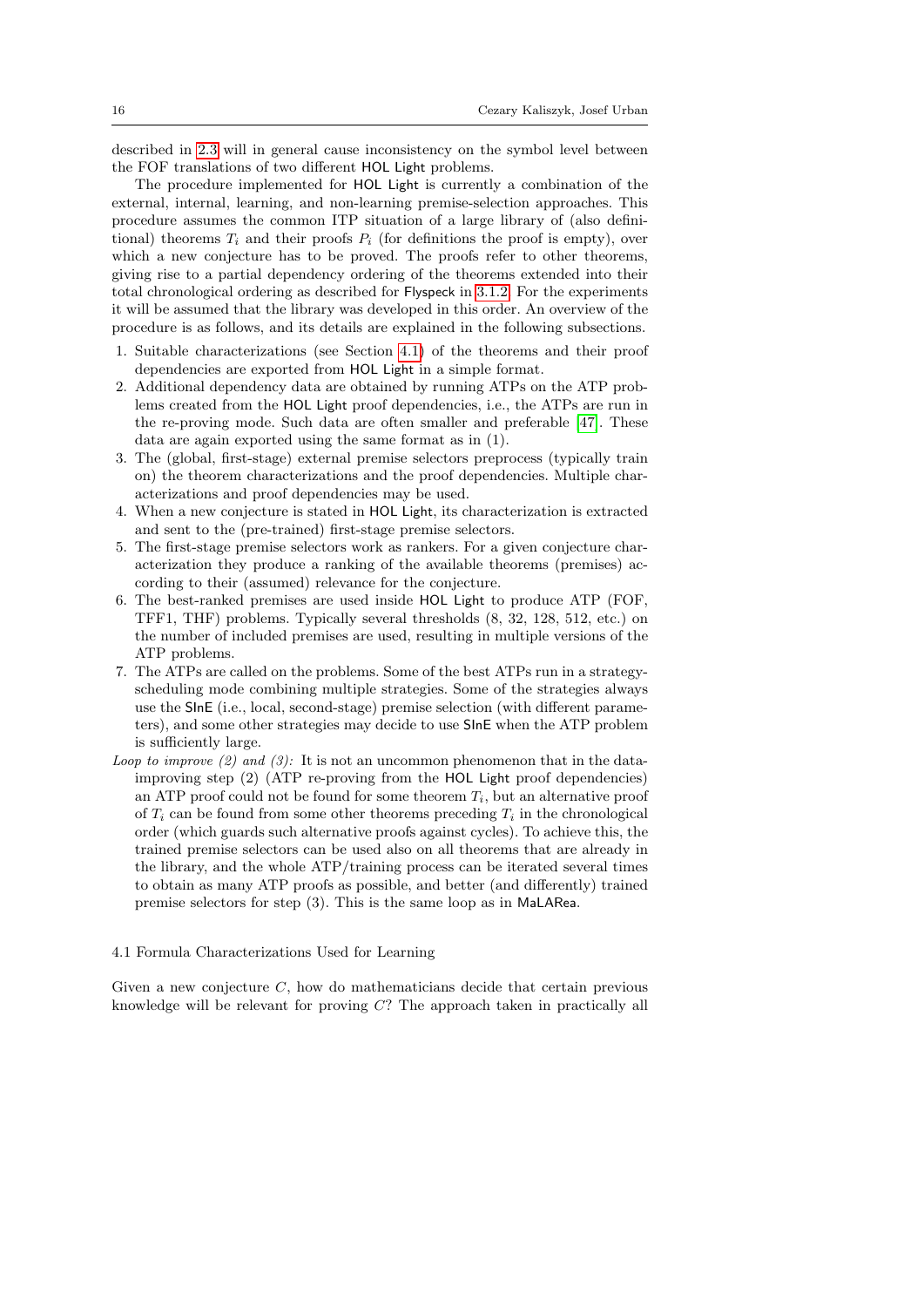described in 2.3 will in general cause inconsistency on the symbol level between the FOF translations of two different HOL Light problems.

The procedure implemented for HOL Light is currently a combination of the external, internal, learning, and non-learning premise-selection approaches. This procedure assumes the common ITP situation of a large library of (also definitional) theorems $T_i$ and their proofs $P_i$ (for definitions the proof is empty), over which a new conjecture has to be proved. The proofs refer to other theorems, giving rise to a partial dependency ordering of the theorems extended into their total chronological ordering as described for Flyspeck in 3.1.2. For the experiments it will be assumed that the library was developed in this order. An overview of the procedure is as follows, and its details are explained in the following subsections.

1. Suitable characterizations (see Section 4.1) of the theorems and their proof dependencies are exported from HOL Light in a simple format.
2. Additional dependency data are obtained by running ATPs on the ATP problems created from the HOL Light proof dependencies, i.e., the ATPs are run in the re-proving mode. Such data are often smaller and preferable [47]. These data are again exported using the same format as in (1).
3. The (global, first-stage) external premise selectors preprocess (typically train on) the theorem characterizations and the proof dependencies. Multiple characterizations and proof dependencies may be used.
4. When a new conjecture is stated in HOL Light, its characterization is extracted and sent to the (pre-trained) first-stage premise selectors.
5. The first-stage premise selectors work as rankers. For a given conjecture characterization they produce a ranking of the available theorems (premises) according to their (assumed) relevance for the conjecture.
6. The best-ranked premises are used inside HOL Light to produce ATP (FOF, TFF1, THF) problems. Typically several thresholds (8, 32, 128, 512, etc.) on the number of included premises are used, resulting in multiple versions of the ATP problems.
7. The ATPs are called on the problems. Some of the best ATPs run in a strategy-scheduling mode combining multiple strategies. Some of the strategies always use the SInE (i.e., local, second-stage) premise selection (with different parameters), and some other strategies may decide to use SInE when the ATP problem is sufficiently large.

*Loop to improve (2) and (3):* It is not an uncommon phenomenon that in the data-improving step (2) (ATP re-proving from the HOL Light proof dependencies) an ATP proof could not be found for some theorem $T_i$, but an alternative proof of $T_i$ can be found from some other theorems preceding $T_i$ in the chronological order (which guards such alternative proofs against cycles). To achieve this, the trained premise selectors can be used also on all theorems that are already in the library, and the whole ATP/training process can be iterated several times to obtain as many ATP proofs as possible, and better (and differently) trained premise selectors for step (3). This is the same loop as in MaLARea.

### 4.1 Formula Characterizations Used for Learning

Given a new conjecture $C$, how do mathematicians decide that certain previous knowledge will be relevant for proving $C$? The approach taken in practically all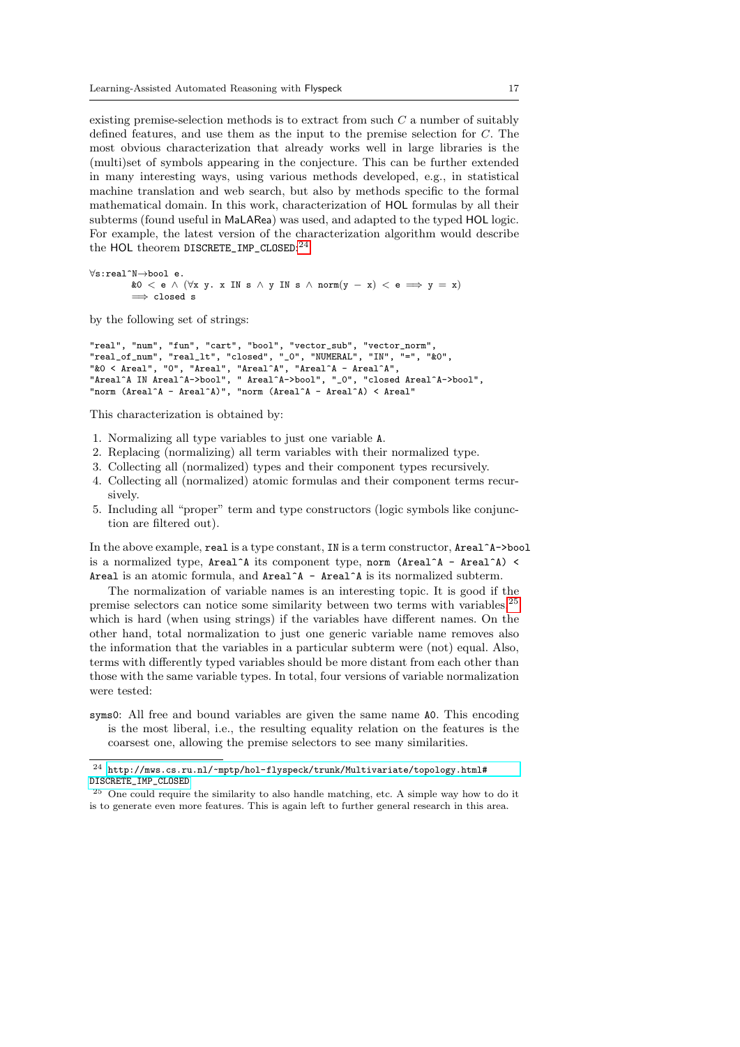existing premise-selection methods is to extract from such $C$ a number of suitably defined features, and use them as the input to the premise selection for $C$. The most obvious characterization that already works well in large libraries is the (multi)set of symbols appearing in the conjecture. This can be further extended in many interesting ways, using various methods developed, e.g., in statistical machine translation and web search, but also by methods specific to the formal mathematical domain. In this work, characterization of HOL formulas by all their subterms (found useful in MaLARea) was used, and adapted to the typed HOL logic. For example, the latest version of the characterization algorithm would describe the HOL theorem DISCRETE_IMP_CLOSED:[24]

```
∀s:real^N→bool e.
        &0 < e ∧ (∀x y. x IN s ∧ y IN s ∧ norm(y − x) < e ⟹ y = x)
        ⟹ closed s
```

by the following set of strings:

```
"real", "num", "fun", "cart", "bool", "vector_sub", "vector_norm",
"real_of_num", "real_lt", "closed", "_0", "NUMERAL", "IN", "=", "&0",
"&0 < Areal", "0", "Areal", "Areal^A", "Areal^A - Areal^A",
"Areal^A IN Areal^A->bool", " Areal^A->bool", "_0", "closed Areal^A->bool",
"norm (Areal^A - Areal^A)", "norm (Areal^A - Areal^A) < Areal"
```

This characterization is obtained by:

1. Normalizing all type variables to just one variable A.
2. Replacing (normalizing) all term variables with their normalized type.
3. Collecting all (normalized) types and their component types recursively.
4. Collecting all (normalized) atomic formulas and their component terms recursively.
5. Including all "proper" term and type constructors (logic symbols like conjunction are filtered out).

In the above example, real is a type constant, IN is a term constructor, Areal^A->bool is a normalized type, Areal^A its component type, norm (Areal^A - Areal^A) < Areal is an atomic formula, and Areal^A - Areal^A is its normalized subterm.

The normalization of variable names is an interesting topic. It is good if the premise selectors can notice some similarity between two terms with variables,[25] which is hard (when using strings) if the variables have different names. On the other hand, total normalization to just one generic variable name removes also the information that the variables in a particular subterm were (not) equal. Also, terms with differently typed variables should be more distant from each other than those with the same variable types. In total, four versions of variable normalization were tested:

syms0: All free and bound variables are given the same name A0. This encoding is the most liberal, i.e., the resulting equality relation on the features is the coarsest one, allowing the premise selectors to see many similarities.

---

[24] http://mws.cs.ru.nl/~mptp/hol-flyspeck/trunk/Multivariate/topology.html#DISCRETE_IMP_CLOSED

[25] One could require the similarity to also handle matching, etc. A simple way how to do it is to generate even more features. This is again left to further general research in this area.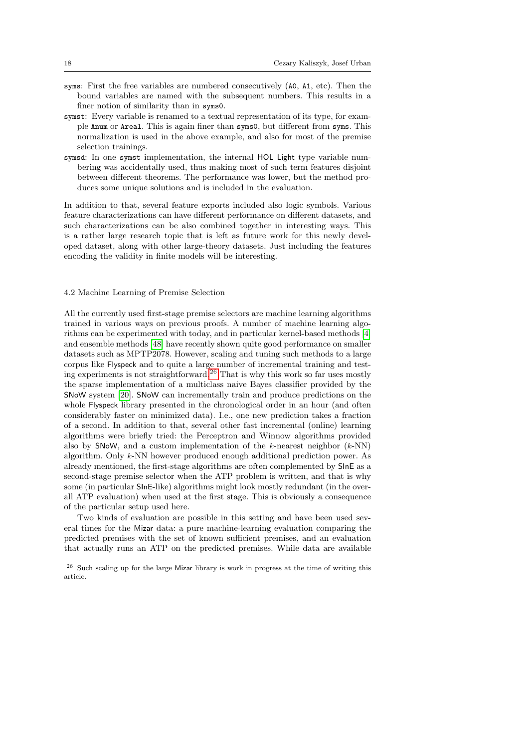- `syms`: First the free variables are numbered consecutively (`A0`, `A1`, etc). Then the bound variables are named with the subsequent numbers. This results in a finer notion of similarity than in `syms0`.
- `symst`: Every variable is renamed to a textual representation of its type, for example `Anum` or `Areal`. This is again finer than `syms0`, but different from `syms`. This normalization is used in the above example, and also for most of the premise selection trainings.
- `symsd`: In one `symst` implementation, the internal HOL Light type variable numbering was accidentally used, thus making most of such term features disjoint between different theorems. The performance was lower, but the method produces some unique solutions and is included in the evaluation.

In addition to that, several feature exports included also logic symbols. Various feature characterizations can have different performance on different datasets, and such characterizations can be also combined together in interesting ways. This is a rather large research topic that is left as future work for this newly developed dataset, along with other large-theory datasets. Just including the features encoding the validity in finite models will be interesting.

### 4.2 Machine Learning of Premise Selection

All the currently used first-stage premise selectors are machine learning algorithms trained in various ways on previous proofs. A number of machine learning algorithms can be experimented with today, and in particular kernel-based methods [4] and ensemble methods [48] have recently shown quite good performance on smaller datasets such as MPTP2078. However, scaling and tuning such methods to a large corpus like Flyspeck and to quite a large number of incremental training and testing experiments is not straightforward.[26] That is why this work so far uses mostly the sparse implementation of a multiclass naive Bayes classifier provided by the SNoW system [20]. SNoW can incrementally train and produce predictions on the whole Flyspeck library presented in the chronological order in an hour (and often considerably faster on minimized data). I.e., one new prediction takes a fraction of a second. In addition to that, several other fast incremental (online) learning algorithms were briefly tried: the Perceptron and Winnow algorithms provided also by SNoW, and a custom implementation of the $k$-nearest neighbor ($k$-NN) algorithm. Only $k$-NN however produced enough additional prediction power. As already mentioned, the first-stage algorithms are often complemented by SInE as a second-stage premise selector when the ATP problem is written, and that is why some (in particular SInE-like) algorithms might look mostly redundant (in the overall ATP evaluation) when used at the first stage. This is obviously a consequence of the particular setup used here.

Two kinds of evaluation are possible in this setting and have been used several times for the Mizar data: a pure machine-learning evaluation comparing the predicted premises with the set of known sufficient premises, and an evaluation that actually runs an ATP on the predicted premises. While data are available

[26] Such scaling up for the large Mizar library is work in progress at the time of writing this article.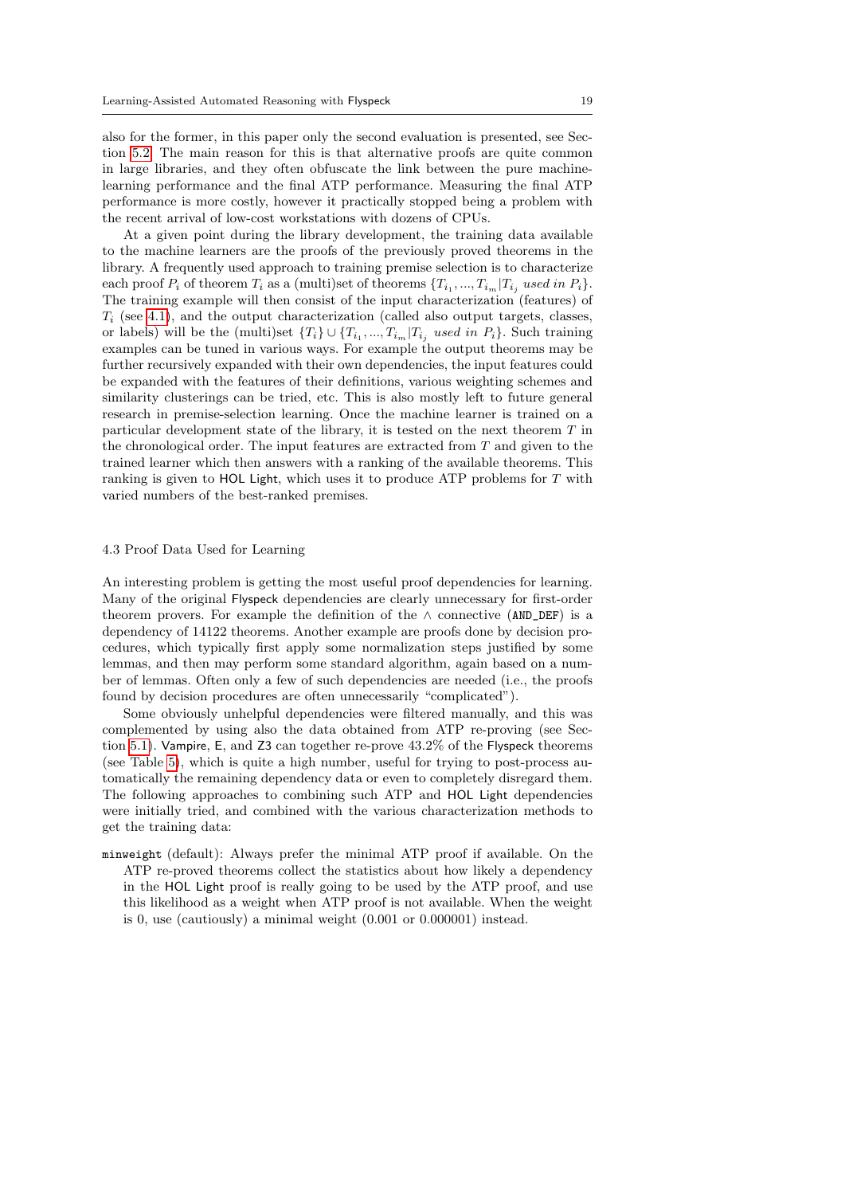also for the former, in this paper only the second evaluation is presented, see Section 5.2. The main reason for this is that alternative proofs are quite common in large libraries, and they often obfuscate the link between the pure machine-learning performance and the final ATP performance. Measuring the final ATP performance is more costly, however it practically stopped being a problem with the recent arrival of low-cost workstations with dozens of CPUs.

At a given point during the library development, the training data available to the machine learners are the proofs of the previously proved theorems in the library. A frequently used approach to training premise selection is to characterize each proof $P_i$ of theorem $T_i$ as a (multi)set of theorems $\{T_{i_1}, ..., T_{i_m} | T_{i_j} \textit{ used in } P_i\}$. The training example will then consist of the input characterization (features) of $T_i$ (see 4.1), and the output characterization (called also output targets, classes, or labels) will be the (multi)set $\{T_i\} \cup \{T_{i_1}, ..., T_{i_m} | T_{i_j} \textit{ used in } P_i\}$. Such training examples can be tuned in various ways. For example the output theorems may be further recursively expanded with their own dependencies, the input features could be expanded with the features of their definitions, various weighting schemes and similarity clusterings can be tried, etc. This is also mostly left to future general research in premise-selection learning. Once the machine learner is trained on a particular development state of the library, it is tested on the next theorem $T$ in the chronological order. The input features are extracted from $T$ and given to the trained learner which then answers with a ranking of the available theorems. This ranking is given to HOL Light, which uses it to produce ATP problems for $T$ with varied numbers of the best-ranked premises.

### 4.3 Proof Data Used for Learning

An interesting problem is getting the most useful proof dependencies for learning. Many of the original Flyspeck dependencies are clearly unnecessary for first-order theorem provers. For example the definition of the $\wedge$ connective (`AND_DEF`) is a dependency of 14122 theorems. Another example are proofs done by decision procedures, which typically first apply some normalization steps justified by some lemmas, and then may perform some standard algorithm, again based on a number of lemmas. Often only a few of such dependencies are needed (i.e., the proofs found by decision procedures are often unnecessarily "complicated").

Some obviously unhelpful dependencies were filtered manually, and this was complemented by using also the data obtained from ATP re-proving (see Section 5.1). Vampire, E, and Z3 can together re-prove 43.2% of the Flyspeck theorems (see Table 5), which is quite a high number, useful for trying to post-process automatically the remaining dependency data or even to completely disregard them. The following approaches to combining such ATP and HOL Light dependencies were initially tried, and combined with the various characterization methods to get the training data:

`minweight` (default): Always prefer the minimal ATP proof if available. On the ATP re-proved theorems collect the statistics about how likely a dependency in the HOL Light proof is really going to be used by the ATP proof, and use this likelihood as a weight when ATP proof is not available. When the weight is 0, use (cautiously) a minimal weight (0.001 or 0.000001) instead.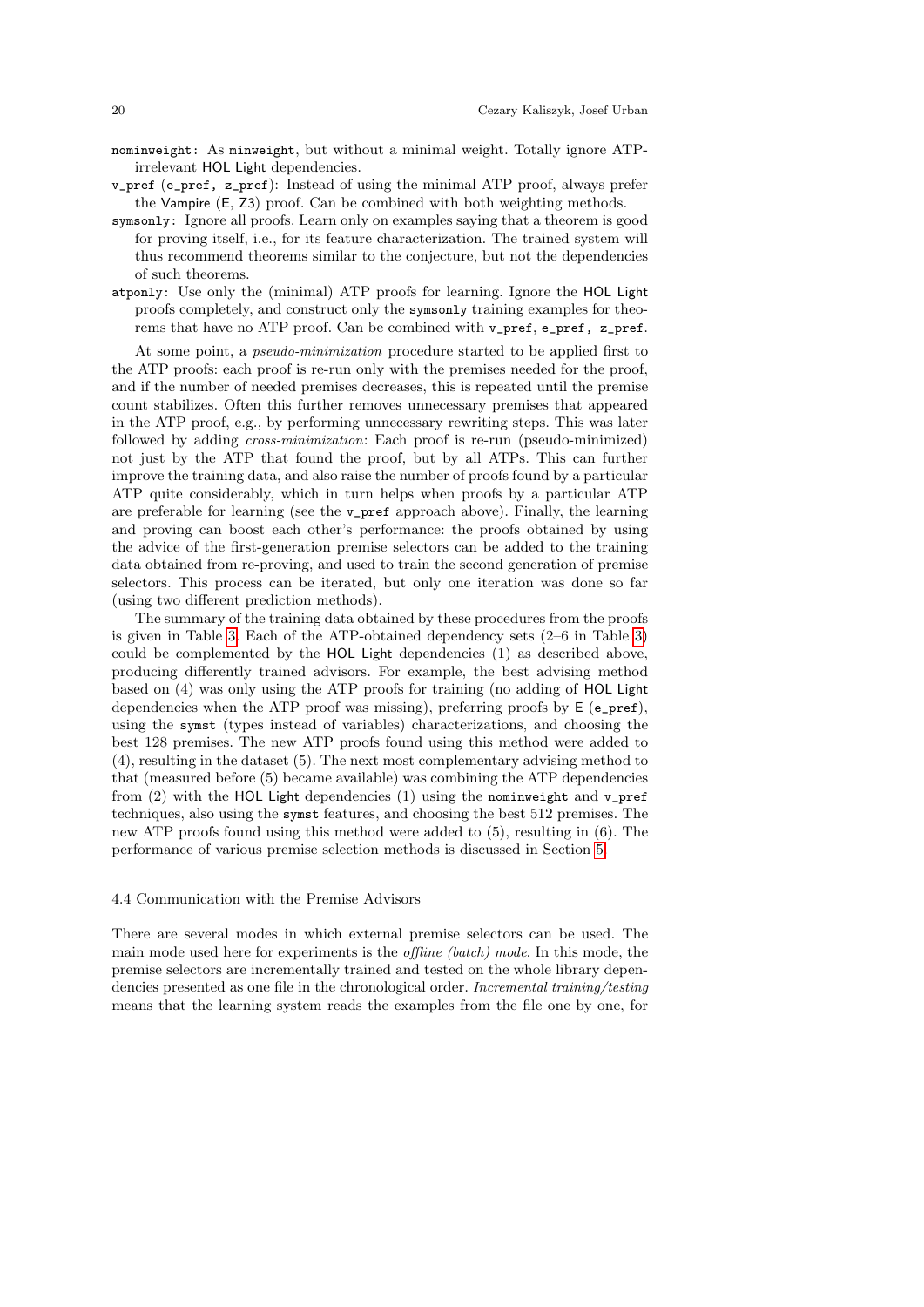`nominweight`: As `minweight`, but without a minimal weight. Totally ignore ATP-irrelevant HOL Light dependencies.

`v_pref` (`e_pref, z_pref`): Instead of using the minimal ATP proof, always prefer the Vampire (E, Z3) proof. Can be combined with both weighting methods.

`symsonly`: Ignore all proofs. Learn only on examples saying that a theorem is good for proving itself, i.e., for its feature characterization. The trained system will thus recommend theorems similar to the conjecture, but not the dependencies of such theorems.

`atponly`: Use only the (minimal) ATP proofs for learning. Ignore the HOL Light proofs completely, and construct only the `symsonly` training examples for theorems that have no ATP proof. Can be combined with `v_pref`, `e_pref, z_pref`.

At some point, a *pseudo-minimization* procedure started to be applied first to the ATP proofs: each proof is re-run only with the premises needed for the proof, and if the number of needed premises decreases, this is repeated until the premise count stabilizes. Often this further removes unnecessary premises that appeared in the ATP proof, e.g., by performing unnecessary rewriting steps. This was later followed by adding *cross-minimization*: Each proof is re-run (pseudo-minimized) not just by the ATP that found the proof, but by all ATPs. This can further improve the training data, and also raise the number of proofs found by a particular ATP quite considerably, which in turn helps when proofs by a particular ATP are preferable for learning (see the `v_pref` approach above). Finally, the learning and proving can boost each other's performance: the proofs obtained by using the advice of the first-generation premise selectors can be added to the training data obtained from re-proving, and used to train the second generation of premise selectors. This process can be iterated, but only one iteration was done so far (using two different prediction methods).

The summary of the training data obtained by these procedures from the proofs is given in Table 3. Each of the ATP-obtained dependency sets (2–6 in Table 3) could be complemented by the HOL Light dependencies (1) as described above, producing differently trained advisors. For example, the best advising method based on (4) was only using the ATP proofs for training (no adding of HOL Light dependencies when the ATP proof was missing), preferring proofs by E (`e_pref`), using the `symst` (types instead of variables) characterizations, and choosing the best 128 premises. The new ATP proofs found using this method were added to (4), resulting in the dataset (5). The next most complementary advising method to that (measured before (5) became available) was combining the ATP dependencies from (2) with the HOL Light dependencies (1) using the `nominweight` and `v_pref` techniques, also using the `symst` features, and choosing the best 512 premises. The new ATP proofs found using this method were added to (5), resulting in (6). The performance of various premise selection methods is discussed in Section 5.

### 4.4 Communication with the Premise Advisors

There are several modes in which external premise selectors can be used. The main mode used here for experiments is the *offline (batch) mode*. In this mode, the premise selectors are incrementally trained and tested on the whole library dependencies presented as one file in the chronological order. *Incremental training/testing* means that the learning system reads the examples from the file one by one, for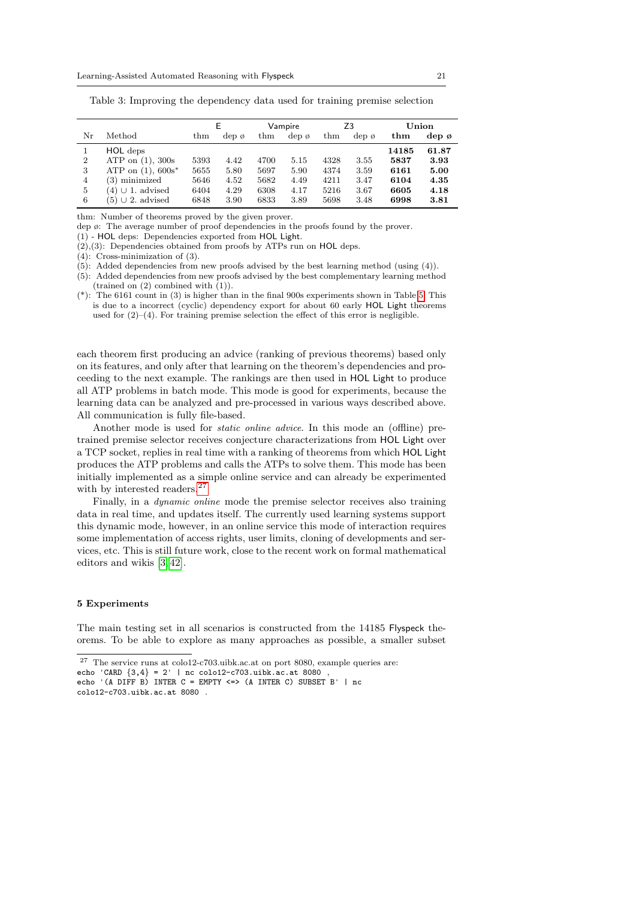Table 3: Improving the dependency data used for training premise selection

| Nr | Method | E | | Vampire | | Z3 | | **Union** | |
|---|---|---|---|---|---|---|---|---|---|
| | | thm | dep ø | thm | dep ø | thm | dep ø | **thm** | **dep ø** |
| 1 | HOL deps | | | | | | | **14185** | **61.87** |
| 2 | ATP on (1), 300s | 5393 | 4.42 | 4700 | 5.15 | 4328 | 3.55 | **5837** | **3.93** |
| 3 | ATP on (1), 600s* | 5655 | 5.80 | 5697 | 5.90 | 4374 | 3.59 | **6161** | **5.00** |
| 4 | (3) minimized | 5646 | 4.52 | 5682 | 4.49 | 4211 | 3.47 | **6104** | **4.35** |
| 5 | (4) ∪ 1. advised | 6404 | 4.29 | 6308 | 4.17 | 5216 | 3.67 | **6605** | **4.18** |
| 6 | (5) ∪ 2. advised | 6848 | 3.90 | 6833 | 3.89 | 5698 | 3.48 | **6998** | **3.81** |

thm: Number of theorems proved by the given prover.
dep ø: The average number of proof dependencies in the proofs found by the prover.
(1) - HOL deps: Dependencies exported from HOL Light.
(2),(3): Dependencies obtained from proofs by ATPs run on HOL deps.
(4): Cross-minimization of (3).
(5): Added dependencies from new proofs advised by the best learning method (using (4)).
(5): Added dependencies from new proofs advised by the best complementary learning method (trained on (2) combined with (1)).
(*): The 6161 count in (3) is higher than in the final 900s experiments shown in Table 5. This is due to a incorrect (cyclic) dependency export for about 60 early HOL Light theorems used for (2)–(4). For training premise selection the effect of this error is negligible.

each theorem first producing an advice (ranking of previous theorems) based only on its features, and only after that learning on the theorem's dependencies and proceeding to the next example. The rankings are then used in HOL Light to produce all ATP problems in batch mode. This mode is good for experiments, because the learning data can be analyzed and pre-processed in various ways described above. All communication is fully file-based.

Another mode is used for *static online advice*. In this mode an (offline) pretrained premise selector receives conjecture characterizations from HOL Light over a TCP socket, replies in real time with a ranking of theorems from which HOL Light produces the ATP problems and calls the ATPs to solve them. This mode has been initially implemented as a simple online service and can already be experimented with by interested readers.[27]

Finally, in a *dynamic online* mode the premise selector receives also training data in real time, and updates itself. The currently used learning systems support this dynamic mode, however, in an online service this mode of interaction requires some implementation of access rights, user limits, cloning of developments and services, etc. This is still future work, close to the recent work on formal mathematical editors and wikis [3,42].

## 5 Experiments

The main testing set in all scenarios is constructed from the 14185 Flyspeck theorems. To be able to explore as many approaches as possible, a smaller subset

[27] The service runs at colo12-c703.uibk.ac.at on port 8080, example queries are:
`echo 'CARD {3,4} = 2' | nc colo12-c703.uibk.ac.at 8080` ,
`echo '(A DIFF B) INTER C = EMPTY <=> (A INTER C) SUBSET B' | nc colo12-c703.uibk.ac.at 8080` .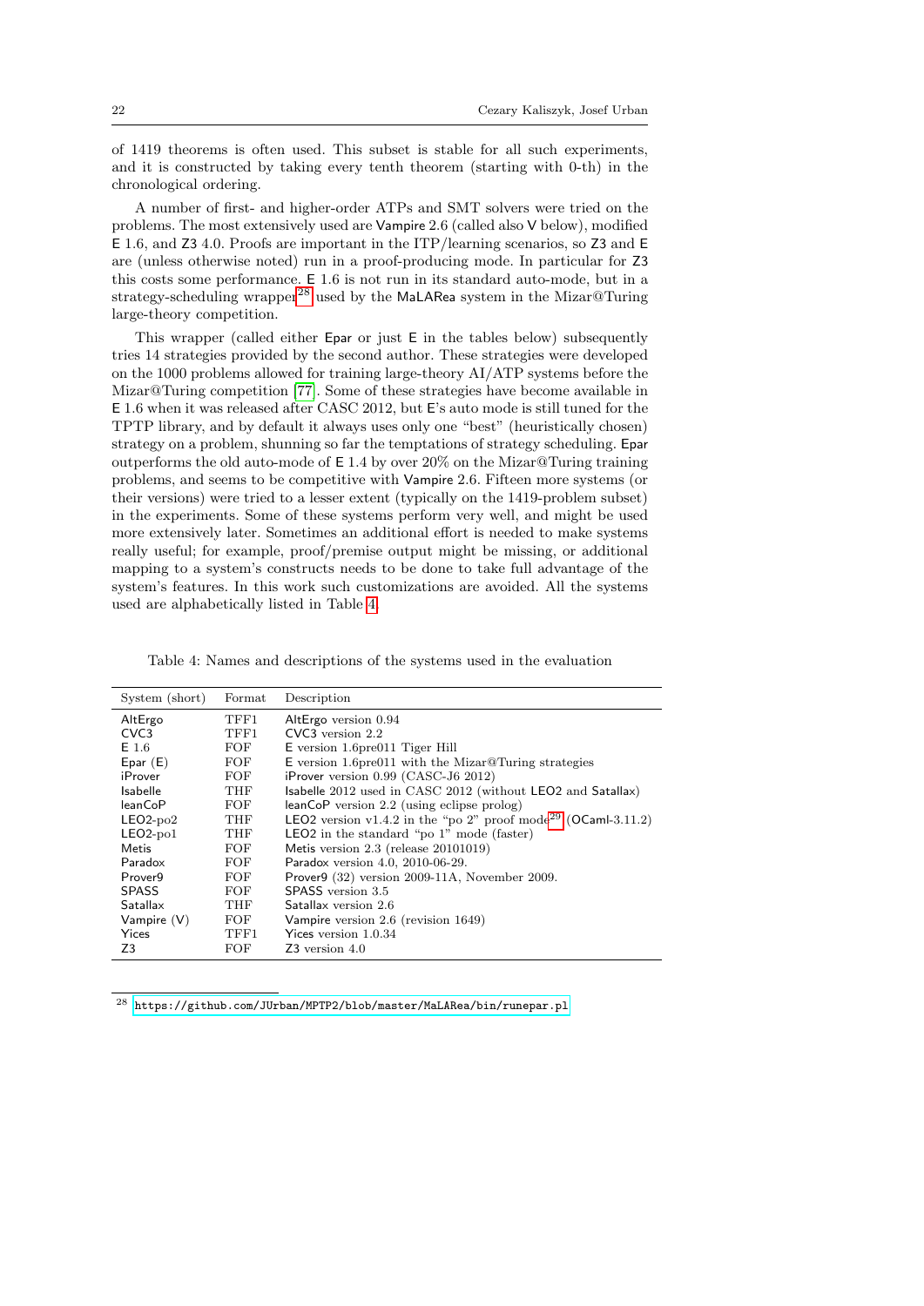of 1419 theorems is often used. This subset is stable for all such experiments, and it is constructed by taking every tenth theorem (starting with 0-th) in the chronological ordering.

A number of first- and higher-order ATPs and SMT solvers were tried on the problems. The most extensively used are Vampire 2.6 (called also V below), modified E 1.6, and Z3 4.0. Proofs are important in the ITP/learning scenarios, so Z3 and E are (unless otherwise noted) run in a proof-producing mode. In particular for Z3 this costs some performance. E 1.6 is not run in its standard auto-mode, but in a strategy-scheduling wrapper[28] used by the MaLARea system in the Mizar@Turing large-theory competition.

This wrapper (called either Epar or just E in the tables below) subsequently tries 14 strategies provided by the second author. These strategies were developed on the 1000 problems allowed for training large-theory AI/ATP systems before the Mizar@Turing competition [77]. Some of these strategies have become available in E 1.6 when it was released after CASC 2012, but E's auto mode is still tuned for the TPTP library, and by default it always uses only one "best" (heuristically chosen) strategy on a problem, shunning so far the temptations of strategy scheduling. Epar outperforms the old auto-mode of E 1.4 by over 20% on the Mizar@Turing training problems, and seems to be competitive with Vampire 2.6. Fifteen more systems (or their versions) were tried to a lesser extent (typically on the 1419-problem subset) in the experiments. Some of these systems perform very well, and might be used more extensively later. Sometimes an additional effort is needed to make systems really useful; for example, proof/premise output might be missing, or additional mapping to a system's constructs needs to be done to take full advantage of the system's features. In this work such customizations are avoided. All the systems used are alphabetically listed in Table 4.

Table 4: Names and descriptions of the systems used in the evaluation

| System (short) | Format | Description |
|---|---|---|
| AltErgo | TFF1 | AltErgo version 0.94 |
| CVC3 | TFF1 | CVC3 version 2.2 |
| E 1.6 | FOF | E version 1.6pre011 Tiger Hill |
| Epar (E) | FOF | E version 1.6pre011 with the Mizar@Turing strategies |
| iProver | FOF | iProver version 0.99 (CASC-J6 2012) |
| Isabelle | THF | Isabelle 2012 used in CASC 2012 (without LEO2 and Satallax) |
| leanCoP | FOF | leanCoP version 2.2 (using eclipse prolog) |
| LEO2-po2 | THF | LEO2 version v1.4.2 in the "po 2" proof mode[29] (OCaml-3.11.2) |
| LEO2-po1 | THF | LEO2 in the standard "po 1" mode (faster) |
| Metis | FOF | Metis version 2.3 (release 20101019) |
| Paradox | FOF | Paradox version 4.0, 2010-06-29. |
| Prover9 | FOF | Prover9 (32) version 2009-11A, November 2009. |
| SPASS | FOF | SPASS version 3.5 |
| Satallax | THF | Satallax version 2.6 |
| Vampire (V) | FOF | Vampire version 2.6 (revision 1649) |
| Yices | TFF1 | Yices version 1.0.34 |
| Z3 | FOF | Z3 version 4.0 |

[28] https://github.com/JUrban/MPTP2/blob/master/MaLARea/bin/runepar.pl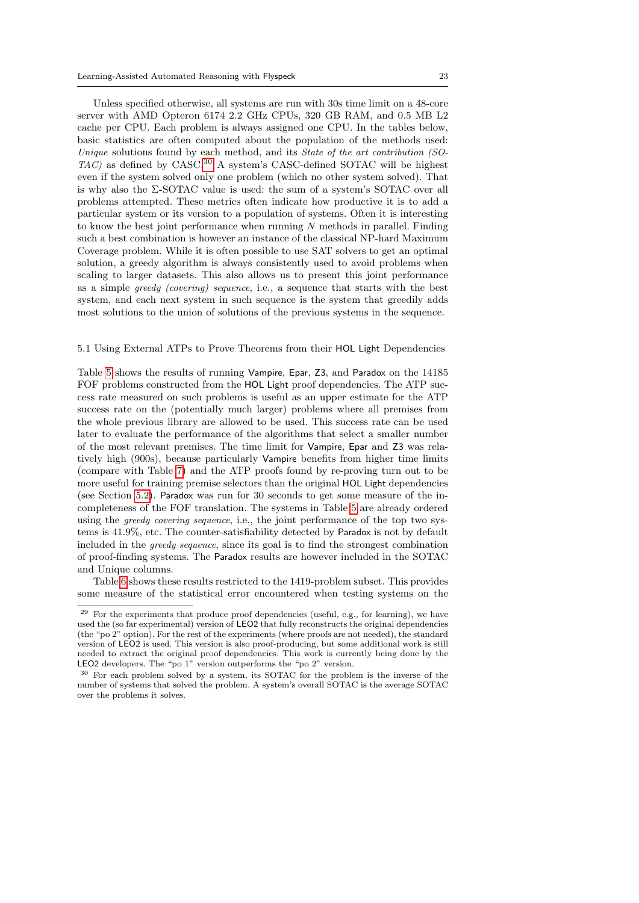Unless specified otherwise, all systems are run with 30s time limit on a 48-core server with AMD Opteron 6174 2.2 GHz CPUs, 320 GB RAM, and 0.5 MB L2 cache per CPU. Each problem is always assigned one CPU. In the tables below, basic statistics are often computed about the population of the methods used: *Unique* solutions found by each method, and its *State of the art contribution (SOTAC)* as defined by CASC.[30] A system's CASC-defined SOTAC will be highest even if the system solved only one problem (which no other system solved). That is why also the Σ-SOTAC value is used: the sum of a system's SOTAC over all problems attempted. These metrics often indicate how productive it is to add a particular system or its version to a population of systems. Often it is interesting to know the best joint performance when running $N$ methods in parallel. Finding such a best combination is however an instance of the classical NP-hard Maximum Coverage problem. While it is often possible to use SAT solvers to get an optimal solution, a greedy algorithm is always consistently used to avoid problems when scaling to larger datasets. This also allows us to present this joint performance as a simple *greedy (covering) sequence*, i.e., a sequence that starts with the best system, and each next system in such sequence is the system that greedily adds most solutions to the union of solutions of the previous systems in the sequence.

### 5.1 Using External ATPs to Prove Theorems from their HOL Light Dependencies

Table 5 shows the results of running Vampire, Epar, Z3, and Paradox on the 14185 FOF problems constructed from the HOL Light proof dependencies. The ATP success rate measured on such problems is useful as an upper estimate for the ATP success rate on the (potentially much larger) problems where all premises from the whole previous library are allowed to be used. This success rate can be used later to evaluate the performance of the algorithms that select a smaller number of the most relevant premises. The time limit for Vampire, Epar and Z3 was relatively high (900s), because particularly Vampire benefits from higher time limits (compare with Table 7) and the ATP proofs found by re-proving turn out to be more useful for training premise selectors than the original HOL Light dependencies (see Section 5.2). Paradox was run for 30 seconds to get some measure of the incompleteness of the FOF translation. The systems in Table 5 are already ordered using the *greedy covering sequence*, i.e., the joint performance of the top two systems is 41.9%, etc. The counter-satisfiability detected by Paradox is not by default included in the *greedy sequence*, since its goal is to find the strongest combination of proof-finding systems. The Paradox results are however included in the SOTAC and Unique columns.

Table 6 shows these results restricted to the 1419-problem subset. This provides some measure of the statistical error encountered when testing systems on the

---

[29] For the experiments that produce proof dependencies (useful, e.g., for learning), we have used the (so far experimental) version of LEO2 that fully reconstructs the original dependencies (the "po 2" option). For the rest of the experiments (where proofs are not needed), the standard version of LEO2 is used. This version is also proof-producing, but some additional work is still needed to extract the original proof dependencies. This work is currently being done by the LEO2 developers. The "po 1" version outperforms the "po 2" version.

[30] For each problem solved by a system, its SOTAC for the problem is the inverse of the number of systems that solved the problem. A system's overall SOTAC is the average SOTAC over the problems it solves.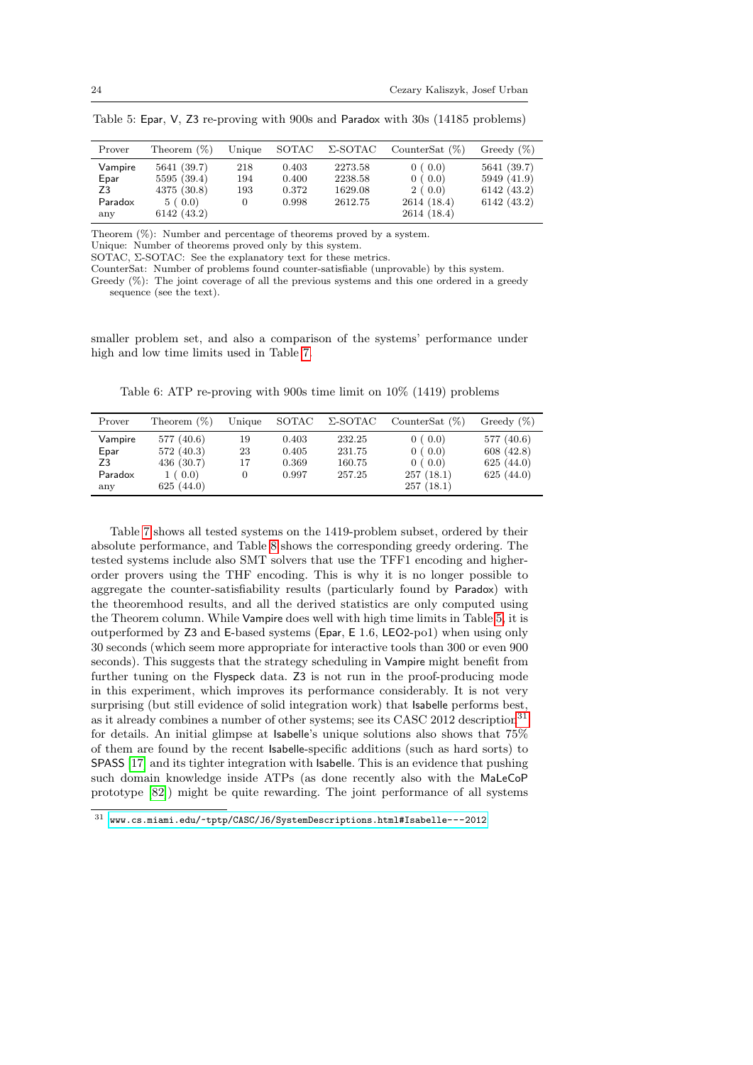Table 5: Epar, V, Z3 re-proving with 900s and Paradox with 30s (14185 problems)

| Prover | Theorem (%) | Unique | SOTAC | Σ-SOTAC | CounterSat (%) | Greedy (%) |
|---|---|---|---|---|---|---|
| Vampire | 5641 (39.7) | 218 | 0.403 | 2273.58 | 0 ( 0.0) | 5641 (39.7) |
| Epar | 5595 (39.4) | 194 | 0.400 | 2238.58 | 0 ( 0.0) | 5949 (41.9) |
| Z3 | 4375 (30.8) | 193 | 0.372 | 1629.08 | 2 ( 0.0) | 6142 (43.2) |
| Paradox | 5 ( 0.0) | 0 | 0.998 | 2612.75 | 2614 (18.4) | 6142 (43.2) |
| any | 6142 (43.2) | | | | 2614 (18.4) | |

Theorem (%): Number and percentage of theorems proved by a system.
Unique: Number of theorems proved only by this system.
SOTAC, Σ-SOTAC: See the explanatory text for these metrics.
CounterSat: Number of problems found counter-satisfiable (unprovable) by this system.
Greedy (%): The joint coverage of all the previous systems and this one ordered in a greedy sequence (see the text).

smaller problem set, and also a comparison of the systems' performance under high and low time limits used in Table 7.

Table 6: ATP re-proving with 900s time limit on 10% (1419) problems

| Prover | Theorem (%) | Unique | SOTAC | Σ-SOTAC | CounterSat (%) | Greedy (%) |
|---|---|---|---|---|---|---|
| Vampire | 577 (40.6) | 19 | 0.403 | 232.25 | 0 ( 0.0) | 577 (40.6) |
| Epar | 572 (40.3) | 23 | 0.405 | 231.75 | 0 ( 0.0) | 608 (42.8) |
| Z3 | 436 (30.7) | 17 | 0.369 | 160.75 | 0 ( 0.0) | 625 (44.0) |
| Paradox | 1 ( 0.0) | 0 | 0.997 | 257.25 | 257 (18.1) | 625 (44.0) |
| any | 625 (44.0) | | | | 257 (18.1) | |

Table 7 shows all tested systems on the 1419-problem subset, ordered by their absolute performance, and Table 8 shows the corresponding greedy ordering. The tested systems include also SMT solvers that use the TFF1 encoding and higher-order provers using the THF encoding. This is why it is no longer possible to aggregate the counter-satisfiability results (particularly found by Paradox) with the theoremhood results, and all the derived statistics are only computed using the Theorem column. While Vampire does well with high time limits in Table 5, it is outperformed by Z3 and E-based systems (Epar, E 1.6, LEO2-po1) when using only 30 seconds (which seem more appropriate for interactive tools than 300 or even 900 seconds). This suggests that the strategy scheduling in Vampire might benefit from further tuning on the Flyspeck data. Z3 is not run in the proof-producing mode in this experiment, which improves its performance considerably. It is not very surprising (but still evidence of solid integration work) that Isabelle performs best, as it already combines a number of other systems; see its CASC 2012 description[31] for details. An initial glimpse at Isabelle's unique solutions also shows that 75% of them are found by the recent Isabelle-specific additions (such as hard sorts) to SPASS [17] and its tighter integration with Isabelle. This is an evidence that pushing such domain knowledge inside ATPs (as done recently also with the MaLeCoP prototype [82]) might be quite rewarding. The joint performance of all systems

[31] www.cs.miami.edu/~tptp/CASC/J6/SystemDescriptions.html#Isabelle---2012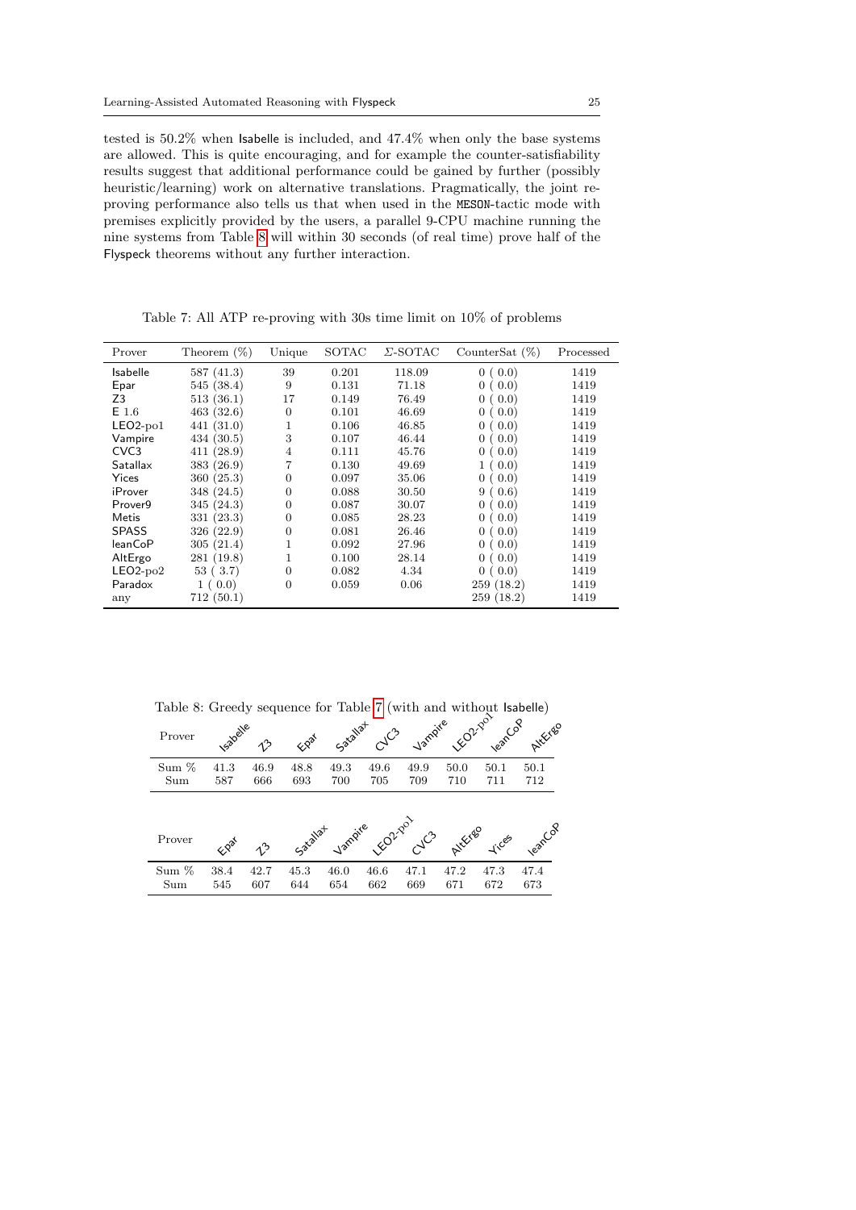tested is 50.2% when Isabelle is included, and 47.4% when only the base systems are allowed. This is quite encouraging, and for example the counter-satisfiability results suggest that additional performance could be gained by further (possibly heuristic/learning) work on alternative translations. Pragmatically, the joint reproving performance also tells us that when used in the MESON-tactic mode with premises explicitly provided by the users, a parallel 9-CPU machine running the nine systems from Table 8 will within 30 seconds (of real time) prove half of the Flyspeck theorems without any further interaction.

Table 7: All ATP re-proving with 30s time limit on 10% of problems

| Prover | Theorem (%) | Unique | SOTAC | Σ-SOTAC | CounterSat (%) | Processed |
|---|---|---|---|---|---|---|
| Isabelle | 587 (41.3) | 39 | 0.201 | 118.09 | 0 ( 0.0) | 1419 |
| Epar | 545 (38.4) | 9 | 0.131 | 71.18 | 0 ( 0.0) | 1419 |
| Z3 | 513 (36.1) | 17 | 0.149 | 76.49 | 0 ( 0.0) | 1419 |
| E 1.6 | 463 (32.6) | 0 | 0.101 | 46.69 | 0 ( 0.0) | 1419 |
| LEO2-po1 | 441 (31.0) | 1 | 0.106 | 46.85 | 0 ( 0.0) | 1419 |
| Vampire | 434 (30.5) | 3 | 0.107 | 46.44 | 0 ( 0.0) | 1419 |
| CVC3 | 411 (28.9) | 4 | 0.111 | 45.76 | 0 ( 0.0) | 1419 |
| Satallax | 383 (26.9) | 7 | 0.130 | 49.69 | 1 ( 0.0) | 1419 |
| Yices | 360 (25.3) | 0 | 0.097 | 35.06 | 0 ( 0.0) | 1419 |
| iProver | 348 (24.5) | 0 | 0.088 | 30.50 | 9 ( 0.6) | 1419 |
| Prover9 | 345 (24.3) | 0 | 0.087 | 30.07 | 0 ( 0.0) | 1419 |
| Metis | 331 (23.3) | 0 | 0.085 | 28.23 | 0 ( 0.0) | 1419 |
| SPASS | 326 (22.9) | 0 | 0.081 | 26.46 | 0 ( 0.0) | 1419 |
| leanCoP | 305 (21.4) | 1 | 0.092 | 27.96 | 0 ( 0.0) | 1419 |
| AltErgo | 281 (19.8) | 1 | 0.100 | 28.14 | 0 ( 0.0) | 1419 |
| LEO2-po2 | 53 ( 3.7) | 0 | 0.082 | 4.34 | 0 ( 0.0) | 1419 |
| Paradox | 1 ( 0.0) | 0 | 0.059 | 0.06 | 259 (18.2) | 1419 |
| any | 712 (50.1) | | | | 259 (18.2) | 1419 |

Table 8: Greedy sequence for Table 7 (with and without Isabelle)

| Prover | Isabelle | Z3 | Epar | Satallax | CVC3 | Vampire | LEO2-po1 | leanCoP | AltErgo |
|---|---|---|---|---|---|---|---|---|---|
| Sum % | 41.3 | 46.9 | 48.8 | 49.3 | 49.6 | 49.9 | 50.0 | 50.1 | 50.1 |
| Sum | 587 | 666 | 693 | 700 | 705 | 709 | 710 | 711 | 712 |

| Prover | Epar | Z3 | Satallax | Vampire | LEO2-po1 | CVC3 | AltErgo | Yices | leanCoP |
|---|---|---|---|---|---|---|---|---|---|
| Sum % | 38.4 | 42.7 | 45.3 | 46.0 | 46.6 | 47.1 | 47.2 | 47.3 | 47.4 |
| Sum | 545 | 607 | 644 | 654 | 662 | 669 | 671 | 672 | 673 |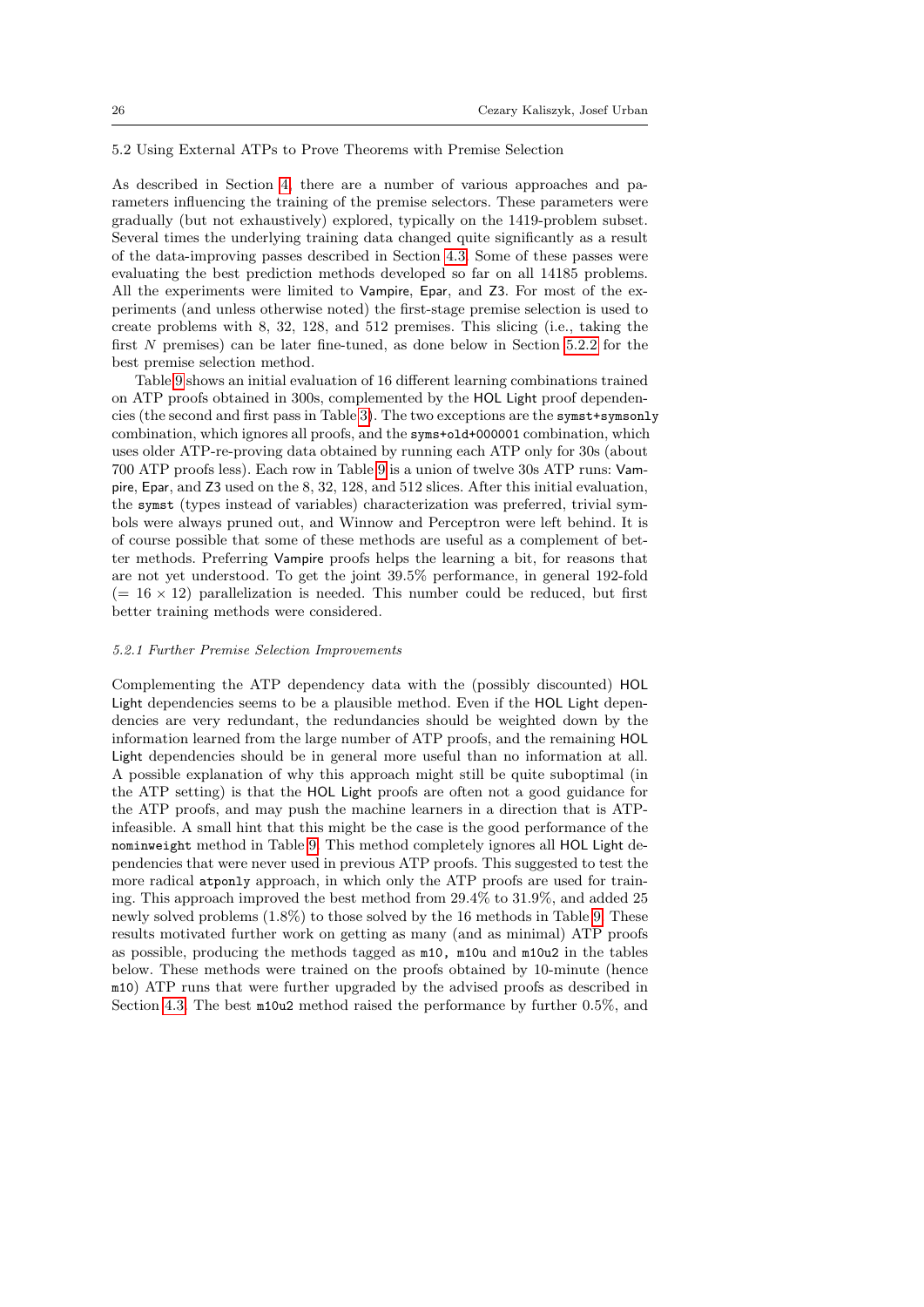### 5.2 Using External ATPs to Prove Theorems with Premise Selection

As described in Section 4, there are a number of various approaches and parameters influencing the training of the premise selectors. These parameters were gradually (but not exhaustively) explored, typically on the 1419-problem subset. Several times the underlying training data changed quite significantly as a result of the data-improving passes described in Section 4.3. Some of these passes were evaluating the best prediction methods developed so far on all 14185 problems. All the experiments were limited to Vampire, Epar, and Z3. For most of the experiments (and unless otherwise noted) the first-stage premise selection is used to create problems with 8, 32, 128, and 512 premises. This slicing (i.e., taking the first $N$ premises) can be later fine-tuned, as done below in Section 5.2.2 for the best premise selection method.

Table 9 shows an initial evaluation of 16 different learning combinations trained on ATP proofs obtained in 300s, complemented by the HOL Light proof dependencies (the second and first pass in Table 3). The two exceptions are the `symst+symsonly` combination, which ignores all proofs, and the `syms+old+000001` combination, which uses older ATP-re-proving data obtained by running each ATP only for 30s (about 700 ATP proofs less). Each row in Table 9 is a union of twelve 30s ATP runs: Vampire, Epar, and Z3 used on the 8, 32, 128, and 512 slices. After this initial evaluation, the `symst` (types instead of variables) characterization was preferred, trivial symbols were always pruned out, and Winnow and Perceptron were left behind. It is of course possible that some of these methods are useful as a complement of better methods. Preferring Vampire proofs helps the learning a bit, for reasons that are not yet understood. To get the joint 39.5% performance, in general 192-fold ($= 16 \times 12$) parallelization is needed. This number could be reduced, but first better training methods were considered.

#### 5.2.1 Further Premise Selection Improvements

Complementing the ATP dependency data with the (possibly discounted) HOL Light dependencies seems to be a plausible method. Even if the HOL Light dependencies are very redundant, the redundancies should be weighted down by the information learned from the large number of ATP proofs, and the remaining HOL Light dependencies should be in general more useful than no information at all. A possible explanation of why this approach might still be quite suboptimal (in the ATP setting) is that the HOL Light proofs are often not a good guidance for the ATP proofs, and may push the machine learners in a direction that is ATP-infeasible. A small hint that this might be the case is the good performance of the `nominweight` method in Table 9. This method completely ignores all HOL Light dependencies that were never used in previous ATP proofs. This suggested to test the more radical `atponly` approach, in which only the ATP proofs are used for training. This approach improved the best method from 29.4% to 31.9%, and added 25 newly solved problems (1.8%) to those solved by the 16 methods in Table 9. These results motivated further work on getting as many (and as minimal) ATP proofs as possible, producing the methods tagged as `m10, m10u` and `m10u2` in the tables below. These methods were trained on the proofs obtained by 10-minute (hence `m10`) ATP runs that were further upgraded by the advised proofs as described in Section 4.3. The best `m10u2` method raised the performance by further 0.5%, and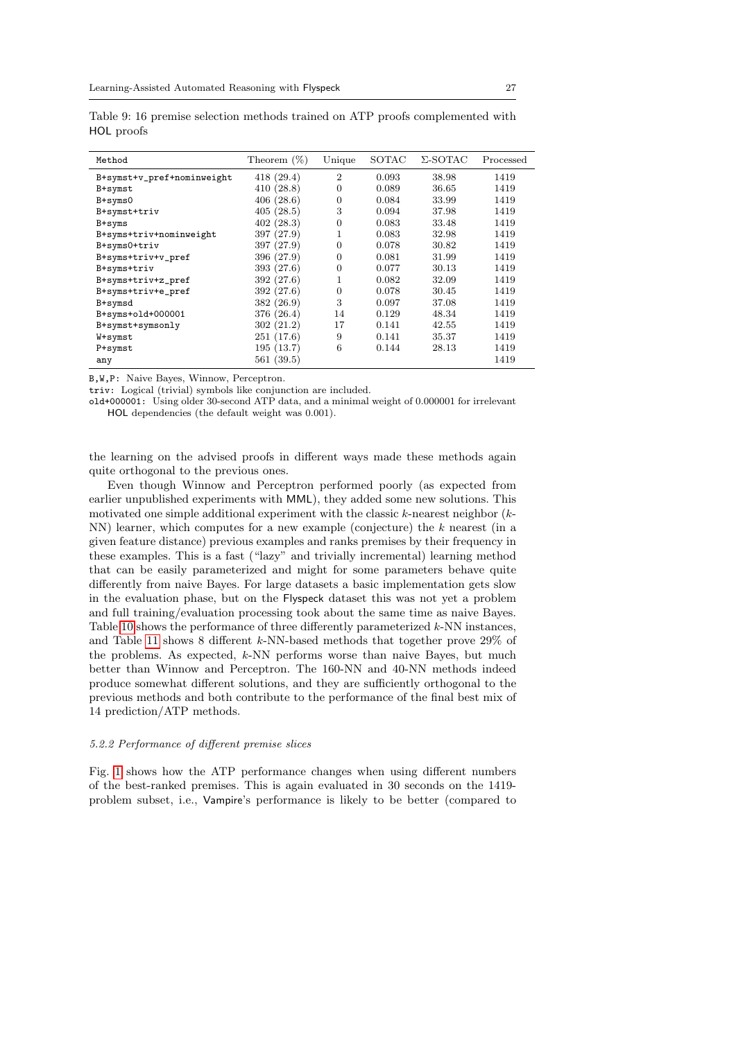Table 9: 16 premise selection methods trained on ATP proofs complemented with HOL proofs

| Method | Theorem (%) | Unique | SOTAC | Σ-SOTAC | Processed |
|---|---|---|---|---|---|
| B+symst+v_pref+nominweight | 418 (29.4) | 2 | 0.093 | 38.98 | 1419 |
| B+symst | 410 (28.8) | 0 | 0.089 | 36.65 | 1419 |
| B+syms0 | 406 (28.6) | 0 | 0.084 | 33.99 | 1419 |
| B+symst+triv | 405 (28.5) | 3 | 0.094 | 37.98 | 1419 |
| B+syms | 402 (28.3) | 0 | 0.083 | 33.48 | 1419 |
| B+syms+triv+nominweight | 397 (27.9) | 1 | 0.083 | 32.98 | 1419 |
| B+syms0+triv | 397 (27.9) | 0 | 0.078 | 30.82 | 1419 |
| B+syms+triv+v_pref | 396 (27.9) | 0 | 0.081 | 31.99 | 1419 |
| B+syms+triv | 393 (27.6) | 0 | 0.077 | 30.13 | 1419 |
| B+syms+triv+z_pref | 392 (27.6) | 1 | 0.082 | 32.09 | 1419 |
| B+syms+triv+e_pref | 392 (27.6) | 0 | 0.078 | 30.45 | 1419 |
| B+symsd | 382 (26.9) | 3 | 0.097 | 37.08 | 1419 |
| B+syms+old+000001 | 376 (26.4) | 14 | 0.129 | 48.34 | 1419 |
| B+symst+symsonly | 302 (21.2) | 17 | 0.141 | 42.55 | 1419 |
| W+symst | 251 (17.6) | 9 | 0.141 | 35.37 | 1419 |
| P+symst | 195 (13.7) | 6 | 0.144 | 28.13 | 1419 |
| any | 561 (39.5) | | | | 1419 |

B,W,P: Naive Bayes, Winnow, Perceptron.
triv: Logical (trivial) symbols like conjunction are included.
old+000001: Using older 30-second ATP data, and a minimal weight of 0.000001 for irrelevant HOL dependencies (the default weight was 0.001).

the learning on the advised proofs in different ways made these methods again quite orthogonal to the previous ones.

Even though Winnow and Perceptron performed poorly (as expected from earlier unpublished experiments with MML), they added some new solutions. This motivated one simple additional experiment with the classic $k$-nearest neighbor ($k$-NN) learner, which computes for a new example (conjecture) the $k$ nearest (in a given feature distance) previous examples and ranks premises by their frequency in these examples. This is a fast ("lazy" and trivially incremental) learning method that can be easily parameterized and might for some parameters behave quite differently from naive Bayes. For large datasets a basic implementation gets slow in the evaluation phase, but on the Flyspeck dataset this was not yet a problem and full training/evaluation processing took about the same time as naive Bayes. Table 10 shows the performance of three differently parameterized $k$-NN instances, and Table 11 shows 8 different $k$-NN-based methods that together prove 29% of the problems. As expected, $k$-NN performs worse than naive Bayes, but much better than Winnow and Perceptron. The 160-NN and 40-NN methods indeed produce somewhat different solutions, and they are sufficiently orthogonal to the previous methods and both contribute to the performance of the final best mix of 14 prediction/ATP methods.

#### 5.2.2 Performance of different premise slices

Fig. 1 shows how the ATP performance changes when using different numbers of the best-ranked premises. This is again evaluated in 30 seconds on the 1419-problem subset, i.e., Vampire's performance is likely to be better (compared to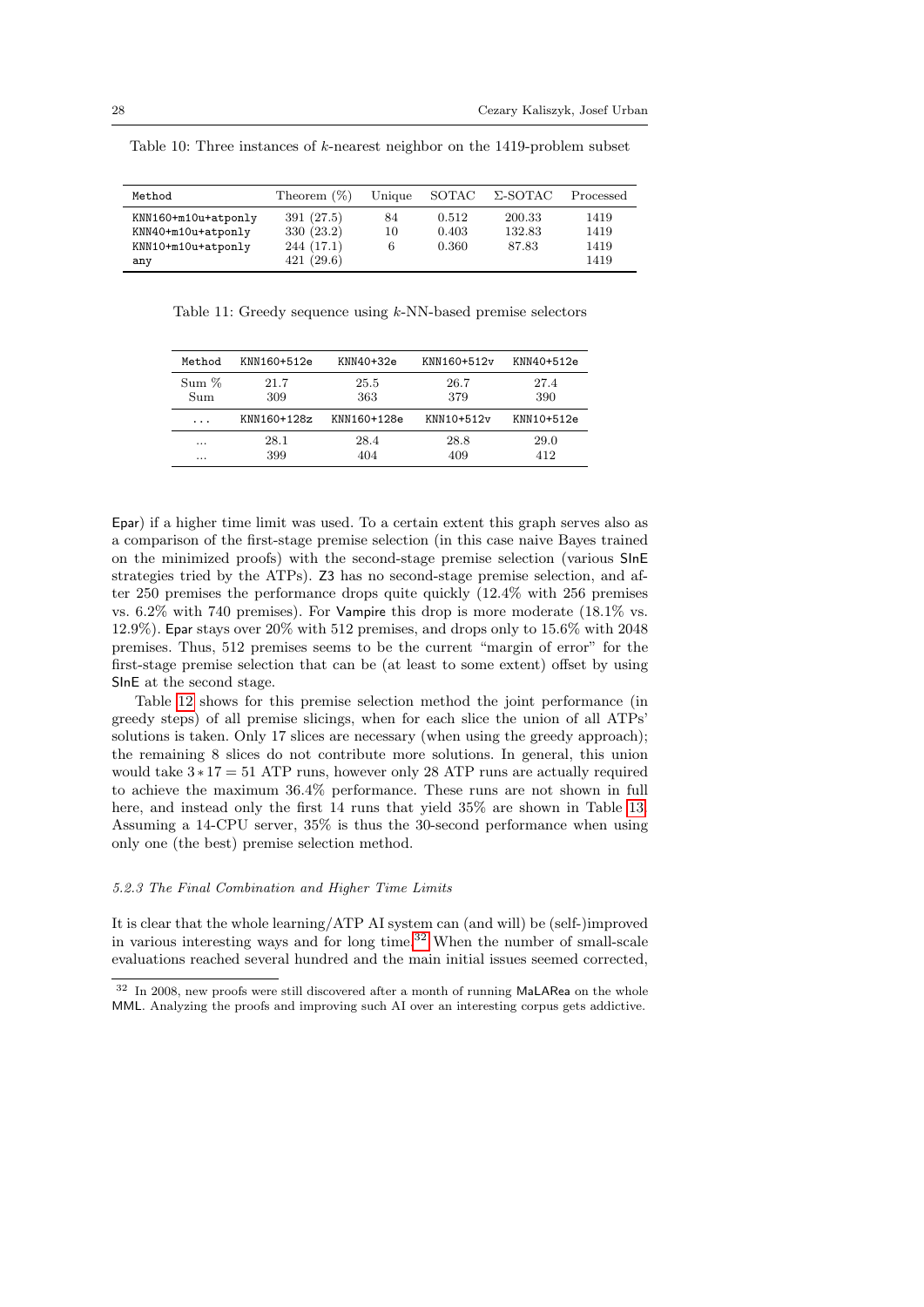Table 10: Three instances of $k$-nearest neighbor on the 1419-problem subset

| Method | Theorem (%) | Unique | SOTAC | Σ-SOTAC | Processed |
|---|---|---|---|---|---|
| KNN160+m10u+atponly | 391 (27.5) | 84 | 0.512 | 200.33 | 1419 |
| KNN40+m10u+atponly | 330 (23.2) | 10 | 0.403 | 132.83 | 1419 |
| KNN10+m10u+atponly | 244 (17.1) | 6 | 0.360 | 87.83 | 1419 |
| any | 421 (29.6) | | | | 1419 |

Table 11: Greedy sequence using $k$-NN-based premise selectors

| Method | KNN160+512e | KNN40+32e | KNN160+512v | KNN40+512e |
|---|---|---|---|---|
| Sum % | 21.7 | 25.5 | 26.7 | 27.4 |
| Sum | 309 | 363 | 379 | 390 |
| ... | KNN160+128z | KNN160+128e | KNN10+512v | KNN10+512e |
| ... | 28.1 | 28.4 | 28.8 | 29.0 |
| ... | 399 | 404 | 409 | 412 |

Epar) if a higher time limit was used. To a certain extent this graph serves also as a comparison of the first-stage premise selection (in this case naive Bayes trained on the minimized proofs) with the second-stage premise selection (various SInE strategies tried by the ATPs). Z3 has no second-stage premise selection, and after 250 premises the performance drops quite quickly (12.4% with 256 premises vs. 6.2% with 740 premises). For Vampire this drop is more moderate (18.1% vs. 12.9%). Epar stays over 20% with 512 premises, and drops only to 15.6% with 2048 premises. Thus, 512 premises seems to be the current "margin of error" for the first-stage premise selection that can be (at least to some extent) offset by using SInE at the second stage.

Table 12 shows for this premise selection method the joint performance (in greedy steps) of all premise slicings, when for each slice the union of all ATPs' solutions is taken. Only 17 slices are necessary (when using the greedy approach); the remaining 8 slices do not contribute more solutions. In general, this union would take $3 * 17 = 51$ ATP runs, however only 28 ATP runs are actually required to achieve the maximum 36.4% performance. These runs are not shown in full here, and instead only the first 14 runs that yield 35% are shown in Table 13. Assuming a 14-CPU server, 35% is thus the 30-second performance when using only one (the best) premise selection method.

#### 5.2.3 The Final Combination and Higher Time Limits

It is clear that the whole learning/ATP AI system can (and will) be (self-)improved in various interesting ways and for long time.[32] When the number of small-scale evaluations reached several hundred and the main initial issues seemed corrected,

[32] In 2008, new proofs were still discovered after a month of running MaLARea on the whole MML. Analyzing the proofs and improving such AI over an interesting corpus gets addictive.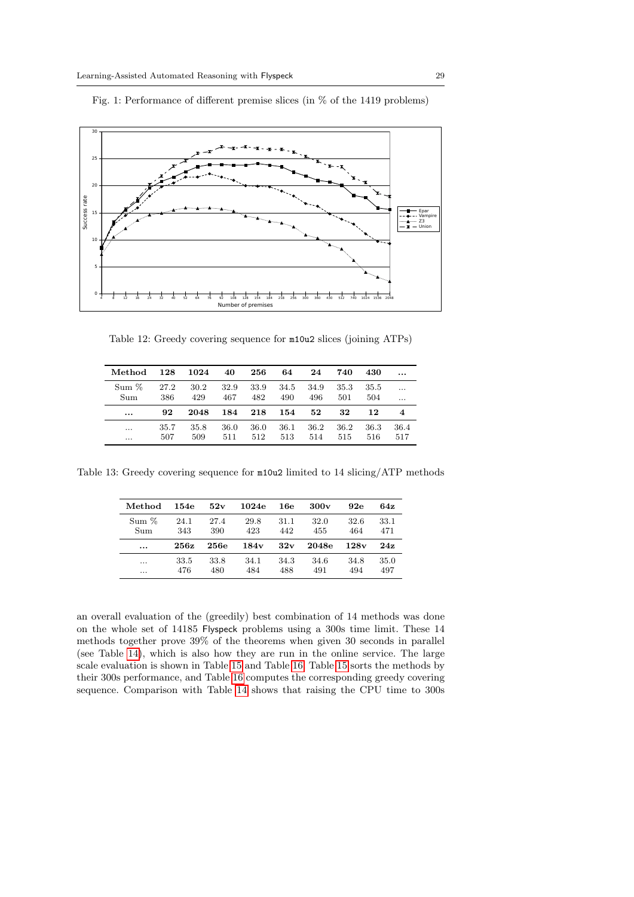Fig. 1: Performance of different premise slices (in % of the 1419 problems)

Table 12: Greedy covering sequence for m10u2 slices (joining ATPs)

| **Method** | **128** | **1024** | **40** | **256** | **64** | **24** | **740** | **430** | **...** |
|---|---|---|---|---|---|---|---|---|---|
| Sum % | 27.2 | 30.2 | 32.9 | 33.9 | 34.5 | 34.9 | 35.3 | 35.5 | ... |
| Sum | 386 | 429 | 467 | 482 | 490 | 496 | 501 | 504 | ... |
| **...** | **92** | **2048** | **184** | **218** | **154** | **52** | **32** | **12** | **4** |
| ... | 35.7 | 35.8 | 36.0 | 36.0 | 36.1 | 36.2 | 36.2 | 36.3 | 36.4 |
| ... | 507 | 509 | 511 | 512 | 513 | 514 | 515 | 516 | 517 |

Table 13: Greedy covering sequence for m10u2 limited to 14 slicing/ATP methods

| **Method** | **154e** | **52v** | **1024e** | **16e** | **300v** | **92e** | **64z** |
|---|---|---|---|---|---|---|---|
| Sum % | 24.1 | 27.4 | 29.8 | 31.1 | 32.0 | 32.6 | 33.1 |
| Sum | 343 | 390 | 423 | 442 | 455 | 464 | 471 |
| **...** | **256z** | **256e** | **184v** | **32v** | **2048e** | **128v** | **24z** |
| ... | 33.5 | 33.8 | 34.1 | 34.3 | 34.6 | 34.8 | 35.0 |
| ... | 476 | 480 | 484 | 488 | 491 | 494 | 497 |

an overall evaluation of the (greedily) best combination of 14 methods was done on the whole set of 14185 Flyspeck problems using a 300s time limit. These 14 methods together prove 39% of the theorems when given 30 seconds in parallel (see Table 14), which is also how they are run in the online service. The large scale evaluation is shown in Table 15 and Table 16. Table 15 sorts the methods by their 300s performance, and Table 16 computes the corresponding greedy covering sequence. Comparison with Table 14 shows that raising the CPU time to 300s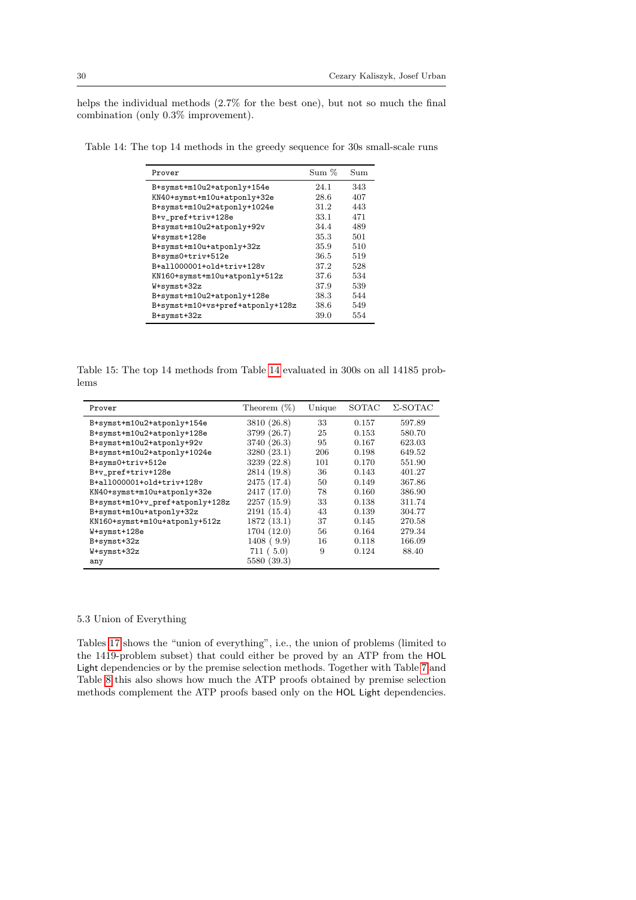helps the individual methods (2.7% for the best one), but not so much the final combination (only 0.3% improvement).

Table 14: The top 14 methods in the greedy sequence for 30s small-scale runs

| Prover | Sum % | Sum |
|---|---|---|
| B+symst+m10u2+atponly+154e | 24.1 | 343 |
| KN40+symst+m10u+atponly+32e | 28.6 | 407 |
| B+symst+m10u2+atponly+1024e | 31.2 | 443 |
| B+v_pref+triv+128e | 33.1 | 471 |
| B+symst+m10u2+atponly+92v | 34.4 | 489 |
| W+symst+128e | 35.3 | 501 |
| B+symst+m10u+atponly+32z | 35.9 | 510 |
| B+syms0+triv+512e | 36.5 | 519 |
| B+all000001+old+triv+128v | 37.2 | 528 |
| KN160+symst+m10u+atponly+512z | 37.6 | 534 |
| W+symst+32z | 37.9 | 539 |
| B+symst+m10u2+atponly+128e | 38.3 | 544 |
| B+symst+m10+vs+pref+atponly+128z | 38.6 | 549 |
| B+symst+32z | 39.0 | 554 |

Table 15: The top 14 methods from Table 14 evaluated in 300s on all 14185 problems

| Prover | Theorem (%) | Unique | SOTAC | Σ-SOTAC |
|---|---|---|---|---|
| B+symst+m10u2+atponly+154e | 3810 (26.8) | 33 | 0.157 | 597.89 |
| B+symst+m10u2+atponly+128e | 3799 (26.7) | 25 | 0.153 | 580.70 |
| B+symst+m10u2+atponly+92v | 3740 (26.3) | 95 | 0.167 | 623.03 |
| B+symst+m10u2+atponly+1024e | 3280 (23.1) | 206 | 0.198 | 649.52 |
| B+syms0+triv+512e | 3239 (22.8) | 101 | 0.170 | 551.90 |
| B+v_pref+triv+128e | 2814 (19.8) | 36 | 0.143 | 401.27 |
| B+all000001+old+triv+128v | 2475 (17.4) | 50 | 0.149 | 367.86 |
| KN40+symst+m10u+atponly+32e | 2417 (17.0) | 78 | 0.160 | 386.90 |
| B+symst+m10+v_pref+atponly+128z | 2257 (15.9) | 33 | 0.138 | 311.74 |
| B+symst+m10u+atponly+32z | 2191 (15.4) | 43 | 0.139 | 304.77 |
| KN160+symst+m10u+atponly+512z | 1872 (13.1) | 37 | 0.145 | 270.58 |
| W+symst+128e | 1704 (12.0) | 56 | 0.164 | 279.34 |
| B+symst+32z | 1408 ( 9.9) | 16 | 0.118 | 166.09 |
| W+symst+32z | 711 ( 5.0) | 9 | 0.124 | 88.40 |
| any | 5580 (39.3) | | | |

### 5.3 Union of Everything

Tables 17 shows the "union of everything", i.e., the union of problems (limited to the 1419-problem subset) that could either be proved by an ATP from the HOL Light dependencies or by the premise selection methods. Together with Table 7 and Table 8 this also shows how much the ATP proofs obtained by premise selection methods complement the ATP proofs based only on the HOL Light dependencies.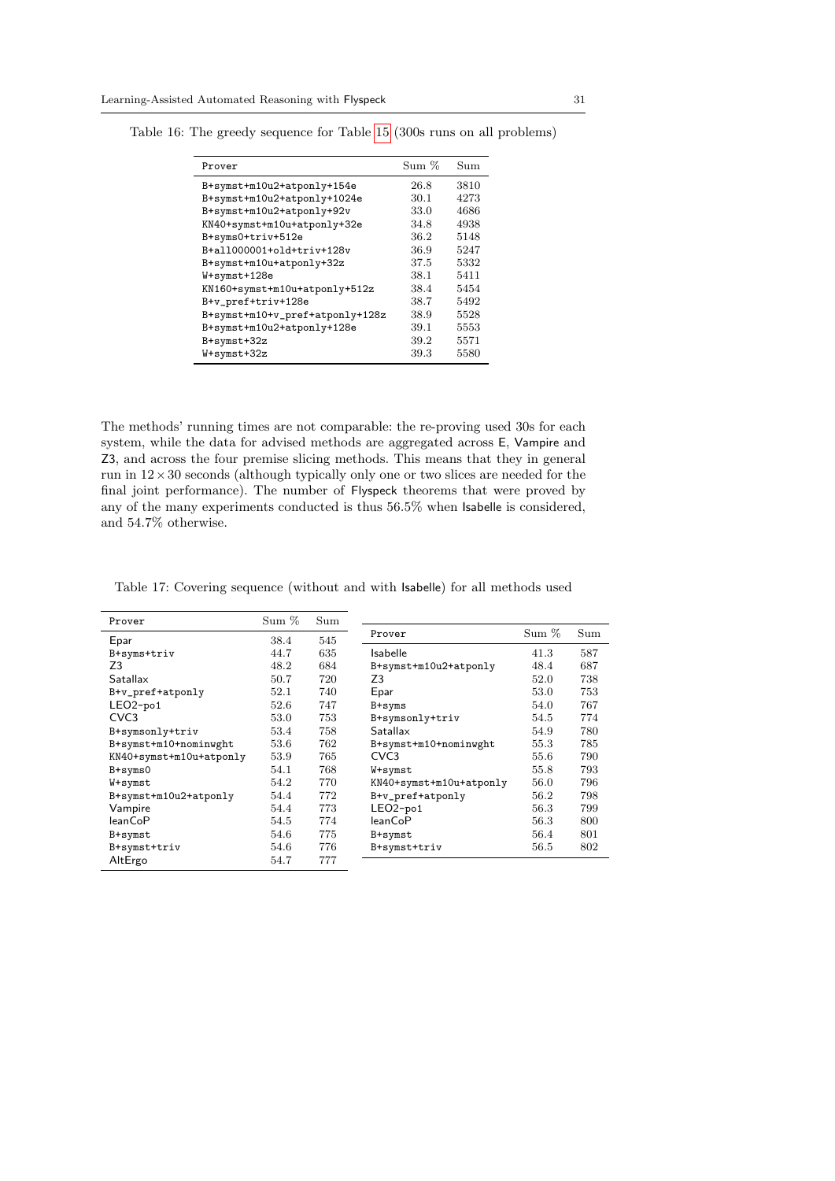Table 16: The greedy sequence for Table 15 (300s runs on all problems)

| Prover | Sum % | Sum |
|---|---|---|
| B+symst+m10u2+atponly+154e | 26.8 | 3810 |
| B+symst+m10u2+atponly+1024e | 30.1 | 4273 |
| B+symst+m10u2+atponly+92v | 33.0 | 4686 |
| KN40+symst+m10u+atponly+32e | 34.8 | 4938 |
| B+syms0+triv+512e | 36.2 | 5148 |
| B+all000001+old+triv+128v | 36.9 | 5247 |
| B+symst+m10u+atponly+32z | 37.5 | 5332 |
| W+symst+128e | 38.1 | 5411 |
| KN160+symst+m10u+atponly+512z | 38.4 | 5454 |
| B+v_pref+triv+128e | 38.7 | 5492 |
| B+symst+m10+v_pref+atponly+128z | 38.9 | 5528 |
| B+symst+m10u2+atponly+128e | 39.1 | 5553 |
| B+symst+32z | 39.2 | 5571 |
| W+symst+32z | 39.3 | 5580 |

The methods' running times are not comparable: the re-proving used 30s for each system, while the data for advised methods are aggregated across E, Vampire and Z3, and across the four premise slicing methods. This means that they in general run in $12 \times 30$ seconds (although typically only one or two slices are needed for the final joint performance). The number of Flyspeck theorems that were proved by any of the many experiments conducted is thus 56.5% when Isabelle is considered, and 54.7% otherwise.

Table 17: Covering sequence (without and with Isabelle) for all methods used

| Prover | Sum % | Sum |
|---|---|---|
| Epar | 38.4 | 545 |
| B+syms+triv | 44.7 | 635 |
| Z3 | 48.2 | 684 |
| Satallax | 50.7 | 720 |
| B+v_pref+atponly | 52.1 | 740 |
| LEO2-po1 | 52.6 | 747 |
| CVC3 | 53.0 | 753 |
| B+symsonly+triv | 53.4 | 758 |
| B+symst+m10+nominwght | 53.6 | 762 |
| KN40+symst+m10u+atponly | 53.9 | 765 |
| B+syms0 | 54.1 | 768 |
| W+symst | 54.2 | 770 |
| B+symst+m10u2+atponly | 54.4 | 772 |
| Vampire | 54.4 | 773 |
| leanCoP | 54.5 | 774 |
| B+symst | 54.6 | 775 |
| B+symst+triv | 54.6 | 776 |
| AltErgo | 54.7 | 777 |

| Prover | Sum % | Sum |
|---|---|---|
| Isabelle | 41.3 | 587 |
| B+symst+m10u2+atponly | 48.4 | 687 |
| Z3 | 52.0 | 738 |
| Epar | 53.0 | 753 |
| B+syms | 54.0 | 767 |
| B+symsonly+triv | 54.5 | 774 |
| Satallax | 54.9 | 780 |
| B+symst+m10+nominwght | 55.3 | 785 |
| CVC3 | 55.6 | 790 |
| W+symst | 55.8 | 793 |
| KN40+symst+m10u+atponly | 56.0 | 796 |
| B+v_pref+atponly | 56.2 | 798 |
| LEO2-po1 | 56.3 | 799 |
| leanCoP | 56.3 | 800 |
| B+symst | 56.4 | 801 |
| B+symst+triv | 56.5 | 802 |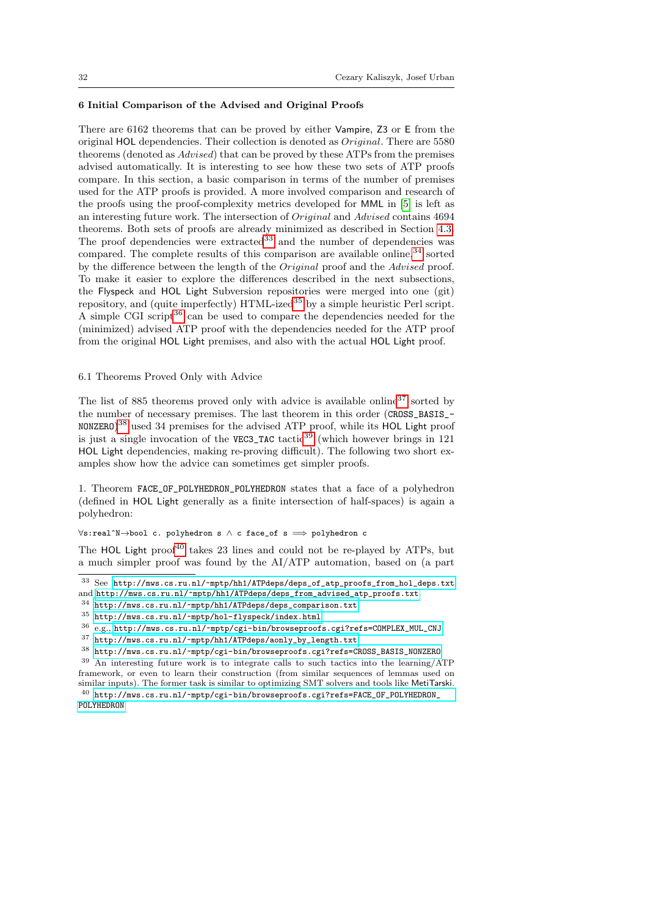### 6 Initial Comparison of the Advised and Original Proofs

There are 6162 theorems that can be proved by either Vampire, Z3 or E from the original HOL dependencies. Their collection is denoted as *Original*. There are 5580 theorems (denoted as *Advised*) that can be proved by these ATPs from the premises advised automatically. It is interesting to see how these two sets of ATP proofs compare. In this section, a basic comparison in terms of the number of premises used for the ATP proofs is provided. A more involved comparison and research of the proofs using the proof-complexity metrics developed for MML in [5] is left as an interesting future work. The intersection of *Original* and *Advised* contains 4694 theorems. Both sets of proofs are already minimized as described in Section 4.3. The proof dependencies were extracted[33] and the number of dependencies was compared. The complete results of this comparison are available online,[34] sorted by the difference between the length of the *Original* proof and the *Advised* proof. To make it easier to explore the differences described in the next subsections, the Flyspeck and HOL Light Subversion repositories were merged into one (git) repository, and (quite imperfectly) HTML-ized[35] by a simple heuristic Perl script. A simple CGI script[36] can be used to compare the dependencies needed for the (minimized) advised ATP proof with the dependencies needed for the ATP proof from the original HOL Light premises, and also with the actual HOL Light proof.

#### 6.1 Theorems Proved Only with Advice

The list of 885 theorems proved only with advice is available online[37] sorted by the number of necessary premises. The last theorem in this order (`CROSS_BASIS_NONZERO`)[38] used 34 premises for the advised ATP proof, while its HOL Light proof is just a single invocation of the `VEC3_TAC` tactic[39] (which however brings in 121 HOL Light dependencies, making re-proving difficult). The following two short examples show how the advice can sometimes get simpler proofs.

1. Theorem `FACE_OF_POLYHEDRON_POLYHEDRON` states that a face of a polyhedron (defined in HOL Light generally as a finite intersection of half-spaces) is again a polyhedron:

```
∀s:real^N→bool c. polyhedron s ∧ c face_of s ⟹ polyhedron c
```

The HOL Light proof[40] takes 23 lines and could not be re-played by ATPs, but a much simpler proof was found by the AI/ATP automation, based on (a part

---

[33] See http://mws.cs.ru.nl/~mptp/hh1/ATPdeps/deps_of_atp_proofs_from_hol_deps.txt and http://mws.cs.ru.nl/~mptp/hh1/ATPdeps/deps_from_advised_atp_proofs.txt

[34] http://mws.cs.ru.nl/~mptp/hh1/ATPdeps/deps_comparison.txt

[35] http://mws.cs.ru.nl/~mptp/hol-flyspeck/index.html

[36] e.g., http://mws.cs.ru.nl/~mptp/cgi-bin/browseproofs.cgi?refs=COMPLEX_MUL_CNJ

[37] http://mws.cs.ru.nl/~mptp/hh1/ATPdeps/aonly_by_length.txt

[38] http://mws.cs.ru.nl/~mptp/cgi-bin/browseproofs.cgi?refs=CROSS_BASIS_NONZERO

[39] An interesting future work is to integrate calls to such tactics into the learning/ATP framework, or even to learn their construction (from similar sequences of lemmas used on similar inputs). The former task is similar to optimizing SMT solvers and tools like MetiTarski.

[40] http://mws.cs.ru.nl/~mptp/cgi-bin/browseproofs.cgi?refs=FACE_OF_POLYHEDRON_POLYHEDRON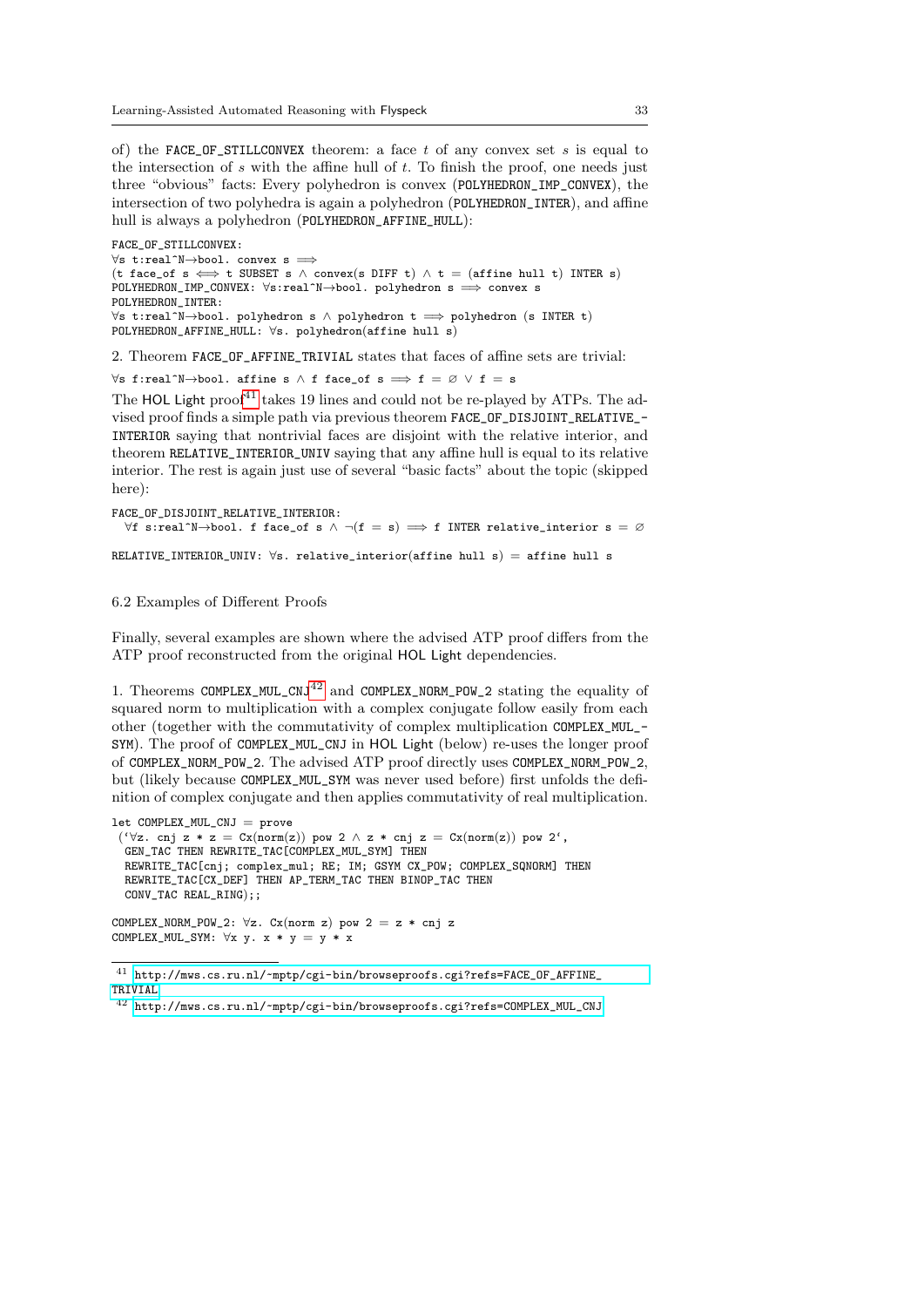of) the FACE_OF_STILLCONVEX theorem: a face $t$ of any convex set $s$ is equal to the intersection of $s$ with the affine hull of $t$. To finish the proof, one needs just three "obvious" facts: Every polyhedron is convex (POLYHEDRON_IMP_CONVEX), the intersection of two polyhedra is again a polyhedron (POLYHEDRON_INTER), and affine hull is always a polyhedron (POLYHEDRON_AFFINE_HULL):

```
FACE_OF_STILLCONVEX:
∀s t:real^N→bool. convex s ⟹
(t face_of s ⟺ t SUBSET s ∧ convex(s DIFF t) ∧ t = (affine hull t) INTER s)
POLYHEDRON_IMP_CONVEX: ∀s:real^N→bool. polyhedron s ⟹ convex s
POLYHEDRON_INTER:
∀s t:real^N→bool. polyhedron s ∧ polyhedron t ⟹ polyhedron (s INTER t)
POLYHEDRON_AFFINE_HULL: ∀s. polyhedron(affine hull s)
```

2. Theorem FACE_OF_AFFINE_TRIVIAL states that faces of affine sets are trivial:

```
∀s f:real^N→bool. affine s ∧ f face_of s ⟹ f = ∅ ∨ f = s
```

The HOL Light proof[41] takes 19 lines and could not be re-played by ATPs. The advised proof finds a simple path via previous theorem FACE_OF_DISJOINT_RELATIVE_INTERIOR saying that nontrivial faces are disjoint with the relative interior, and theorem RELATIVE_INTERIOR_UNIV saying that any affine hull is equal to its relative interior. The rest is again just use of several "basic facts" about the topic (skipped here):

```
FACE_OF_DISJOINT_RELATIVE_INTERIOR:
  ∀f s:real^N→bool. f face_of s ∧ ¬(f = s) ⟹ f INTER relative_interior s = ∅

RELATIVE_INTERIOR_UNIV: ∀s. relative_interior(affine hull s) = affine hull s
```

### 6.2 Examples of Different Proofs

Finally, several examples are shown where the advised ATP proof differs from the ATP proof reconstructed from the original HOL Light dependencies.

1. Theorems COMPLEX_MUL_CNJ[42] and COMPLEX_NORM_POW_2 stating the equality of squared norm to multiplication with a complex conjugate follow easily from each other (together with the commutativity of complex multiplication COMPLEX_MUL_SYM). The proof of COMPLEX_MUL_CNJ in HOL Light (below) re-uses the longer proof of COMPLEX_NORM_POW_2. The advised ATP proof directly uses COMPLEX_NORM_POW_2, but (likely because COMPLEX_MUL_SYM was never used before) first unfolds the definition of complex conjugate and then applies commutativity of real multiplication.

```
let COMPLEX_MUL_CNJ = prove
 (`∀z. cnj z * z = Cx(norm(z)) pow 2 ∧ z * cnj z = Cx(norm(z)) pow 2`,
  GEN_TAC THEN REWRITE_TAC[COMPLEX_MUL_SYM] THEN
  REWRITE_TAC[cnj; complex_mul; RE; IM; GSYM CX_POW; COMPLEX_SQNORM] THEN
  REWRITE_TAC[CX_DEF] THEN AP_TERM_TAC THEN BINOP_TAC THEN
  CONV_TAC REAL_RING);;

COMPLEX_NORM_POW_2: ∀z. Cx(norm z) pow 2 = z * cnj z
COMPLEX_MUL_SYM: ∀x y. x * y = y * x
```

---

[41] http://mws.cs.ru.nl/~mptp/cgi-bin/browseproofs.cgi?refs=FACE_OF_AFFINE_TRIVIAL

[42] http://mws.cs.ru.nl/~mptp/cgi-bin/browseproofs.cgi?refs=COMPLEX_MUL_CNJ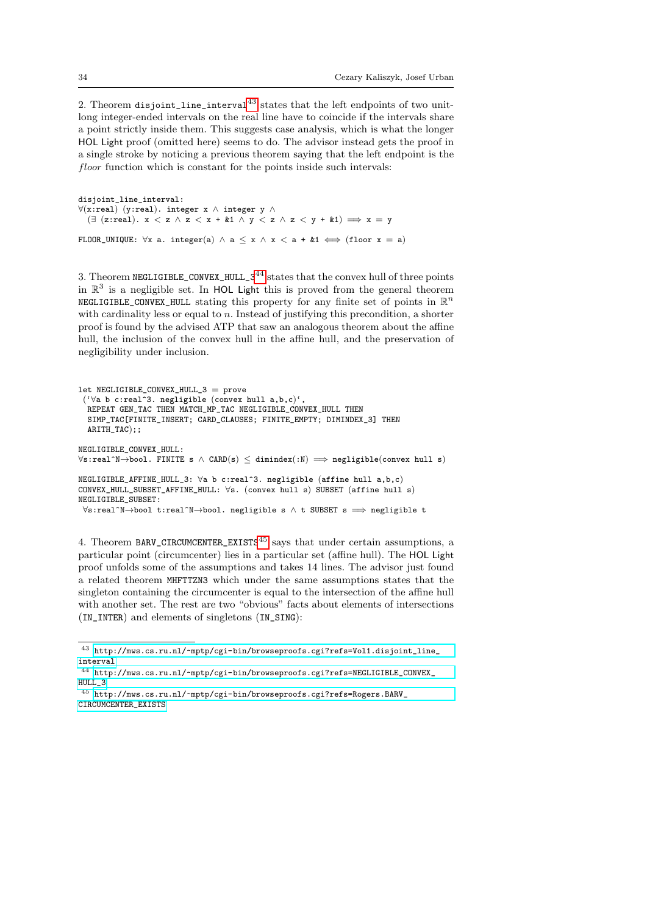2. Theorem `disjoint_line_interval`[43] states that the left endpoints of two unit-long integer-ended intervals on the real line have to coincide if the intervals share a point strictly inside them. This suggests case analysis, which is what the longer HOL Light proof (omitted here) seems to do. The advisor instead gets the proof in a single stroke by noticing a previous theorem saying that the left endpoint is the *floor* function which is constant for the points inside such intervals:

```
disjoint_line_interval:
∀(x:real) (y:real). integer x ∧ integer y ∧
  (∃ (z:real). x < z ∧ z < x + &1 ∧ y < z ∧ z < y + &1) ⟹ x = y

FLOOR_UNIQUE: ∀x a. integer(a) ∧ a ≤ x ∧ x < a + &1 ⟺ (floor x = a)
```

3. Theorem `NEGLIGIBLE_CONVEX_HULL_3`[44] states that the convex hull of three points in $\mathbb{R}^3$ is a negligible set. In HOL Light this is proved from the general theorem `NEGLIGIBLE_CONVEX_HULL` stating this property for any finite set of points in $\mathbb{R}^n$ with cardinality less or equal to $n$. Instead of justifying this precondition, a shorter proof is found by the advised ATP that saw an analogous theorem about the affine hull, the inclusion of the convex hull in the affine hull, and the preservation of negligibility under inclusion.

```
let NEGLIGIBLE_CONVEX_HULL_3 = prove
 (`∀a b c:real^3. negligible (convex hull a,b,c)`,
  REPEAT GEN_TAC THEN MATCH_MP_TAC NEGLIGIBLE_CONVEX_HULL THEN
  SIMP_TAC[FINITE_INSERT; CARD_CLAUSES; FINITE_EMPTY; DIMINDEX_3] THEN
  ARITH_TAC);;

NEGLIGIBLE_CONVEX_HULL:
∀s:real^N→bool. FINITE s ∧ CARD(s) ≤ dimindex(:N) ⟹ negligible(convex hull s)

NEGLIGIBLE_AFFINE_HULL_3: ∀a b c:real^3. negligible (affine hull a,b,c)
CONVEX_HULL_SUBSET_AFFINE_HULL: ∀s. (convex hull s) SUBSET (affine hull s)
NEGLIGIBLE_SUBSET:
 ∀s:real^N→bool t:real^N→bool. negligible s ∧ t SUBSET s ⟹ negligible t
```

4. Theorem `BARV_CIRCUMCENTER_EXISTS`[45] says that under certain assumptions, a particular point (circumcenter) lies in a particular set (affine hull). The HOL Light proof unfolds some of the assumptions and takes 14 lines. The advisor just found a related theorem `MHFTTZN3` which under the same assumptions states that the singleton containing the circumcenter is equal to the intersection of the affine hull with another set. The rest are two "obvious" facts about elements of intersections (`IN_INTER`) and elements of singletons (`IN_SING`):

---

[43] http://mws.cs.ru.nl/~mptp/cgi-bin/browseproofs.cgi?refs=Vol1.disjoint_line_interval

[44] http://mws.cs.ru.nl/~mptp/cgi-bin/browseproofs.cgi?refs=NEGLIGIBLE_CONVEX_HULL_3

[45] http://mws.cs.ru.nl/~mptp/cgi-bin/browseproofs.cgi?refs=Rogers.BARV_CIRCUMCENTER_EXISTS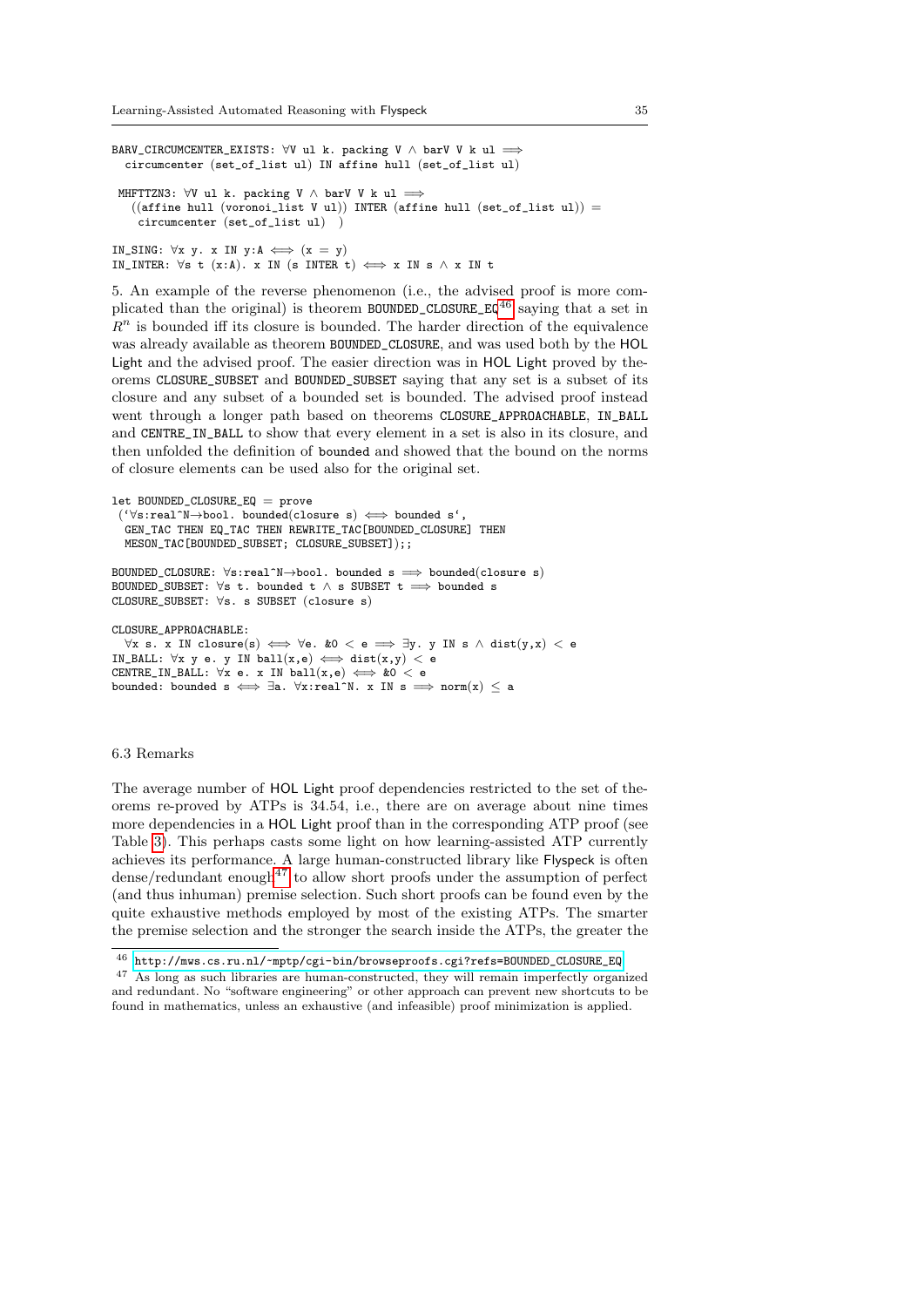```
BARV_CIRCUMCENTER_EXISTS: ∀V ul k. packing V ∧ barV V k ul ⟹
  circumcenter (set_of_list ul) IN affine hull (set_of_list ul)

 MHFTTZN3: ∀V ul k. packing V ∧ barV V k ul ⟹
   ((affine hull (voronoi_list V ul)) INTER (affine hull (set_of_list ul)) =
    circumcenter (set_of_list ul)  )

IN_SING: ∀x y. x IN y:A ⟺ (x = y)
IN_INTER: ∀s t (x:A). x IN (s INTER t) ⟺ x IN s ∧ x IN t
```

5. An example of the reverse phenomenon (i.e., the advised proof is more complicated than the original) is theorem BOUNDED_CLOSURE_EQ[46] saying that a set in $R^n$ is bounded iff its closure is bounded. The harder direction of the equivalence was already available as theorem BOUNDED_CLOSURE, and was used both by the HOL Light and the advised proof. The easier direction was in HOL Light proved by theorems CLOSURE_SUBSET and BOUNDED_SUBSET saying that any set is a subset of its closure and any subset of a bounded set is bounded. The advised proof instead went through a longer path based on theorems CLOSURE_APPROACHABLE, IN_BALL and CENTRE_IN_BALL to show that every element in a set is also in its closure, and then unfolded the definition of bounded and showed that the bound on the norms of closure elements can be used also for the original set.

```
let BOUNDED_CLOSURE_EQ = prove
 (`∀s:real^N→bool. bounded(closure s) ⟺ bounded s`,
  GEN_TAC THEN EQ_TAC THEN REWRITE_TAC[BOUNDED_CLOSURE] THEN
  MESON_TAC[BOUNDED_SUBSET; CLOSURE_SUBSET]);;

BOUNDED_CLOSURE: ∀s:real^N→bool. bounded s ⟹ bounded(closure s)
BOUNDED_SUBSET: ∀s t. bounded t ∧ s SUBSET t ⟹ bounded s
CLOSURE_SUBSET: ∀s. s SUBSET (closure s)

CLOSURE_APPROACHABLE:
  ∀x s. x IN closure(s) ⟺ ∀e. &0 < e ⟹ ∃y. y IN s ∧ dist(y,x) < e
IN_BALL: ∀x y e. y IN ball(x,e) ⟺ dist(x,y) < e
CENTRE_IN_BALL: ∀x e. x IN ball(x,e) ⟺ &0 < e
bounded: bounded s ⟺ ∃a. ∀x:real^N. x IN s ⟹ norm(x) ≤ a
```

### 6.3 Remarks

The average number of HOL Light proof dependencies restricted to the set of theorems re-proved by ATPs is 34.54, i.e., there are on average about nine times more dependencies in a HOL Light proof than in the corresponding ATP proof (see Table 3). This perhaps casts some light on how learning-assisted ATP currently achieves its performance. A large human-constructed library like Flyspeck is often dense/redundant enough[47] to allow short proofs under the assumption of perfect (and thus inhuman) premise selection. Such short proofs can be found even by the quite exhaustive methods employed by most of the existing ATPs. The smarter the premise selection and the stronger the search inside the ATPs, the greater the

[46] http://mws.cs.ru.nl/~mptp/cgi-bin/browseproofs.cgi?refs=BOUNDED_CLOSURE_EQ

[47] As long as such libraries are human-constructed, they will remain imperfectly organized and redundant. No "software engineering" or other approach can prevent new shortcuts to be found in mathematics, unless an exhaustive (and infeasible) proof minimization is applied.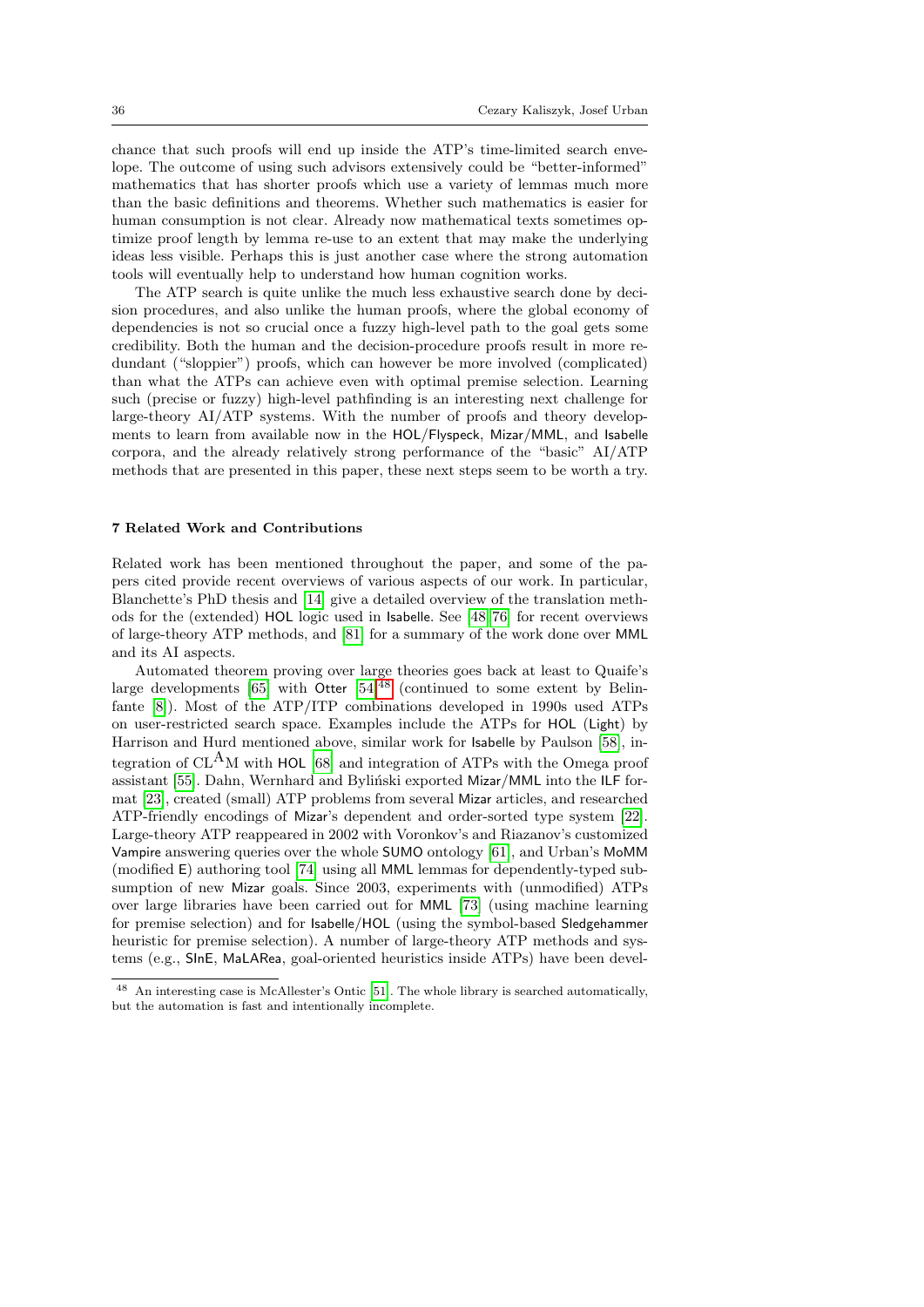chance that such proofs will end up inside the ATP's time-limited search envelope. The outcome of using such advisors extensively could be "better-informed" mathematics that has shorter proofs which use a variety of lemmas much more than the basic definitions and theorems. Whether such mathematics is easier for human consumption is not clear. Already now mathematical texts sometimes optimize proof length by lemma re-use to an extent that may make the underlying ideas less visible. Perhaps this is just another case where the strong automation tools will eventually help to understand how human cognition works.

The ATP search is quite unlike the much less exhaustive search done by decision procedures, and also unlike the human proofs, where the global economy of dependencies is not so crucial once a fuzzy high-level path to the goal gets some credibility. Both the human and the decision-procedure proofs result in more redundant ("sloppier") proofs, which can however be more involved (complicated) than what the ATPs can achieve even with optimal premise selection. Learning such (precise or fuzzy) high-level pathfinding is an interesting next challenge for large-theory AI/ATP systems. With the number of proofs and theory developments to learn from available now in the HOL/Flyspeck, Mizar/MML, and Isabelle corpora, and the already relatively strong performance of the "basic" AI/ATP methods that are presented in this paper, these next steps seem to be worth a try.

## 7 Related Work and Contributions

Related work has been mentioned throughout the paper, and some of the papers cited provide recent overviews of various aspects of our work. In particular, Blanchette's PhD thesis and [14] give a detailed overview of the translation methods for the (extended) HOL logic used in Isabelle. See [48,76] for recent overviews of large-theory ATP methods, and [81] for a summary of the work done over MML and its AI aspects.

Automated theorem proving over large theories goes back at least to Quaife's large developments [65] with Otter [54][48] (continued to some extent by Belinfante [8]). Most of the ATP/ITP combinations developed in 1990s used ATPs on user-restricted search space. Examples include the ATPs for HOL (Light) by Harrison and Hurd mentioned above, similar work for Isabelle by Paulson [58], integration of $\mathrm{CL}^{\mathrm{A}}\mathrm{M}$ with HOL [68] and integration of ATPs with the Omega proof assistant [55]. Dahn, Wernhard and Byliński exported Mizar/MML into the ILF format [23], created (small) ATP problems from several Mizar articles, and researched ATP-friendly encodings of Mizar's dependent and order-sorted type system [22]. Large-theory ATP reappeared in 2002 with Voronkov's and Riazanov's customized Vampire answering queries over the whole SUMO ontology [61], and Urban's MoMM (modified E) authoring tool [74] using all MML lemmas for dependently-typed subsumption of new Mizar goals. Since 2003, experiments with (unmodified) ATPs over large libraries have been carried out for MML [73] (using machine learning for premise selection) and for Isabelle/HOL (using the symbol-based Sledgehammer heuristic for premise selection). A number of large-theory ATP methods and systems (e.g., SInE, MaLARea, goal-oriented heuristics inside ATPs) have been devel-

[48] An interesting case is McAllester's Ontic [51]. The whole library is searched automatically, but the automation is fast and intentionally incomplete.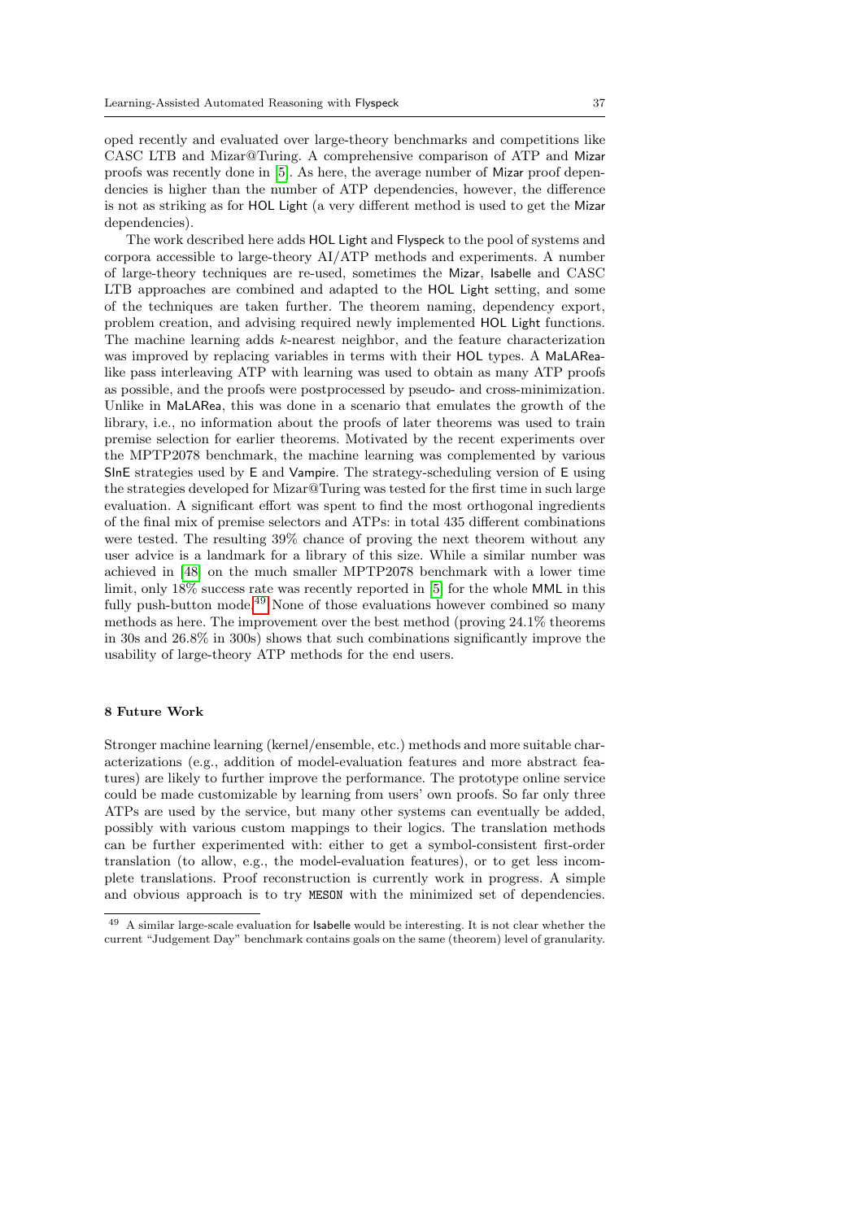oped recently and evaluated over large-theory benchmarks and competitions like CASC LTB and Mizar@Turing. A comprehensive comparison of ATP and Mizar proofs was recently done in [5]. As here, the average number of Mizar proof dependencies is higher than the number of ATP dependencies, however, the difference is not as striking as for HOL Light (a very different method is used to get the Mizar dependencies).

The work described here adds HOL Light and Flyspeck to the pool of systems and corpora accessible to large-theory AI/ATP methods and experiments. A number of large-theory techniques are re-used, sometimes the Mizar, Isabelle and CASC LTB approaches are combined and adapted to the HOL Light setting, and some of the techniques are taken further. The theorem naming, dependency export, problem creation, and advising required newly implemented HOL Light functions. The machine learning adds $k$-nearest neighbor, and the feature characterization was improved by replacing variables in terms with their HOL types. A MaLARea-like pass interleaving ATP with learning was used to obtain as many ATP proofs as possible, and the proofs were postprocessed by pseudo- and cross-minimization. Unlike in MaLARea, this was done in a scenario that emulates the growth of the library, i.e., no information about the proofs of later theorems was used to train premise selection for earlier theorems. Motivated by the recent experiments over the MPTP2078 benchmark, the machine learning was complemented by various SInE strategies used by E and Vampire. The strategy-scheduling version of E using the strategies developed for Mizar@Turing was tested for the first time in such large evaluation. A significant effort was spent to find the most orthogonal ingredients of the final mix of premise selectors and ATPs: in total 435 different combinations were tested. The resulting 39% chance of proving the next theorem without any user advice is a landmark for a library of this size. While a similar number was achieved in [48] on the much smaller MPTP2078 benchmark with a lower time limit, only 18% success rate was recently reported in [5] for the whole MML in this fully push-button mode.[49] None of those evaluations however combined so many methods as here. The improvement over the best method (proving 24.1% theorems in 30s and 26.8% in 300s) shows that such combinations significantly improve the usability of large-theory ATP methods for the end users.

## 8 Future Work

Stronger machine learning (kernel/ensemble, etc.) methods and more suitable characterizations (e.g., addition of model-evaluation features and more abstract features) are likely to further improve the performance. The prototype online service could be made customizable by learning from users' own proofs. So far only three ATPs are used by the service, but many other systems can eventually be added, possibly with various custom mappings to their logics. The translation methods can be further experimented with: either to get a symbol-consistent first-order translation (to allow, e.g., the model-evaluation features), or to get less incomplete translations. Proof reconstruction is currently work in progress. A simple and obvious approach is to try `MESON` with the minimized set of dependencies.

[49] A similar large-scale evaluation for Isabelle would be interesting. It is not clear whether the current "Judgement Day" benchmark contains goals on the same (theorem) level of granularity.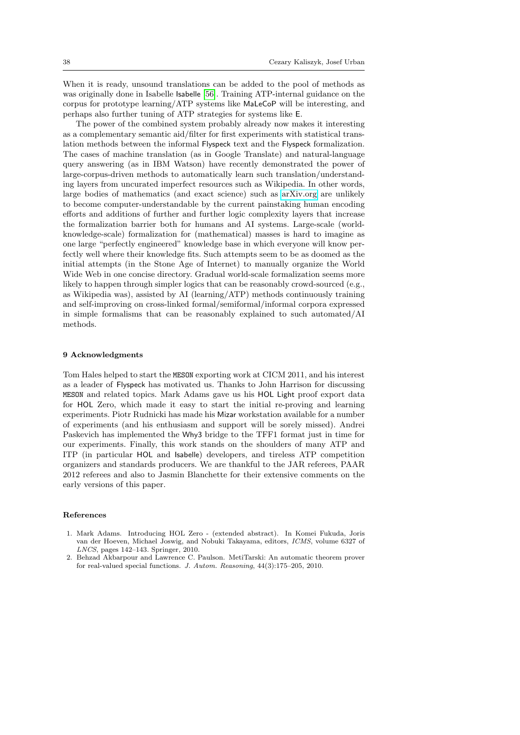When it is ready, unsound translations can be added to the pool of methods as was originally done in Isabelle Isabelle [56]. Training ATP-internal guidance on the corpus for prototype learning/ATP systems like MaLeCoP will be interesting, and perhaps also further tuning of ATP strategies for systems like E.

The power of the combined system probably already now makes it interesting as a complementary semantic aid/filter for first experiments with statistical translation methods between the informal Flyspeck text and the Flyspeck formalization. The cases of machine translation (as in Google Translate) and natural-language query answering (as in IBM Watson) have recently demonstrated the power of large-corpus-driven methods to automatically learn such translation/understanding layers from uncurated imperfect resources such as Wikipedia. In other words, large bodies of mathematics (and exact science) such as arXiv.org are unlikely to become computer-understandable by the current painstaking human encoding efforts and additions of further and further logic complexity layers that increase the formalization barrier both for humans and AI systems. Large-scale (world-knowledge-scale) formalization for (mathematical) masses is hard to imagine as one large "perfectly engineered" knowledge base in which everyone will know perfectly well where their knowledge fits. Such attempts seem to be as doomed as the initial attempts (in the Stone Age of Internet) to manually organize the World Wide Web in one concise directory. Gradual world-scale formalization seems more likely to happen through simpler logics that can be reasonably crowd-sourced (e.g., as Wikipedia was), assisted by AI (learning/ATP) methods continuously training and self-improving on cross-linked formal/semiformal/informal corpora expressed in simple formalisms that can be reasonably explained to such automated/AI methods.

## 9 Acknowledgments

Tom Hales helped to start the MESON exporting work at CICM 2011, and his interest as a leader of Flyspeck has motivated us. Thanks to John Harrison for discussing MESON and related topics. Mark Adams gave us his HOL Light proof export data for HOL Zero, which made it easy to start the initial re-proving and learning experiments. Piotr Rudnicki has made his Mizar workstation available for a number of experiments (and his enthusiasm and support will be sorely missed). Andrei Paskevich has implemented the Why3 bridge to the TFF1 format just in time for our experiments. Finally, this work stands on the shoulders of many ATP and ITP (in particular HOL and Isabelle) developers, and tireless ATP competition organizers and standards producers. We are thankful to the JAR referees, PAAR 2012 referees and also to Jasmin Blanchette for their extensive comments on the early versions of this paper.

## References

1. Mark Adams. Introducing HOL Zero - (extended abstract). In Komei Fukuda, Joris van der Hoeven, Michael Joswig, and Nobuki Takayama, editors, *ICMS*, volume 6327 of *LNCS*, pages 142–143. Springer, 2010.
2. Behzad Akbarpour and Lawrence C. Paulson. MetiTarski: An automatic theorem prover for real-valued special functions. *J. Autom. Reasoning*, 44(3):175–205, 2010.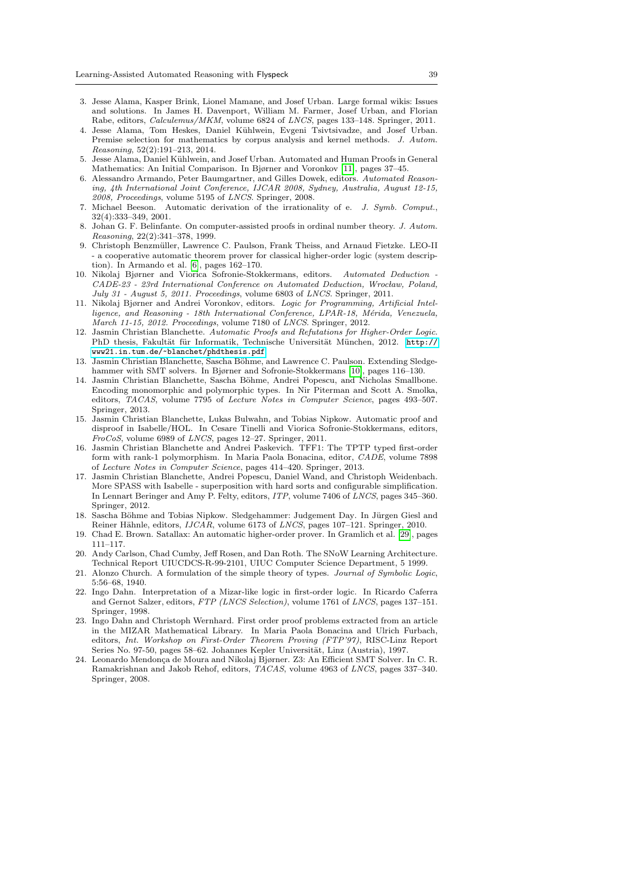3. Jesse Alama, Kasper Brink, Lionel Mamane, and Josef Urban. Large formal wikis: Issues and solutions. In James H. Davenport, William M. Farmer, Josef Urban, and Florian Rabe, editors, *Calculemus/MKM*, volume 6824 of *LNCS*, pages 133–148. Springer, 2011.
4. Jesse Alama, Tom Heskes, Daniel Kühlwein, Evgeni Tsivtsivadze, and Josef Urban. Premise selection for mathematics by corpus analysis and kernel methods. *J. Autom. Reasoning*, 52(2):191–213, 2014.
5. Jesse Alama, Daniel Kühlwein, and Josef Urban. Automated and Human Proofs in General Mathematics: An Initial Comparison. In Bjørner and Voronkov [11], pages 37–45.
6. Alessandro Armando, Peter Baumgartner, and Gilles Dowek, editors. *Automated Reasoning, 4th International Joint Conference, IJCAR 2008, Sydney, Australia, August 12-15, 2008, Proceedings*, volume 5195 of *LNCS*. Springer, 2008.
7. Michael Beeson. Automatic derivation of the irrationality of e. *J. Symb. Comput.*, 32(4):333–349, 2001.
8. Johan G. F. Belinfante. On computer-assisted proofs in ordinal number theory. *J. Autom. Reasoning*, 22(2):341–378, 1999.
9. Christoph Benzmüller, Lawrence C. Paulson, Frank Theiss, and Arnaud Fietzke. LEO-II - a cooperative automatic theorem prover for classical higher-order logic (system description). In Armando et al. [6], pages 162–170.
10. Nikolaj Bjørner and Viorica Sofronie-Stokkermans, editors. *Automated Deduction - CADE-23 - 23rd International Conference on Automated Deduction, Wrocław, Poland, July 31 - August 5, 2011. Proceedings*, volume 6803 of *LNCS*. Springer, 2011.
11. Nikolaj Bjørner and Andrei Voronkov, editors. *Logic for Programming, Artificial Intelligence, and Reasoning - 18th International Conference, LPAR-18, Mérida, Venezuela, March 11-15, 2012. Proceedings*, volume 7180 of *LNCS*. Springer, 2012.
12. Jasmin Christian Blanchette. *Automatic Proofs and Refutations for Higher-Order Logic.* PhD thesis, Fakultät für Informatik, Technische Universität München, 2012. http://www21.in.tum.de/~blanchet/phdthesis.pdf.
13. Jasmin Christian Blanchette, Sascha Böhme, and Lawrence C. Paulson. Extending Sledgehammer with SMT solvers. In Bjørner and Sofronie-Stokkermans [10], pages 116–130.
14. Jasmin Christian Blanchette, Sascha Böhme, Andrei Popescu, and Nicholas Smallbone. Encoding monomorphic and polymorphic types. In Nir Piterman and Scott A. Smolka, editors, *TACAS*, volume 7795 of *Lecture Notes in Computer Science*, pages 493–507. Springer, 2013.
15. Jasmin Christian Blanchette, Lukas Bulwahn, and Tobias Nipkow. Automatic proof and disproof in Isabelle/HOL. In Cesare Tinelli and Viorica Sofronie-Stokkermans, editors, *FroCoS*, volume 6989 of *LNCS*, pages 12–27. Springer, 2011.
16. Jasmin Christian Blanchette and Andrei Paskevich. TFF1: The TPTP typed first-order form with rank-1 polymorphism. In Maria Paola Bonacina, editor, *CADE*, volume 7898 of *Lecture Notes in Computer Science*, pages 414–420. Springer, 2013.
17. Jasmin Christian Blanchette, Andrei Popescu, Daniel Wand, and Christoph Weidenbach. More SPASS with Isabelle - superposition with hard sorts and configurable simplification. In Lennart Beringer and Amy P. Felty, editors, *ITP*, volume 7406 of *LNCS*, pages 345–360. Springer, 2012.
18. Sascha Böhme and Tobias Nipkow. Sledgehammer: Judgement Day. In Jürgen Giesl and Reiner Hähnle, editors, *IJCAR*, volume 6173 of *LNCS*, pages 107–121. Springer, 2010.
19. Chad E. Brown. Satallax: An automatic higher-order prover. In Gramlich et al. [29], pages 111–117.
20. Andy Carlson, Chad Cumby, Jeff Rosen, and Dan Roth. The SNoW Learning Architecture. Technical Report UIUCDCS-R-99-2101, UIUC Computer Science Department, 5 1999.
21. Alonzo Church. A formulation of the simple theory of types. *Journal of Symbolic Logic*, 5:56–68, 1940.
22. Ingo Dahn. Interpretation of a Mizar-like logic in first-order logic. In Ricardo Caferra and Gernot Salzer, editors, *FTP (LNCS Selection)*, volume 1761 of *LNCS*, pages 137–151. Springer, 1998.
23. Ingo Dahn and Christoph Wernhard. First order proof problems extracted from an article in the MIZAR Mathematical Library. In Maria Paola Bonacina and Ulrich Furbach, editors, *Int. Workshop on First-Order Theorem Proving (FTP'97)*, RISC-Linz Report Series No. 97-50, pages 58–62. Johannes Kepler Universität, Linz (Austria), 1997.
24. Leonardo Mendonça de Moura and Nikolaj Bjørner. Z3: An Efficient SMT Solver. In C. R. Ramakrishnan and Jakob Rehof, editors, *TACAS*, volume 4963 of *LNCS*, pages 337–340. Springer, 2008.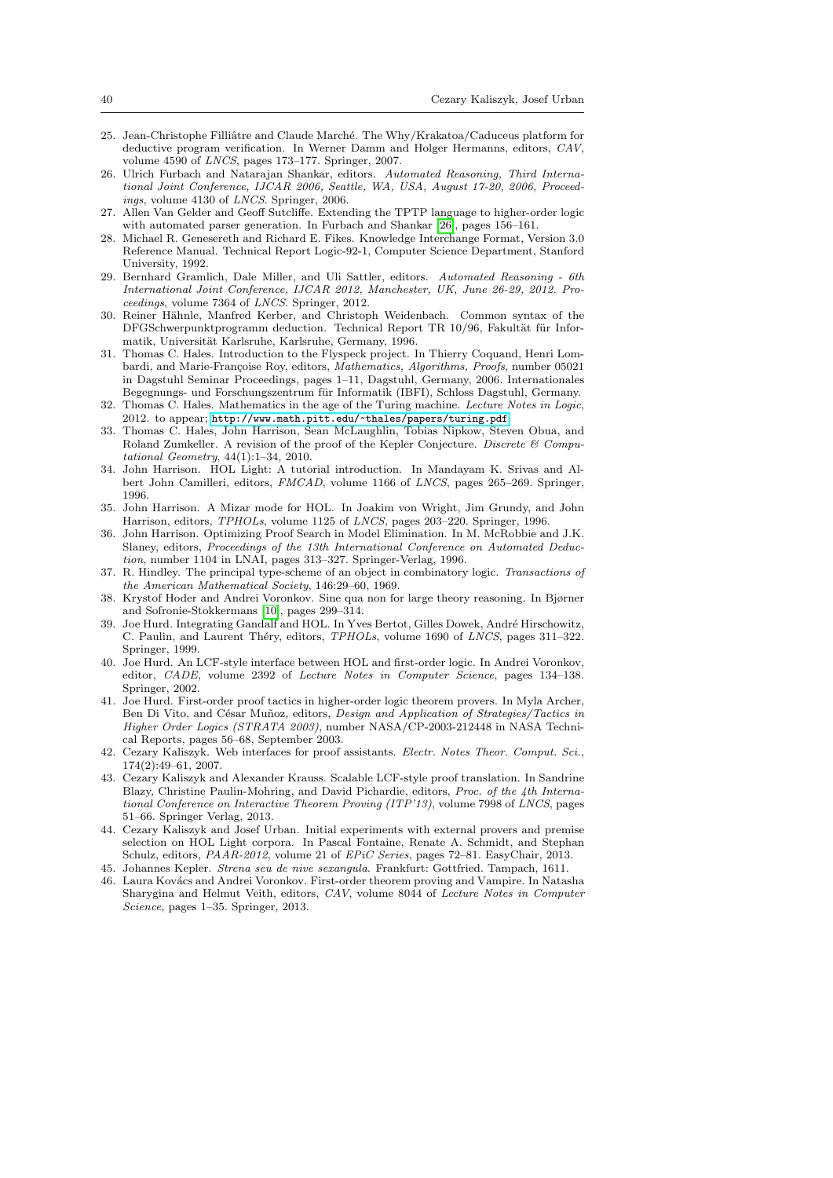25. Jean-Christophe Filliâtre and Claude Marché. The Why/Krakatoa/Caduceus platform for deductive program verification. In Werner Damm and Holger Hermanns, editors, *CAV*, volume 4590 of *LNCS*, pages 173–177. Springer, 2007.
26. Ulrich Furbach and Natarajan Shankar, editors. *Automated Reasoning, Third International Joint Conference, IJCAR 2006, Seattle, WA, USA, August 17-20, 2006, Proceedings*, volume 4130 of *LNCS*. Springer, 2006.
27. Allen Van Gelder and Geoff Sutcliffe. Extending the TPTP language to higher-order logic with automated parser generation. In Furbach and Shankar [26], pages 156–161.
28. Michael R. Genesereth and Richard E. Fikes. Knowledge Interchange Format, Version 3.0 Reference Manual. Technical Report Logic-92-1, Computer Science Department, Stanford University, 1992.
29. Bernhard Gramlich, Dale Miller, and Uli Sattler, editors. *Automated Reasoning - 6th International Joint Conference, IJCAR 2012, Manchester, UK, June 26-29, 2012. Proceedings*, volume 7364 of *LNCS*. Springer, 2012.
30. Reiner Hähnle, Manfred Kerber, and Christoph Weidenbach. Common syntax of the DFGSchwerpunktprogramm deduction. Technical Report TR 10/96, Fakultät für Informatik, Universität Karlsruhe, Karlsruhe, Germany, 1996.
31. Thomas C. Hales. Introduction to the Flyspeck project. In Thierry Coquand, Henri Lombardi, and Marie-Françoise Roy, editors, *Mathematics, Algorithms, Proofs*, number 05021 in Dagstuhl Seminar Proceedings, pages 1–11, Dagstuhl, Germany, 2006. Internationales Begegnungs- und Forschungszentrum für Informatik (IBFI), Schloss Dagstuhl, Germany.
32. Thomas C. Hales. Mathematics in the age of the Turing machine. *Lecture Notes in Logic*, 2012. to appear; `http://www.math.pitt.edu/~thales/papers/turing.pdf`.
33. Thomas C. Hales, John Harrison, Sean McLaughlin, Tobias Nipkow, Steven Obua, and Roland Zumkeller. A revision of the proof of the Kepler Conjecture. *Discrete & Computational Geometry*, 44(1):1–34, 2010.
34. John Harrison. HOL Light: A tutorial introduction. In Mandayam K. Srivas and Albert John Camilleri, editors, *FMCAD*, volume 1166 of *LNCS*, pages 265–269. Springer, 1996.
35. John Harrison. A Mizar mode for HOL. In Joakim von Wright, Jim Grundy, and John Harrison, editors, *TPHOLs*, volume 1125 of *LNCS*, pages 203–220. Springer, 1996.
36. John Harrison. Optimizing Proof Search in Model Elimination. In M. McRobbie and J.K. Slaney, editors, *Proceedings of the 13th International Conference on Automated Deduction*, number 1104 in LNAI, pages 313–327. Springer-Verlag, 1996.
37. R. Hindley. The principal type-scheme of an object in combinatory logic. *Transactions of the American Mathematical Society*, 146:29–60, 1969.
38. Krystof Hoder and Andrei Voronkov. Sine qua non for large theory reasoning. In Bjørner and Sofronie-Stokkermans [10], pages 299–314.
39. Joe Hurd. Integrating Gandalf and HOL. In Yves Bertot, Gilles Dowek, André Hirschowitz, C. Paulin, and Laurent Théry, editors, *TPHOLs*, volume 1690 of *LNCS*, pages 311–322. Springer, 1999.
40. Joe Hurd. An LCF-style interface between HOL and first-order logic. In Andrei Voronkov, editor, *CADE*, volume 2392 of *Lecture Notes in Computer Science*, pages 134–138. Springer, 2002.
41. Joe Hurd. First-order proof tactics in higher-order logic theorem provers. In Myla Archer, Ben Di Vito, and César Muñoz, editors, *Design and Application of Strategies/Tactics in Higher Order Logics (STRATA 2003)*, number NASA/CP-2003-212448 in NASA Technical Reports, pages 56–68, September 2003.
42. Cezary Kaliszyk. Web interfaces for proof assistants. *Electr. Notes Theor. Comput. Sci.*, 174(2):49–61, 2007.
43. Cezary Kaliszyk and Alexander Krauss. Scalable LCF-style proof translation. In Sandrine Blazy, Christine Paulin-Mohring, and David Pichardie, editors, *Proc. of the 4th International Conference on Interactive Theorem Proving (ITP'13)*, volume 7998 of *LNCS*, pages 51–66. Springer Verlag, 2013.
44. Cezary Kaliszyk and Josef Urban. Initial experiments with external provers and premise selection on HOL Light corpora. In Pascal Fontaine, Renate A. Schmidt, and Stephan Schulz, editors, *PAAR-2012*, volume 21 of *EPiC Series*, pages 72–81. EasyChair, 2013.
45. Johannes Kepler. *Strena seu de nive sexangula*. Frankfurt: Gottfried. Tampach, 1611.
46. Laura Kovács and Andrei Voronkov. First-order theorem proving and Vampire. In Natasha Sharygina and Helmut Veith, editors, *CAV*, volume 8044 of *Lecture Notes in Computer Science*, pages 1–35. Springer, 2013.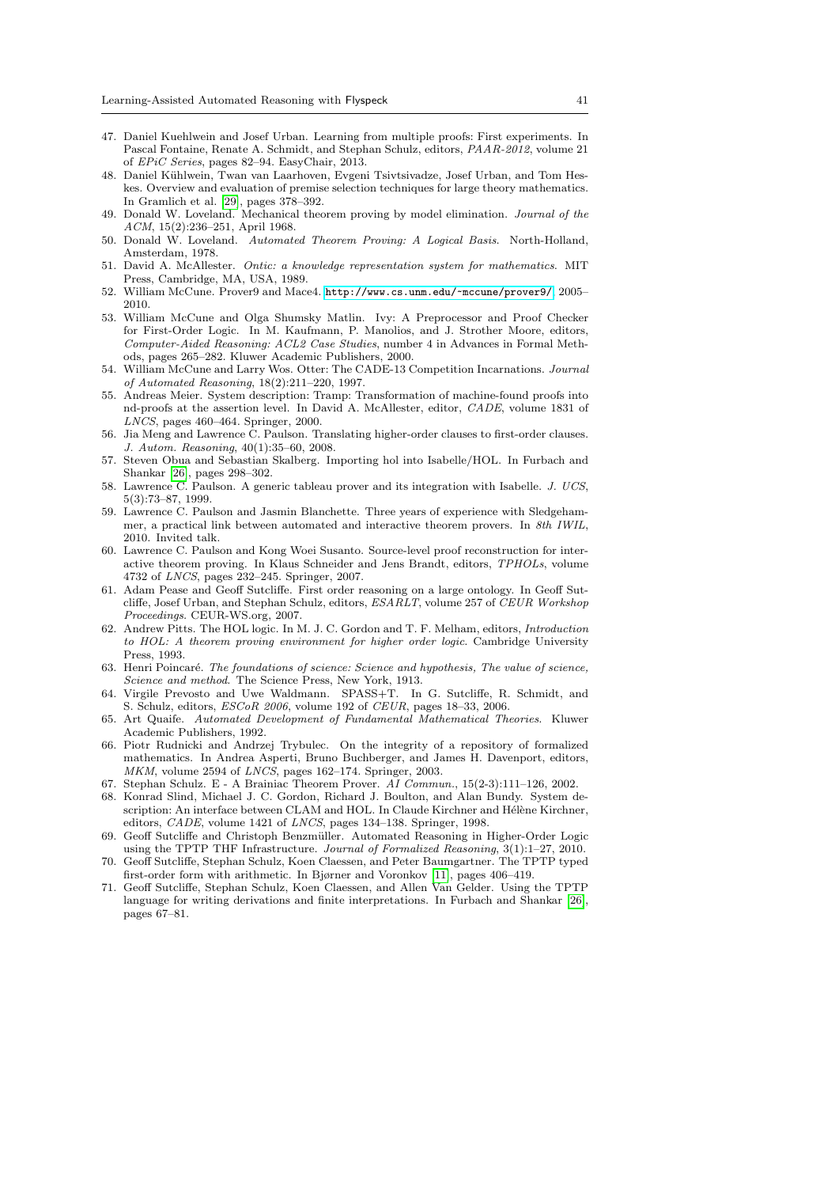47. Daniel Kuehlwein and Josef Urban. Learning from multiple proofs: First experiments. In Pascal Fontaine, Renate A. Schmidt, and Stephan Schulz, editors, *PAAR-2012*, volume 21 of *EPiC Series*, pages 82–94. EasyChair, 2013.
48. Daniel Kühlwein, Twan van Laarhoven, Evgeni Tsivtsivadze, Josef Urban, and Tom Heskes. Overview and evaluation of premise selection techniques for large theory mathematics. In Gramlich et al. [29], pages 378–392.
49. Donald W. Loveland. Mechanical theorem proving by model elimination. *Journal of the ACM*, 15(2):236–251, April 1968.
50. Donald W. Loveland. *Automated Theorem Proving: A Logical Basis*. North-Holland, Amsterdam, 1978.
51. David A. McAllester. *Ontic: a knowledge representation system for mathematics*. MIT Press, Cambridge, MA, USA, 1989.
52. William McCune. Prover9 and Mace4. http://www.cs.unm.edu/~mccune/prover9/, 2005–2010.
53. William McCune and Olga Shumsky Matlin. Ivy: A Preprocessor and Proof Checker for First-Order Logic. In M. Kaufmann, P. Manolios, and J. Strother Moore, editors, *Computer-Aided Reasoning: ACL2 Case Studies*, number 4 in Advances in Formal Methods, pages 265–282. Kluwer Academic Publishers, 2000.
54. William McCune and Larry Wos. Otter: The CADE-13 Competition Incarnations. *Journal of Automated Reasoning*, 18(2):211–220, 1997.
55. Andreas Meier. System description: Tramp: Transformation of machine-found proofs into nd-proofs at the assertion level. In David A. McAllester, editor, *CADE*, volume 1831 of *LNCS*, pages 460–464. Springer, 2000.
56. Jia Meng and Lawrence C. Paulson. Translating higher-order clauses to first-order clauses. *J. Autom. Reasoning*, 40(1):35–60, 2008.
57. Steven Obua and Sebastian Skalberg. Importing hol into Isabelle/HOL. In Furbach and Shankar [26], pages 298–302.
58. Lawrence C. Paulson. A generic tableau prover and its integration with Isabelle. *J. UCS*, 5(3):73–87, 1999.
59. Lawrence C. Paulson and Jasmin Blanchette. Three years of experience with Sledgehammer, a practical link between automated and interactive theorem provers. In *8th IWIL*, 2010. Invited talk.
60. Lawrence C. Paulson and Kong Woei Susanto. Source-level proof reconstruction for interactive theorem proving. In Klaus Schneider and Jens Brandt, editors, *TPHOLs*, volume 4732 of *LNCS*, pages 232–245. Springer, 2007.
61. Adam Pease and Geoff Sutcliffe. First order reasoning on a large ontology. In Geoff Sutcliffe, Josef Urban, and Stephan Schulz, editors, *ESARLT*, volume 257 of *CEUR Workshop Proceedings*. CEUR-WS.org, 2007.
62. Andrew Pitts. The HOL logic. In M. J. C. Gordon and T. F. Melham, editors, *Introduction to HOL: A theorem proving environment for higher order logic*. Cambridge University Press, 1993.
63. Henri Poincaré. *The foundations of science: Science and hypothesis, The value of science, Science and method*. The Science Press, New York, 1913.
64. Virgile Prevosto and Uwe Waldmann. SPASS+T. In G. Sutcliffe, R. Schmidt, and S. Schulz, editors, *ESCoR 2006*, volume 192 of *CEUR*, pages 18–33, 2006.
65. Art Quaife. *Automated Development of Fundamental Mathematical Theories*. Kluwer Academic Publishers, 1992.
66. Piotr Rudnicki and Andrzej Trybulec. On the integrity of a repository of formalized mathematics. In Andrea Asperti, Bruno Buchberger, and James H. Davenport, editors, *MKM*, volume 2594 of *LNCS*, pages 162–174. Springer, 2003.
67. Stephan Schulz. E - A Brainiac Theorem Prover. *AI Commun.*, 15(2-3):111–126, 2002.
68. Konrad Slind, Michael J. C. Gordon, Richard J. Boulton, and Alan Bundy. System description: An interface between CLAM and HOL. In Claude Kirchner and Hélène Kirchner, editors, *CADE*, volume 1421 of *LNCS*, pages 134–138. Springer, 1998.
69. Geoff Sutcliffe and Christoph Benzmüller. Automated Reasoning in Higher-Order Logic using the TPTP THF Infrastructure. *Journal of Formalized Reasoning*, 3(1):1–27, 2010.
70. Geoff Sutcliffe, Stephan Schulz, Koen Claessen, and Peter Baumgartner. The TPTP typed first-order form with arithmetic. In Bjørner and Voronkov [11], pages 406–419.
71. Geoff Sutcliffe, Stephan Schulz, Koen Claessen, and Allen Van Gelder. Using the TPTP language for writing derivations and finite interpretations. In Furbach and Shankar [26], pages 67–81.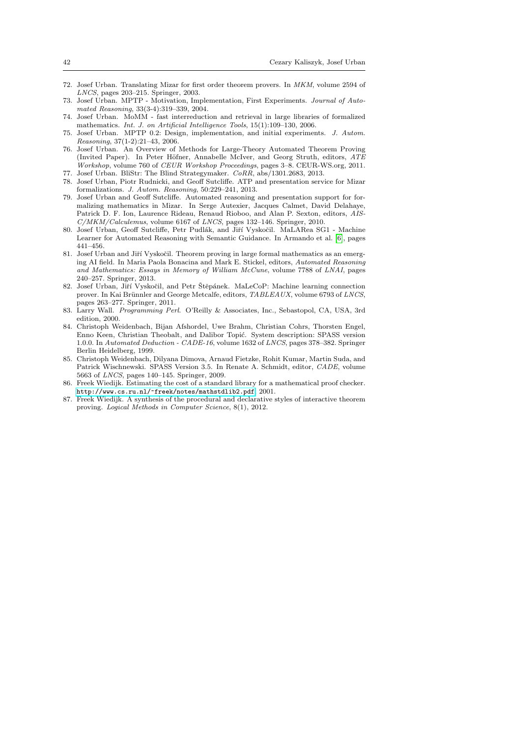72. Josef Urban. Translating Mizar for first order theorem provers. In *MKM*, volume 2594 of *LNCS*, pages 203–215. Springer, 2003.
73. Josef Urban. MPTP - Motivation, Implementation, First Experiments. *Journal of Automated Reasoning*, 33(3-4):319–339, 2004.
74. Josef Urban. MoMM - fast interreduction and retrieval in large libraries of formalized mathematics. *Int. J. on Artificial Intelligence Tools*, 15(1):109–130, 2006.
75. Josef Urban. MPTP 0.2: Design, implementation, and initial experiments. *J. Autom. Reasoning*, 37(1-2):21–43, 2006.
76. Josef Urban. An Overview of Methods for Large-Theory Automated Theorem Proving (Invited Paper). In Peter Höfner, Annabelle McIver, and Georg Struth, editors, *ATE Workshop*, volume 760 of *CEUR Workshop Proceedings*, pages 3–8. CEUR-WS.org, 2011.
77. Josef Urban. BliStr: The Blind Strategymaker. *CoRR*, abs/1301.2683, 2013.
78. Josef Urban, Piotr Rudnicki, and Geoff Sutcliffe. ATP and presentation service for Mizar formalizations. *J. Autom. Reasoning*, 50:229–241, 2013.
79. Josef Urban and Geoff Sutcliffe. Automated reasoning and presentation support for formalizing mathematics in Mizar. In Serge Autexier, Jacques Calmet, David Delahaye, Patrick D. F. Ion, Laurence Rideau, Renaud Rioboo, and Alan P. Sexton, editors, *AISC/MKM/Calculemus*, volume 6167 of *LNCS*, pages 132–146. Springer, 2010.
80. Josef Urban, Geoff Sutcliffe, Petr Pudlák, and Jiří Vyskočil. MaLARea SG1 - Machine Learner for Automated Reasoning with Semantic Guidance. In Armando et al. [6], pages 441–456.
81. Josef Urban and Jiří Vyskočil. Theorem proving in large formal mathematics as an emerging AI field. In Maria Paola Bonacina and Mark E. Stickel, editors, *Automated Reasoning and Mathematics: Essays in Memory of William McCune*, volume 7788 of *LNAI*, pages 240–257. Springer, 2013.
82. Josef Urban, Jiří Vyskočil, and Petr Štěpánek. MaLeCoP: Machine learning connection prover. In Kai Brünnler and George Metcalfe, editors, *TABLEAUX*, volume 6793 of *LNCS*, pages 263–277. Springer, 2011.
83. Larry Wall. *Programming Perl*. O'Reilly & Associates, Inc., Sebastopol, CA, USA, 3rd edition, 2000.
84. Christoph Weidenbach, Bijan Afshordel, Uwe Brahm, Christian Cohrs, Thorsten Engel, Enno Keen, Christian Theobalt, and Dalibor Topić. System description: SPASS version 1.0.0. In *Automated Deduction - CADE-16*, volume 1632 of *LNCS*, pages 378–382. Springer Berlin Heidelberg, 1999.
85. Christoph Weidenbach, Dilyana Dimova, Arnaud Fietzke, Rohit Kumar, Martin Suda, and Patrick Wischnewski. SPASS Version 3.5. In Renate A. Schmidt, editor, *CADE*, volume 5663 of *LNCS*, pages 140–145. Springer, 2009.
86. Freek Wiedijk. Estimating the cost of a standard library for a mathematical proof checker. `http://www.cs.ru.nl/~freek/notes/mathstdlib2.pdf`, 2001.
87. Freek Wiedijk. A synthesis of the procedural and declarative styles of interactive theorem proving. *Logical Methods in Computer Science*, 8(1), 2012.